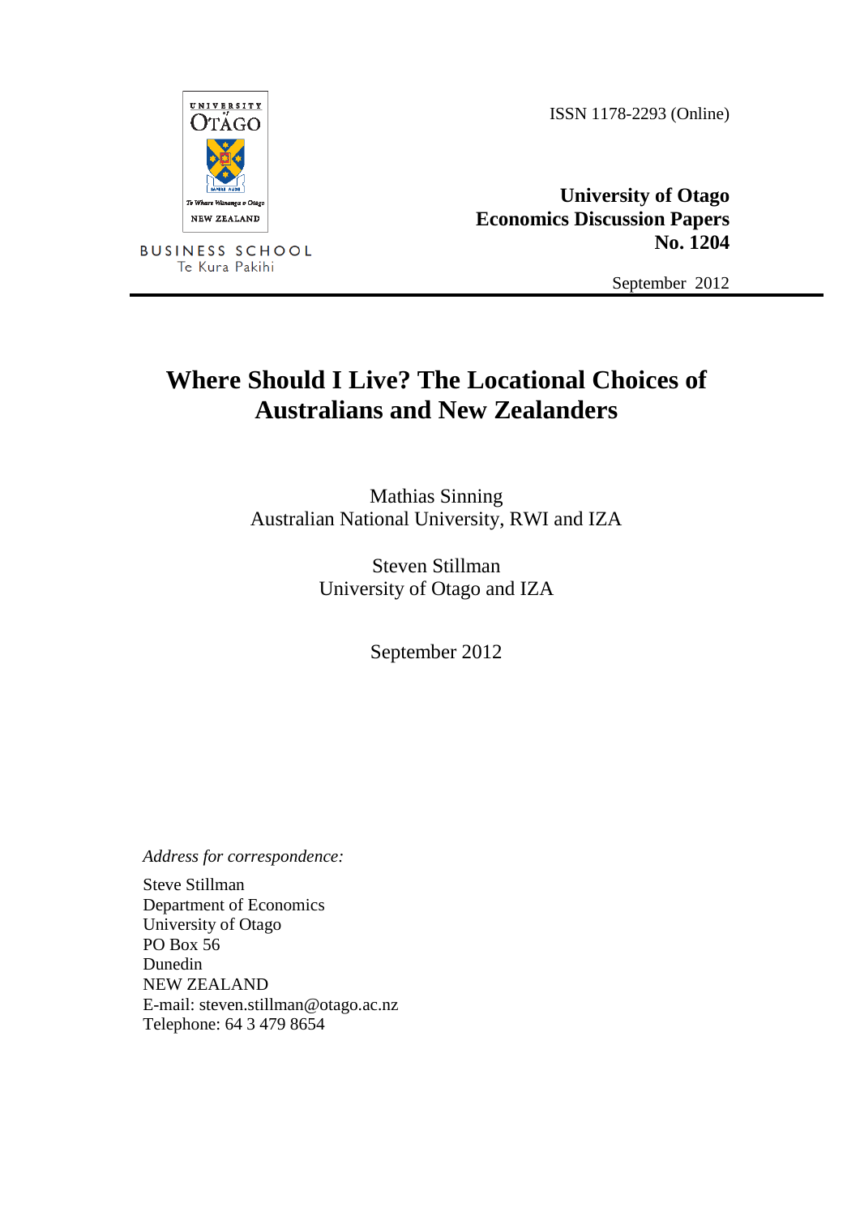UNIVERSITY of OTAGO

Te Whare Wānanga o Otāgo

NEW ZEALAND

BUSINESS SCHOOL
Te Kura Pakihi

ISSN 1178-2293 (Online)

**University of Otago**
**Economics Discussion Papers**
**No. 1204**

September 2012

---

# Where Should I Live? The Locational Choices of Australians and New Zealanders

Mathias Sinning
Australian National University, RWI and IZA

Steven Stillman
University of Otago and IZA

September 2012

*Address for correspondence:*

Steve Stillman
Department of Economics
University of Otago
PO Box 56
Dunedin
NEW ZEALAND
E-mail: steven.stillman@otago.ac.nz
Telephone: 64 3 479 8654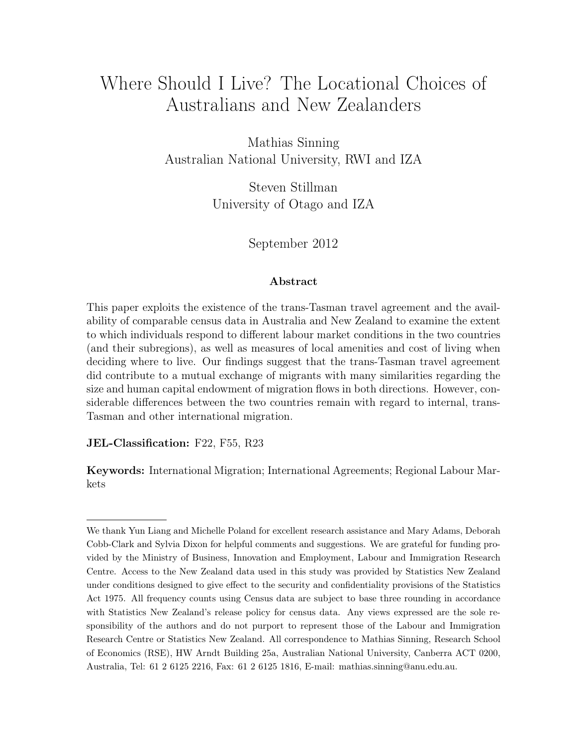# Where Should I Live? The Locational Choices of Australians and New Zealanders

Mathias Sinning
Australian National University, RWI and IZA

Steven Stillman
University of Otago and IZA

September 2012

### Abstract

This paper exploits the existence of the trans-Tasman travel agreement and the availability of comparable census data in Australia and New Zealand to examine the extent to which individuals respond to different labour market conditions in the two countries (and their subregions), as well as measures of local amenities and cost of living when deciding where to live. Our findings suggest that the trans-Tasman travel agreement did contribute to a mutual exchange of migrants with many similarities regarding the size and human capital endowment of migration flows in both directions. However, considerable differences between the two countries remain with regard to internal, trans-Tasman and other international migration.

**JEL-Classification:** F22, F55, R23

**Keywords:** International Migration; International Agreements; Regional Labour Markets

---

We thank Yun Liang and Michelle Poland for excellent research assistance and Mary Adams, Deborah Cobb-Clark and Sylvia Dixon for helpful comments and suggestions. We are grateful for funding provided by the Ministry of Business, Innovation and Employment, Labour and Immigration Research Centre. Access to the New Zealand data used in this study was provided by Statistics New Zealand under conditions designed to give effect to the security and confidentiality provisions of the Statistics Act 1975. All frequency counts using Census data are subject to base three rounding in accordance with Statistics New Zealand's release policy for census data. Any views expressed are the sole responsibility of the authors and do not purport to represent those of the Labour and Immigration Research Centre or Statistics New Zealand. All correspondence to Mathias Sinning, Research School of Economics (RSE), HW Arndt Building 25a, Australian National University, Canberra ACT 0200, Australia, Tel: 61 2 6125 2216, Fax: 61 2 6125 1816, E-mail: mathias.sinning@anu.edu.au.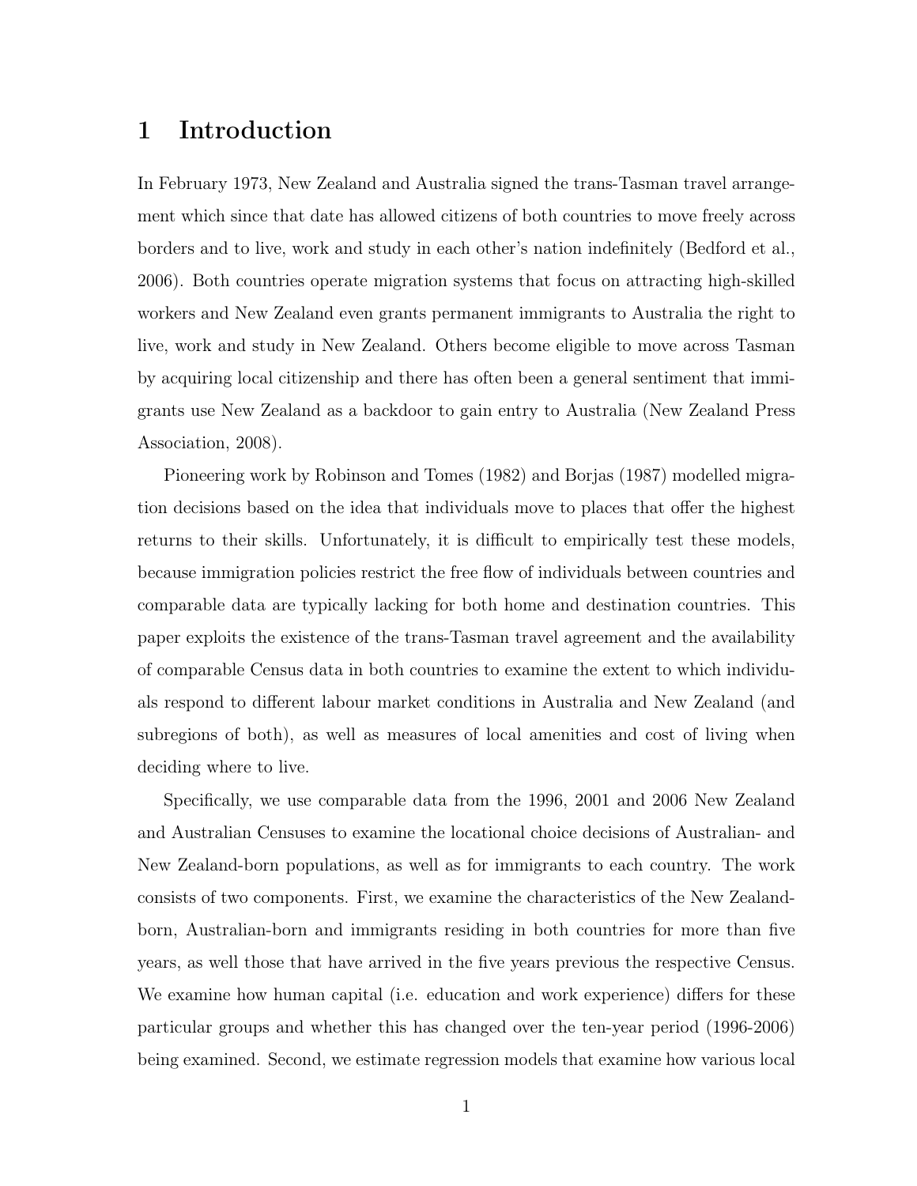# 1 Introduction

In February 1973, New Zealand and Australia signed the trans-Tasman travel arrangement which since that date has allowed citizens of both countries to move freely across borders and to live, work and study in each other's nation indefinitely (Bedford et al., 2006). Both countries operate migration systems that focus on attracting high-skilled workers and New Zealand even grants permanent immigrants to Australia the right to live, work and study in New Zealand. Others become eligible to move across Tasman by acquiring local citizenship and there has often been a general sentiment that immigrants use New Zealand as a backdoor to gain entry to Australia (New Zealand Press Association, 2008).

Pioneering work by Robinson and Tomes (1982) and Borjas (1987) modelled migration decisions based on the idea that individuals move to places that offer the highest returns to their skills. Unfortunately, it is difficult to empirically test these models, because immigration policies restrict the free flow of individuals between countries and comparable data are typically lacking for both home and destination countries. This paper exploits the existence of the trans-Tasman travel agreement and the availability of comparable Census data in both countries to examine the extent to which individuals respond to different labour market conditions in Australia and New Zealand (and subregions of both), as well as measures of local amenities and cost of living when deciding where to live.

Specifically, we use comparable data from the 1996, 2001 and 2006 New Zealand and Australian Censuses to examine the locational choice decisions of Australian- and New Zealand-born populations, as well as for immigrants to each country. The work consists of two components. First, we examine the characteristics of the New Zealand-born, Australian-born and immigrants residing in both countries for more than five years, as well those that have arrived in the five years previous the respective Census. We examine how human capital (i.e. education and work experience) differs for these particular groups and whether this has changed over the ten-year period (1996-2006) being examined. Second, we estimate regression models that examine how various local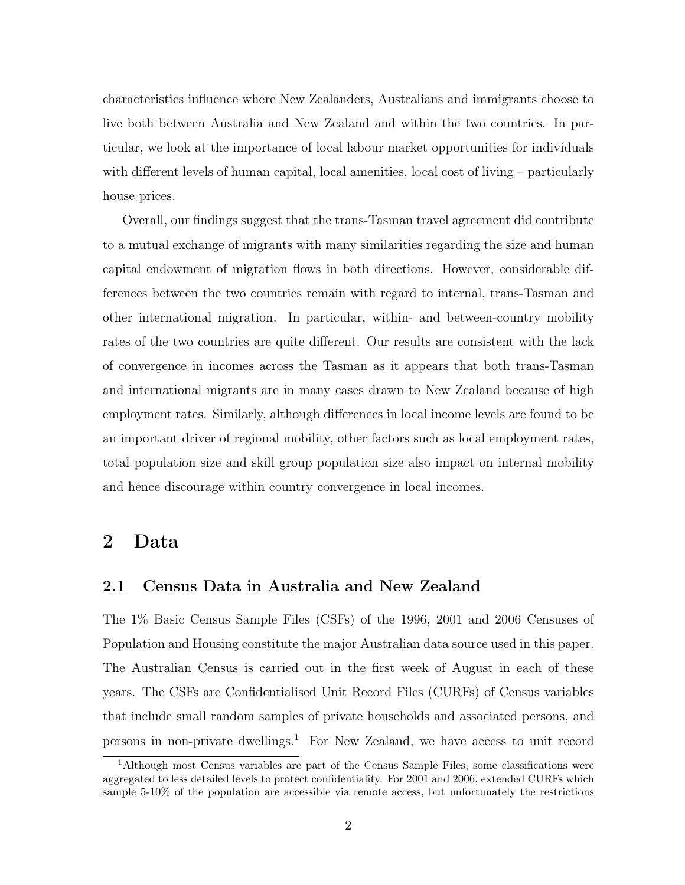characteristics influence where New Zealanders, Australians and immigrants choose to live both between Australia and New Zealand and within the two countries. In particular, we look at the importance of local labour market opportunities for individuals with different levels of human capital, local amenities, local cost of living – particularly house prices.

Overall, our findings suggest that the trans-Tasman travel agreement did contribute to a mutual exchange of migrants with many similarities regarding the size and human capital endowment of migration flows in both directions. However, considerable differences between the two countries remain with regard to internal, trans-Tasman and other international migration. In particular, within- and between-country mobility rates of the two countries are quite different. Our results are consistent with the lack of convergence in incomes across the Tasman as it appears that both trans-Tasman and international migrants are in many cases drawn to New Zealand because of high employment rates. Similarly, although differences in local income levels are found to be an important driver of regional mobility, other factors such as local employment rates, total population size and skill group population size also impact on internal mobility and hence discourage within country convergence in local incomes.

## 2 Data

### 2.1 Census Data in Australia and New Zealand

The 1% Basic Census Sample Files (CSFs) of the 1996, 2001 and 2006 Censuses of Population and Housing constitute the major Australian data source used in this paper. The Australian Census is carried out in the first week of August in each of these years. The CSFs are Confidentialised Unit Record Files (CURFs) of Census variables that include small random samples of private households and associated persons, and persons in non-private dwellings.[1] For New Zealand, we have access to unit record

[1] Although most Census variables are part of the Census Sample Files, some classifications were aggregated to less detailed levels to protect confidentiality. For 2001 and 2006, extended CURFs which sample 5-10% of the population are accessible via remote access, but unfortunately the restrictions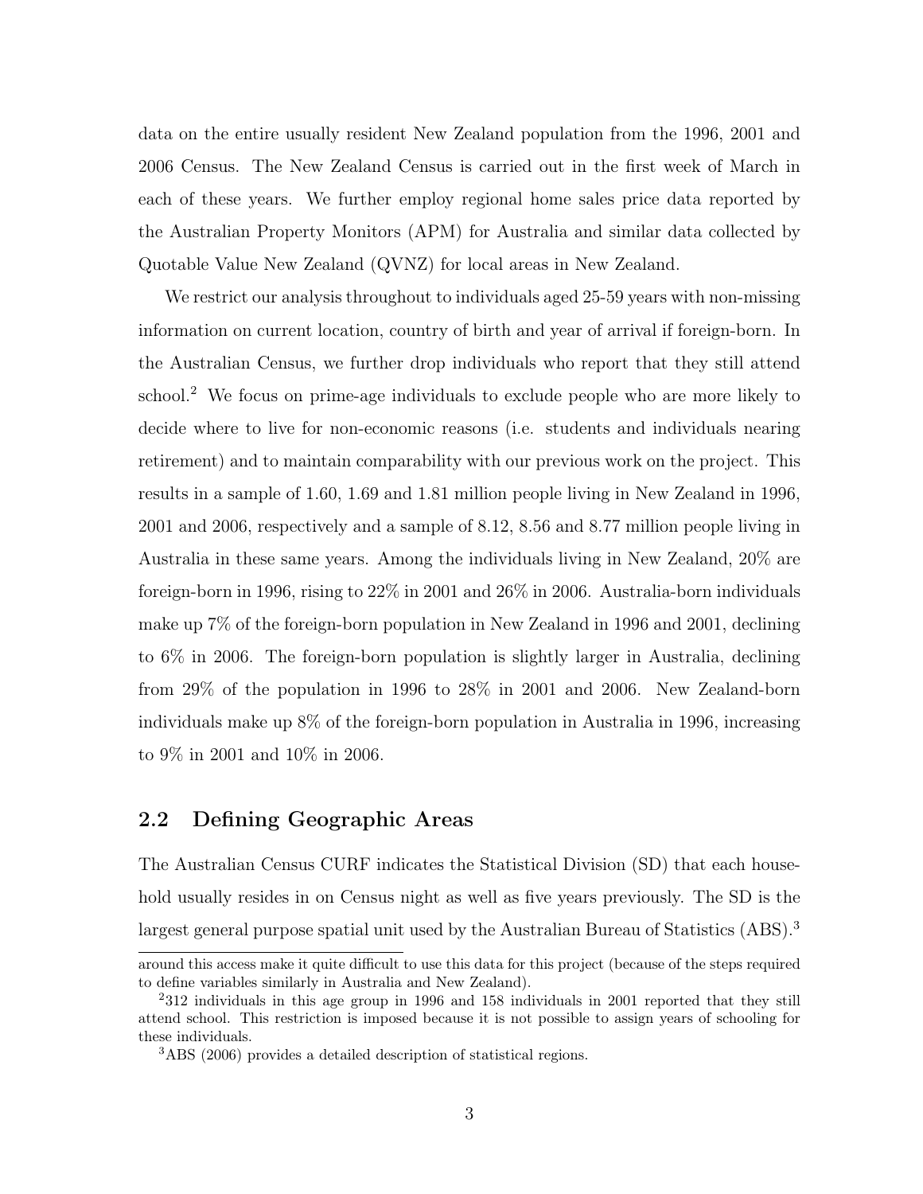data on the entire usually resident New Zealand population from the 1996, 2001 and 2006 Census. The New Zealand Census is carried out in the first week of March in each of these years. We further employ regional home sales price data reported by the Australian Property Monitors (APM) for Australia and similar data collected by Quotable Value New Zealand (QVNZ) for local areas in New Zealand.

We restrict our analysis throughout to individuals aged 25-59 years with non-missing information on current location, country of birth and year of arrival if foreign-born. In the Australian Census, we further drop individuals who report that they still attend school.[2] We focus on prime-age individuals to exclude people who are more likely to decide where to live for non-economic reasons (i.e. students and individuals nearing retirement) and to maintain comparability with our previous work on the project. This results in a sample of 1.60, 1.69 and 1.81 million people living in New Zealand in 1996, 2001 and 2006, respectively and a sample of 8.12, 8.56 and 8.77 million people living in Australia in these same years. Among the individuals living in New Zealand, 20% are foreign-born in 1996, rising to 22% in 2001 and 26% in 2006. Australia-born individuals make up 7% of the foreign-born population in New Zealand in 1996 and 2001, declining to 6% in 2006. The foreign-born population is slightly larger in Australia, declining from 29% of the population in 1996 to 28% in 2001 and 2006. New Zealand-born individuals make up 8% of the foreign-born population in Australia in 1996, increasing to 9% in 2001 and 10% in 2006.

## 2.2 Defining Geographic Areas

The Australian Census CURF indicates the Statistical Division (SD) that each household usually resides in on Census night as well as five years previously. The SD is the largest general purpose spatial unit used by the Australian Bureau of Statistics (ABS).[3]

around this access make it quite difficult to use this data for this project (because of the steps required to define variables similarly in Australia and New Zealand).

[2] 312 individuals in this age group in 1996 and 158 individuals in 2001 reported that they still attend school. This restriction is imposed because it is not possible to assign years of schooling for these individuals.

[3] ABS (2006) provides a detailed description of statistical regions.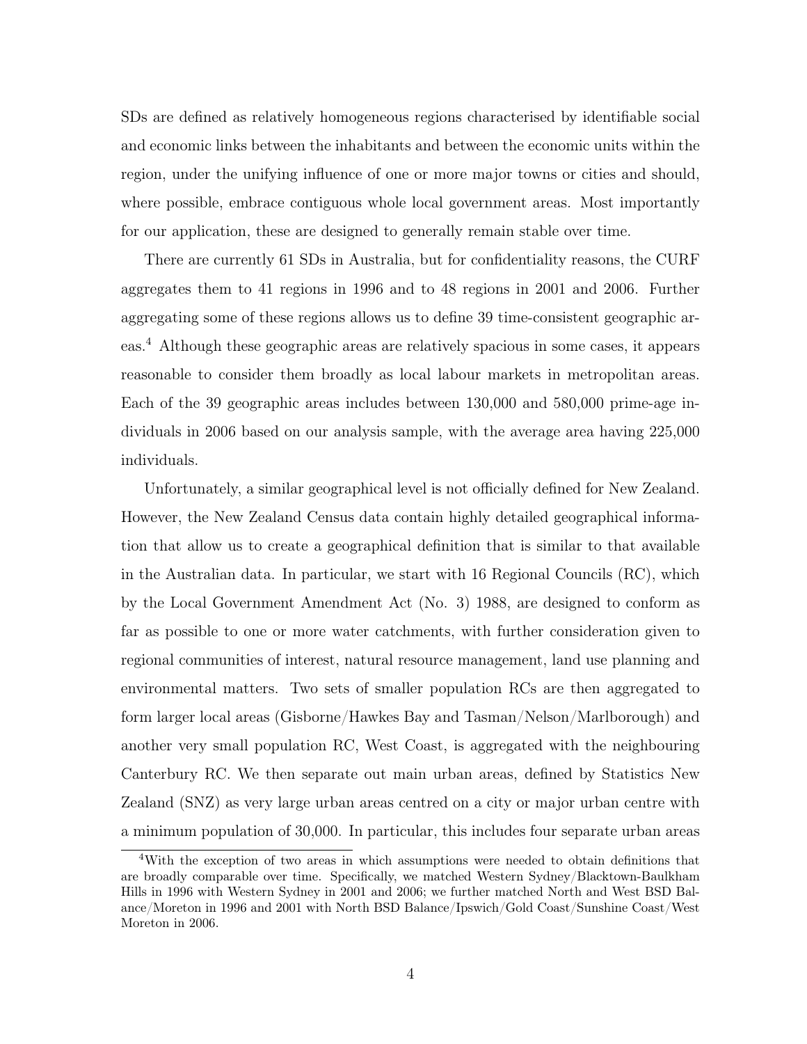SDs are defined as relatively homogeneous regions characterised by identifiable social and economic links between the inhabitants and between the economic units within the region, under the unifying influence of one or more major towns or cities and should, where possible, embrace contiguous whole local government areas. Most importantly for our application, these are designed to generally remain stable over time.

There are currently 61 SDs in Australia, but for confidentiality reasons, the CURF aggregates them to 41 regions in 1996 and to 48 regions in 2001 and 2006. Further aggregating some of these regions allows us to define 39 time-consistent geographic areas.[4] Although these geographic areas are relatively spacious in some cases, it appears reasonable to consider them broadly as local labour markets in metropolitan areas. Each of the 39 geographic areas includes between 130,000 and 580,000 prime-age individuals in 2006 based on our analysis sample, with the average area having 225,000 individuals.

Unfortunately, a similar geographical level is not officially defined for New Zealand. However, the New Zealand Census data contain highly detailed geographical information that allow us to create a geographical definition that is similar to that available in the Australian data. In particular, we start with 16 Regional Councils (RC), which by the Local Government Amendment Act (No. 3) 1988, are designed to conform as far as possible to one or more water catchments, with further consideration given to regional communities of interest, natural resource management, land use planning and environmental matters. Two sets of smaller population RCs are then aggregated to form larger local areas (Gisborne/Hawkes Bay and Tasman/Nelson/Marlborough) and another very small population RC, West Coast, is aggregated with the neighbouring Canterbury RC. We then separate out main urban areas, defined by Statistics New Zealand (SNZ) as very large urban areas centred on a city or major urban centre with a minimum population of 30,000. In particular, this includes four separate urban areas

[4] With the exception of two areas in which assumptions were needed to obtain definitions that are broadly comparable over time. Specifically, we matched Western Sydney/Blacktown-Baulkham Hills in 1996 with Western Sydney in 2001 and 2006; we further matched North and West BSD Balance/Moreton in 1996 and 2001 with North BSD Balance/Ipswich/Gold Coast/Sunshine Coast/West Moreton in 2006.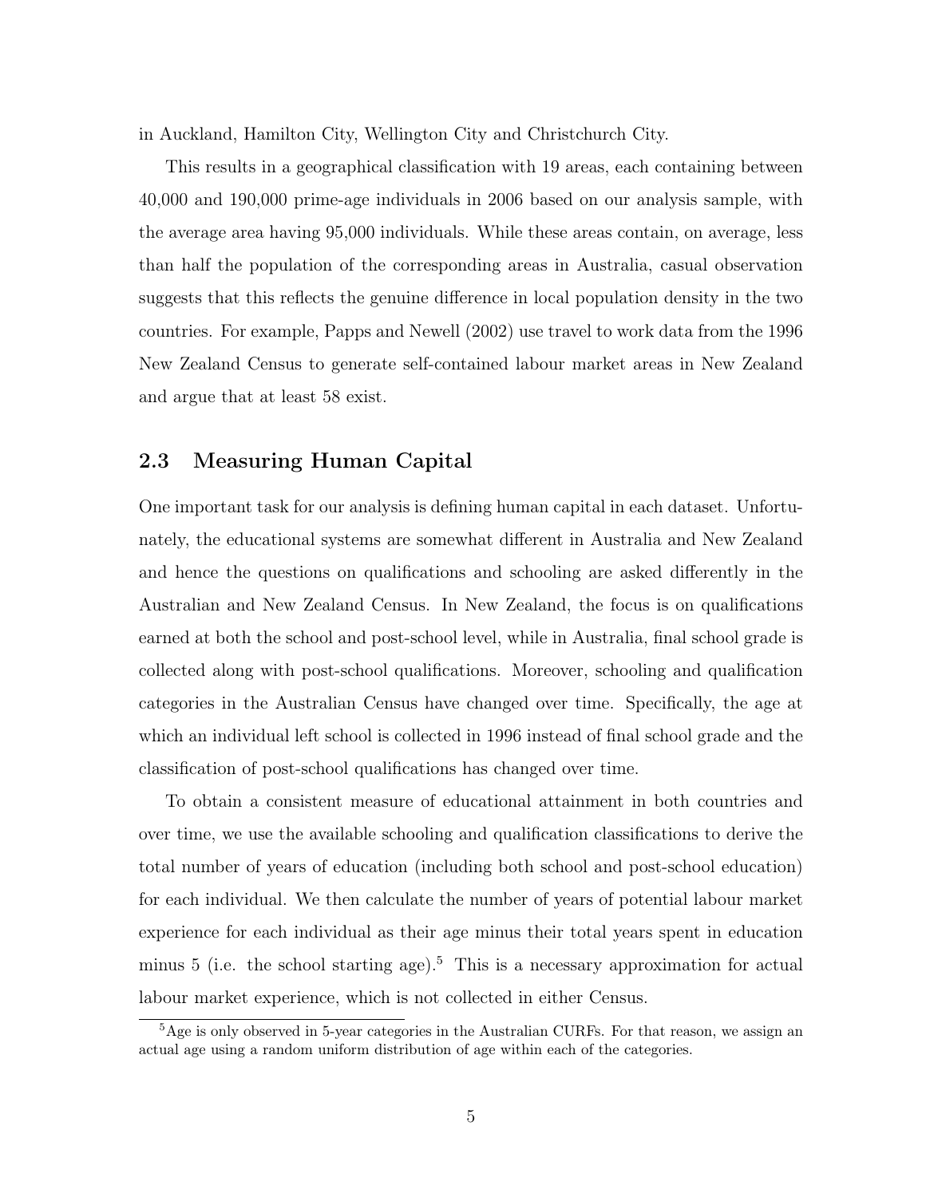in Auckland, Hamilton City, Wellington City and Christchurch City.

This results in a geographical classification with 19 areas, each containing between 40,000 and 190,000 prime-age individuals in 2006 based on our analysis sample, with the average area having 95,000 individuals. While these areas contain, on average, less than half the population of the corresponding areas in Australia, casual observation suggests that this reflects the genuine difference in local population density in the two countries. For example, Papps and Newell (2002) use travel to work data from the 1996 New Zealand Census to generate self-contained labour market areas in New Zealand and argue that at least 58 exist.

## 2.3 Measuring Human Capital

One important task for our analysis is defining human capital in each dataset. Unfortunately, the educational systems are somewhat different in Australia and New Zealand and hence the questions on qualifications and schooling are asked differently in the Australian and New Zealand Census. In New Zealand, the focus is on qualifications earned at both the school and post-school level, while in Australia, final school grade is collected along with post-school qualifications. Moreover, schooling and qualification categories in the Australian Census have changed over time. Specifically, the age at which an individual left school is collected in 1996 instead of final school grade and the classification of post-school qualifications has changed over time.

To obtain a consistent measure of educational attainment in both countries and over time, we use the available schooling and qualification classifications to derive the total number of years of education (including both school and post-school education) for each individual. We then calculate the number of years of potential labour market experience for each individual as their age minus their total years spent in education minus 5 (i.e. the school starting age).[5] This is a necessary approximation for actual labour market experience, which is not collected in either Census.

[5] Age is only observed in 5-year categories in the Australian CURFs. For that reason, we assign an actual age using a random uniform distribution of age within each of the categories.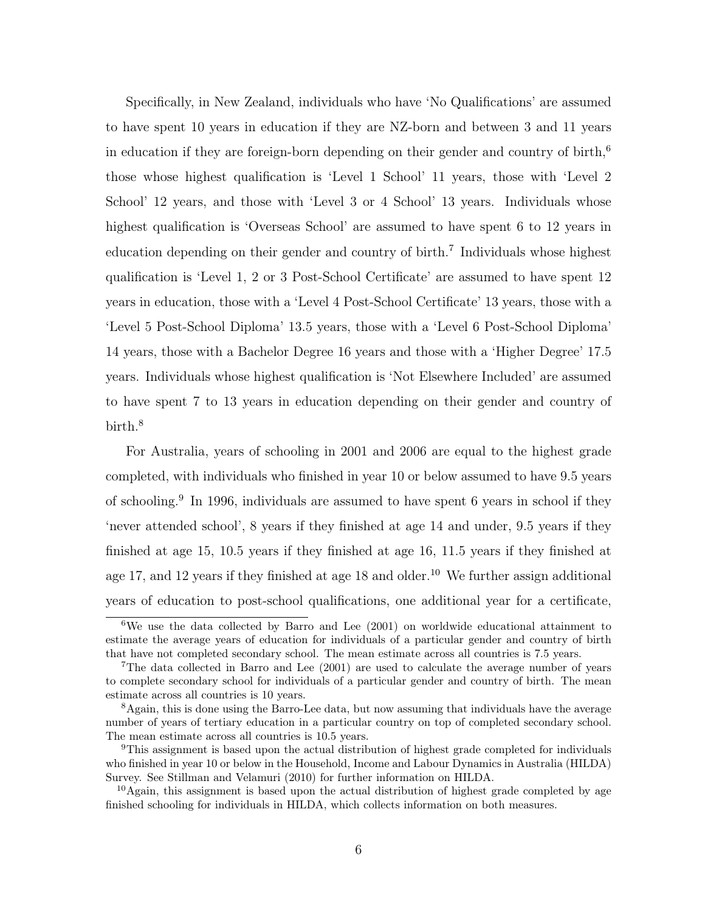Specifically, in New Zealand, individuals who have 'No Qualifications' are assumed to have spent 10 years in education if they are NZ-born and between 3 and 11 years in education if they are foreign-born depending on their gender and country of birth,[6] those whose highest qualification is 'Level 1 School' 11 years, those with 'Level 2 School' 12 years, and those with 'Level 3 or 4 School' 13 years. Individuals whose highest qualification is 'Overseas School' are assumed to have spent 6 to 12 years in education depending on their gender and country of birth.[7] Individuals whose highest qualification is 'Level 1, 2 or 3 Post-School Certificate' are assumed to have spent 12 years in education, those with a 'Level 4 Post-School Certificate' 13 years, those with a 'Level 5 Post-School Diploma' 13.5 years, those with a 'Level 6 Post-School Diploma' 14 years, those with a Bachelor Degree 16 years and those with a 'Higher Degree' 17.5 years. Individuals whose highest qualification is 'Not Elsewhere Included' are assumed to have spent 7 to 13 years in education depending on their gender and country of birth.[8]

For Australia, years of schooling in 2001 and 2006 are equal to the highest grade completed, with individuals who finished in year 10 or below assumed to have 9.5 years of schooling.[9] In 1996, individuals are assumed to have spent 6 years in school if they 'never attended school', 8 years if they finished at age 14 and under, 9.5 years if they finished at age 15, 10.5 years if they finished at age 16, 11.5 years if they finished at age 17, and 12 years if they finished at age 18 and older.[10] We further assign additional years of education to post-school qualifications, one additional year for a certificate,

[6] We use the data collected by Barro and Lee (2001) on worldwide educational attainment to estimate the average years of education for individuals of a particular gender and country of birth that have not completed secondary school. The mean estimate across all countries is 7.5 years.

[7] The data collected in Barro and Lee (2001) are used to calculate the average number of years to complete secondary school for individuals of a particular gender and country of birth. The mean estimate across all countries is 10 years.

[8] Again, this is done using the Barro-Lee data, but now assuming that individuals have the average number of years of tertiary education in a particular country on top of completed secondary school. The mean estimate across all countries is 10.5 years.

[9] This assignment is based upon the actual distribution of highest grade completed for individuals who finished in year 10 or below in the Household, Income and Labour Dynamics in Australia (HILDA) Survey. See Stillman and Velamuri (2010) for further information on HILDA.

[10] Again, this assignment is based upon the actual distribution of highest grade completed by age finished schooling for individuals in HILDA, which collects information on both measures.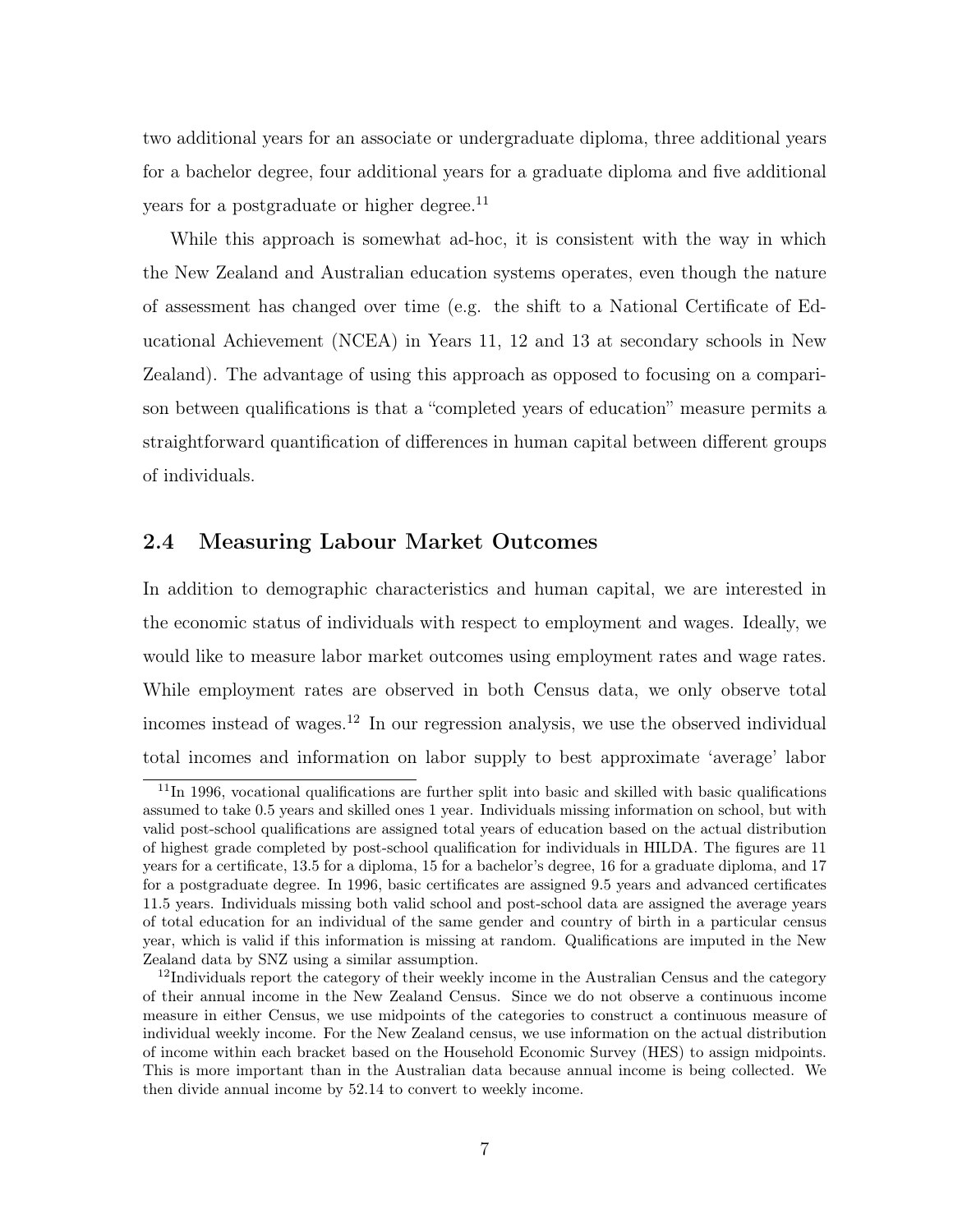two additional years for an associate or undergraduate diploma, three additional years for a bachelor degree, four additional years for a graduate diploma and five additional years for a postgraduate or higher degree.[11]

While this approach is somewhat ad-hoc, it is consistent with the way in which the New Zealand and Australian education systems operates, even though the nature of assessment has changed over time (e.g. the shift to a National Certificate of Educational Achievement (NCEA) in Years 11, 12 and 13 at secondary schools in New Zealand). The advantage of using this approach as opposed to focusing on a comparison between qualifications is that a "completed years of education" measure permits a straightforward quantification of differences in human capital between different groups of individuals.

## 2.4 Measuring Labour Market Outcomes

In addition to demographic characteristics and human capital, we are interested in the economic status of individuals with respect to employment and wages. Ideally, we would like to measure labor market outcomes using employment rates and wage rates. While employment rates are observed in both Census data, we only observe total incomes instead of wages.[12] In our regression analysis, we use the observed individual total incomes and information on labor supply to best approximate 'average' labor

[11] In 1996, vocational qualifications are further split into basic and skilled with basic qualifications assumed to take 0.5 years and skilled ones 1 year. Individuals missing information on school, but with valid post-school qualifications are assigned total years of education based on the actual distribution of highest grade completed by post-school qualification for individuals in HILDA. The figures are 11 years for a certificate, 13.5 for a diploma, 15 for a bachelor's degree, 16 for a graduate diploma, and 17 for a postgraduate degree. In 1996, basic certificates are assigned 9.5 years and advanced certificates 11.5 years. Individuals missing both valid school and post-school data are assigned the average years of total education for an individual of the same gender and country of birth in a particular census year, which is valid if this information is missing at random. Qualifications are imputed in the New Zealand data by SNZ using a similar assumption.

[12] Individuals report the category of their weekly income in the Australian Census and the category of their annual income in the New Zealand Census. Since we do not observe a continuous income measure in either Census, we use midpoints of the categories to construct a continuous measure of individual weekly income. For the New Zealand census, we use information on the actual distribution of income within each bracket based on the Household Economic Survey (HES) to assign midpoints. This is more important than in the Australian data because annual income is being collected. We then divide annual income by 52.14 to convert to weekly income.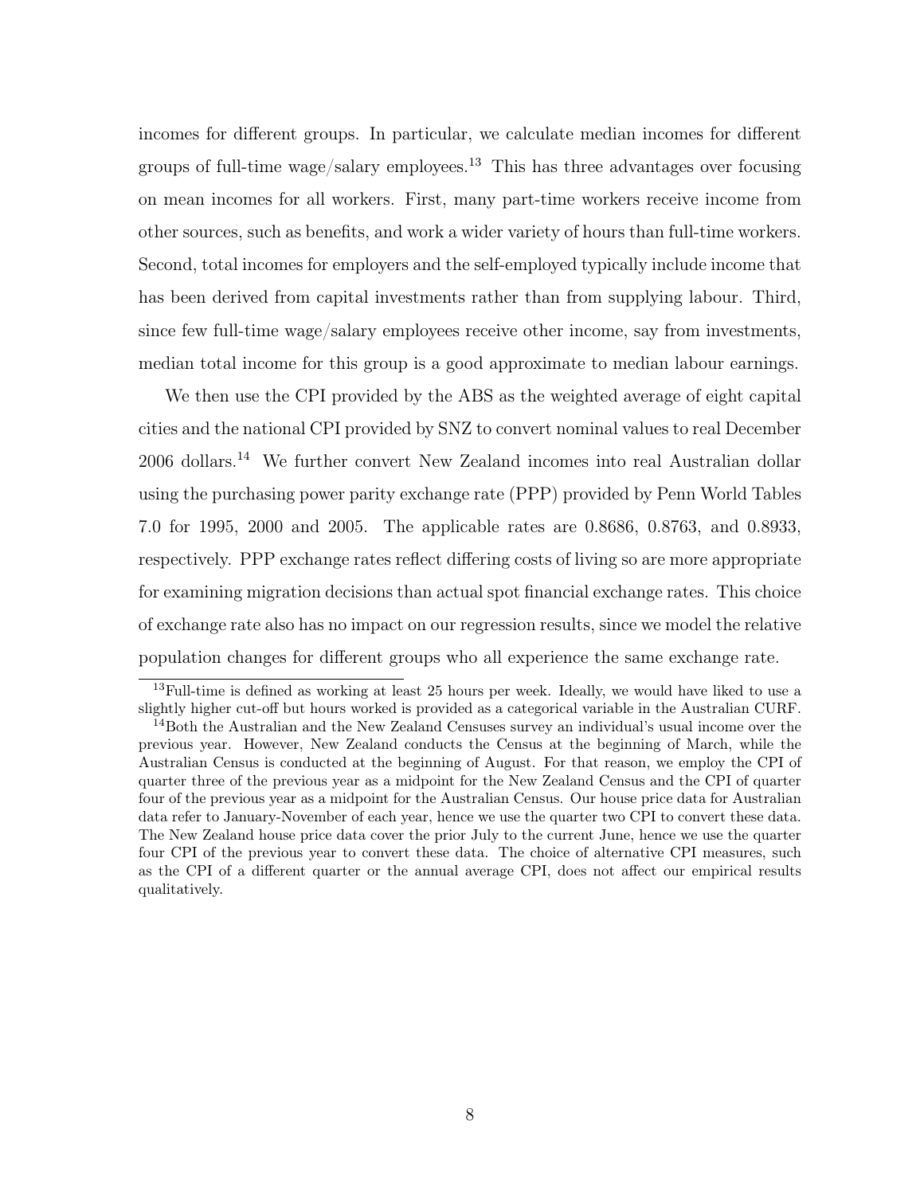incomes for different groups. In particular, we calculate median incomes for different groups of full-time wage/salary employees.[13] This has three advantages over focusing on mean incomes for all workers. First, many part-time workers receive income from other sources, such as benefits, and work a wider variety of hours than full-time workers. Second, total incomes for employers and the self-employed typically include income that has been derived from capital investments rather than from supplying labour. Third, since few full-time wage/salary employees receive other income, say from investments, median total income for this group is a good approximate to median labour earnings.

We then use the CPI provided by the ABS as the weighted average of eight capital cities and the national CPI provided by SNZ to convert nominal values to real December 2006 dollars.[14] We further convert New Zealand incomes into real Australian dollar using the purchasing power parity exchange rate (PPP) provided by Penn World Tables 7.0 for 1995, 2000 and 2005. The applicable rates are 0.8686, 0.8763, and 0.8933, respectively. PPP exchange rates reflect differing costs of living so are more appropriate for examining migration decisions than actual spot financial exchange rates. This choice of exchange rate also has no impact on our regression results, since we model the relative population changes for different groups who all experience the same exchange rate.

[13] Full-time is defined as working at least 25 hours per week. Ideally, we would have liked to use a slightly higher cut-off but hours worked is provided as a categorical variable in the Australian CURF.

[14] Both the Australian and the New Zealand Censuses survey an individual's usual income over the previous year. However, New Zealand conducts the Census at the beginning of March, while the Australian Census is conducted at the beginning of August. For that reason, we employ the CPI of quarter three of the previous year as a midpoint for the New Zealand Census and the CPI of quarter four of the previous year as a midpoint for the Australian Census. Our house price data for Australian data refer to January-November of each year, hence we use the quarter two CPI to convert these data. The New Zealand house price data cover the prior July to the current June, hence we use the quarter four CPI of the previous year to convert these data. The choice of alternative CPI measures, such as the CPI of a different quarter or the annual average CPI, does not affect our empirical results qualitatively.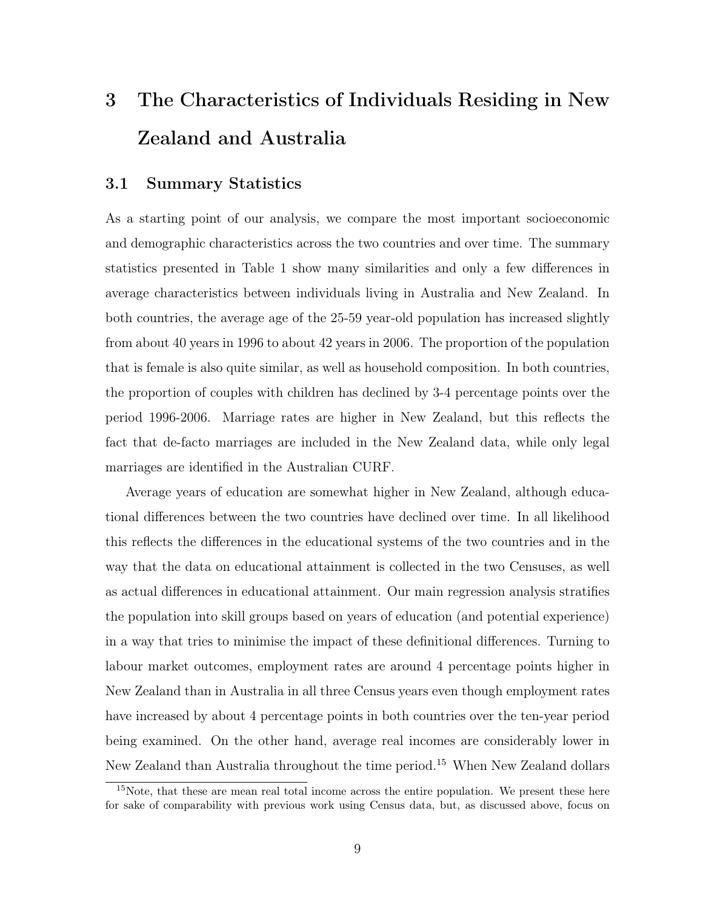# 3 The Characteristics of Individuals Residing in New Zealand and Australia

## 3.1 Summary Statistics

As a starting point of our analysis, we compare the most important socioeconomic and demographic characteristics across the two countries and over time. The summary statistics presented in Table 1 show many similarities and only a few differences in average characteristics between individuals living in Australia and New Zealand. In both countries, the average age of the 25-59 year-old population has increased slightly from about 40 years in 1996 to about 42 years in 2006. The proportion of the population that is female is also quite similar, as well as household composition. In both countries, the proportion of couples with children has declined by 3-4 percentage points over the period 1996-2006. Marriage rates are higher in New Zealand, but this reflects the fact that de-facto marriages are included in the New Zealand data, while only legal marriages are identified in the Australian CURF.

Average years of education are somewhat higher in New Zealand, although educational differences between the two countries have declined over time. In all likelihood this reflects the differences in the educational systems of the two countries and in the way that the data on educational attainment is collected in the two Censuses, as well as actual differences in educational attainment. Our main regression analysis stratifies the population into skill groups based on years of education (and potential experience) in a way that tries to minimise the impact of these definitional differences. Turning to labour market outcomes, employment rates are around 4 percentage points higher in New Zealand than in Australia in all three Census years even though employment rates have increased by about 4 percentage points in both countries over the ten-year period being examined. On the other hand, average real incomes are considerably lower in New Zealand than Australia throughout the time period.[15] When New Zealand dollars

[15] Note, that these are mean real total income across the entire population. We present these here for sake of comparability with previous work using Census data, but, as discussed above, focus on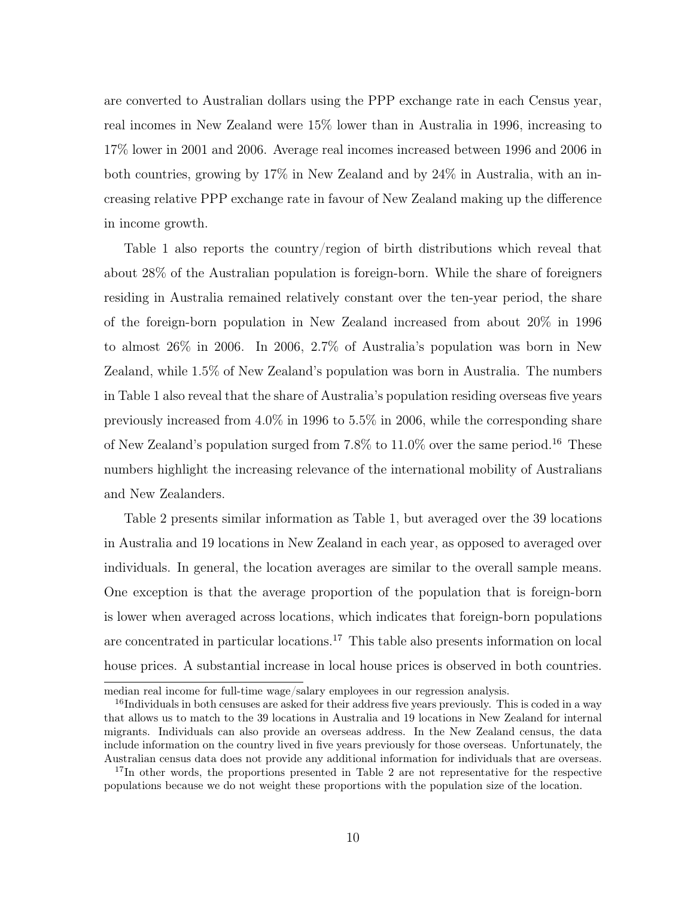are converted to Australian dollars using the PPP exchange rate in each Census year, real incomes in New Zealand were 15% lower than in Australia in 1996, increasing to 17% lower in 2001 and 2006. Average real incomes increased between 1996 and 2006 in both countries, growing by 17% in New Zealand and by 24% in Australia, with an increasing relative PPP exchange rate in favour of New Zealand making up the difference in income growth.

Table 1 also reports the country/region of birth distributions which reveal that about 28% of the Australian population is foreign-born. While the share of foreigners residing in Australia remained relatively constant over the ten-year period, the share of the foreign-born population in New Zealand increased from about 20% in 1996 to almost 26% in 2006. In 2006, 2.7% of Australia's population was born in New Zealand, while 1.5% of New Zealand's population was born in Australia. The numbers in Table 1 also reveal that the share of Australia's population residing overseas five years previously increased from 4.0% in 1996 to 5.5% in 2006, while the corresponding share of New Zealand's population surged from 7.8% to 11.0% over the same period.[16] These numbers highlight the increasing relevance of the international mobility of Australians and New Zealanders.

Table 2 presents similar information as Table 1, but averaged over the 39 locations in Australia and 19 locations in New Zealand in each year, as opposed to averaged over individuals. In general, the location averages are similar to the overall sample means. One exception is that the average proportion of the population that is foreign-born is lower when averaged across locations, which indicates that foreign-born populations are concentrated in particular locations.[17] This table also presents information on local house prices. A substantial increase in local house prices is observed in both countries.

median real income for full-time wage/salary employees in our regression analysis.

[16] Individuals in both censuses are asked for their address five years previously. This is coded in a way that allows us to match to the 39 locations in Australia and 19 locations in New Zealand for internal migrants. Individuals can also provide an overseas address. In the New Zealand census, the data include information on the country lived in five years previously for those overseas. Unfortunately, the Australian census data does not provide any additional information for individuals that are overseas.

[17] In other words, the proportions presented in Table 2 are not representative for the respective populations because we do not weight these proportions with the population size of the location.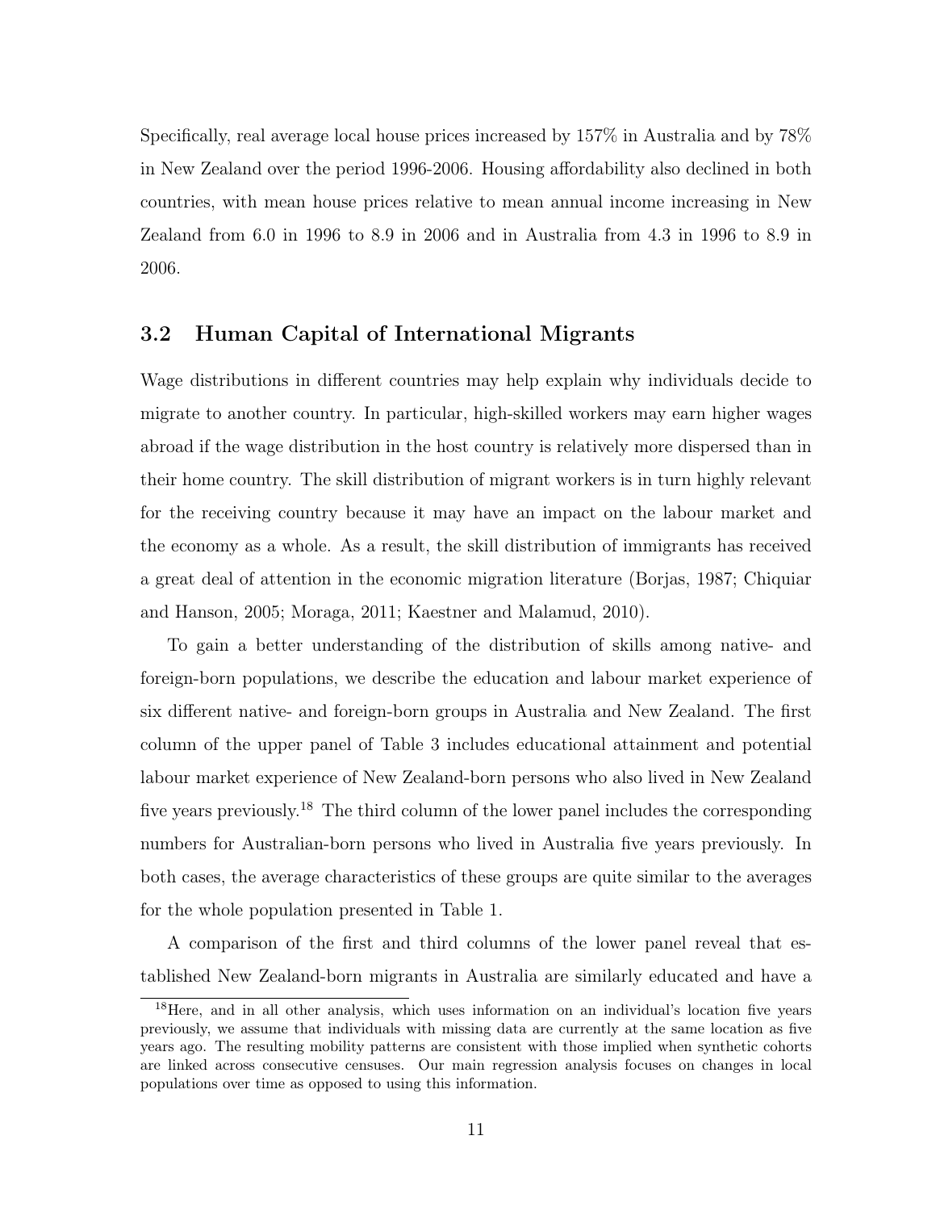Specifically, real average local house prices increased by 157% in Australia and by 78% in New Zealand over the period 1996-2006. Housing affordability also declined in both countries, with mean house prices relative to mean annual income increasing in New Zealand from 6.0 in 1996 to 8.9 in 2006 and in Australia from 4.3 in 1996 to 8.9 in 2006.

## 3.2 Human Capital of International Migrants

Wage distributions in different countries may help explain why individuals decide to migrate to another country. In particular, high-skilled workers may earn higher wages abroad if the wage distribution in the host country is relatively more dispersed than in their home country. The skill distribution of migrant workers is in turn highly relevant for the receiving country because it may have an impact on the labour market and the economy as a whole. As a result, the skill distribution of immigrants has received a great deal of attention in the economic migration literature (Borjas, 1987; Chiquiar and Hanson, 2005; Moraga, 2011; Kaestner and Malamud, 2010).

To gain a better understanding of the distribution of skills among native- and foreign-born populations, we describe the education and labour market experience of six different native- and foreign-born groups in Australia and New Zealand. The first column of the upper panel of Table 3 includes educational attainment and potential labour market experience of New Zealand-born persons who also lived in New Zealand five years previously.[18] The third column of the lower panel includes the corresponding numbers for Australian-born persons who lived in Australia five years previously. In both cases, the average characteristics of these groups are quite similar to the averages for the whole population presented in Table 1.

A comparison of the first and third columns of the lower panel reveal that established New Zealand-born migrants in Australia are similarly educated and have a

[18]Here, and in all other analysis, which uses information on an individual's location five years previously, we assume that individuals with missing data are currently at the same location as five years ago. The resulting mobility patterns are consistent with those implied when synthetic cohorts are linked across consecutive censuses. Our main regression analysis focuses on changes in local populations over time as opposed to using this information.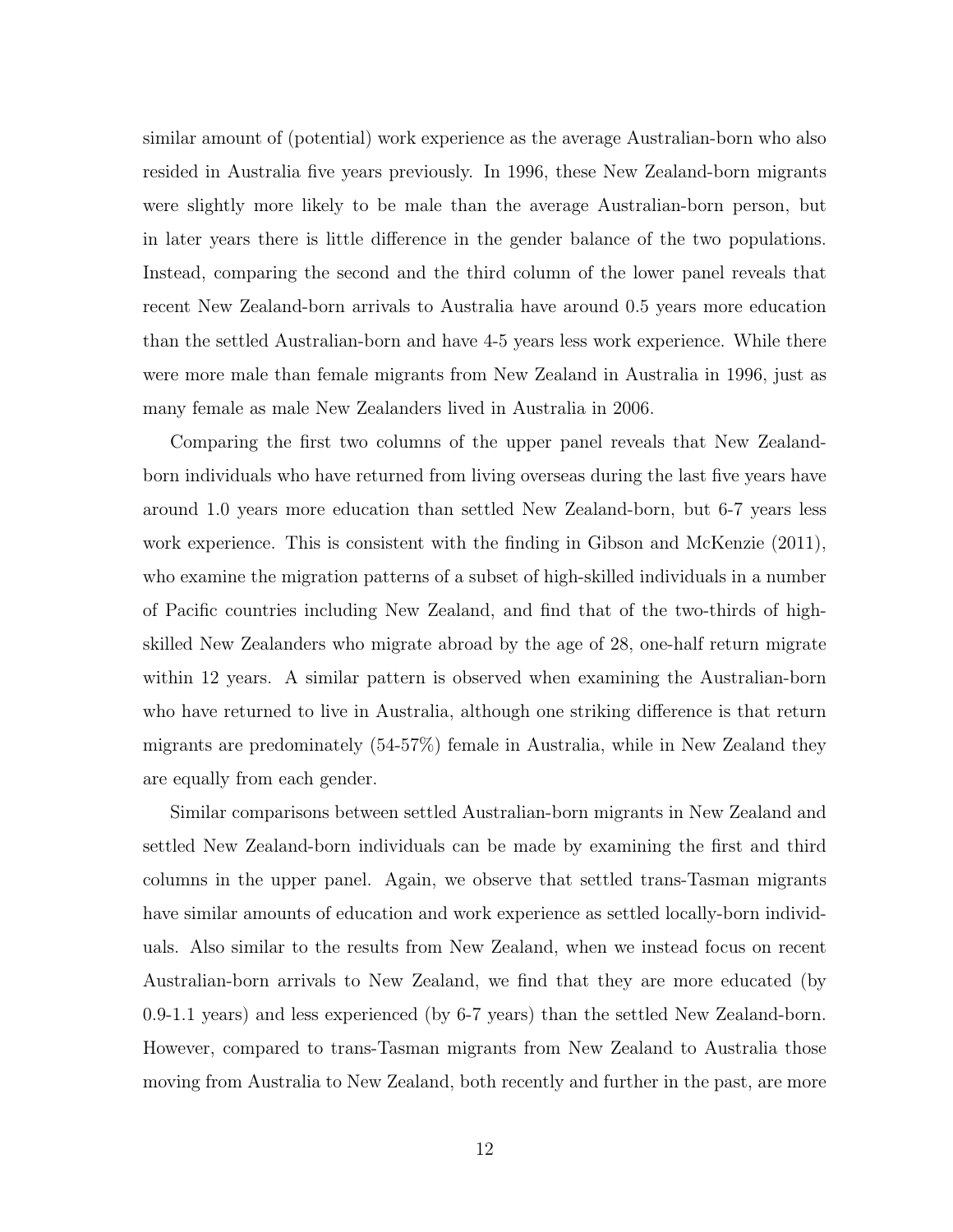similar amount of (potential) work experience as the average Australian-born who also resided in Australia five years previously. In 1996, these New Zealand-born migrants were slightly more likely to be male than the average Australian-born person, but in later years there is little difference in the gender balance of the two populations. Instead, comparing the second and the third column of the lower panel reveals that recent New Zealand-born arrivals to Australia have around 0.5 years more education than the settled Australian-born and have 4-5 years less work experience. While there were more male than female migrants from New Zealand in Australia in 1996, just as many female as male New Zealanders lived in Australia in 2006.

Comparing the first two columns of the upper panel reveals that New Zealand-born individuals who have returned from living overseas during the last five years have around 1.0 years more education than settled New Zealand-born, but 6-7 years less work experience. This is consistent with the finding in Gibson and McKenzie (2011), who examine the migration patterns of a subset of high-skilled individuals in a number of Pacific countries including New Zealand, and find that of the two-thirds of high-skilled New Zealanders who migrate abroad by the age of 28, one-half return migrate within 12 years. A similar pattern is observed when examining the Australian-born who have returned to live in Australia, although one striking difference is that return migrants are predominately (54-57%) female in Australia, while in New Zealand they are equally from each gender.

Similar comparisons between settled Australian-born migrants in New Zealand and settled New Zealand-born individuals can be made by examining the first and third columns in the upper panel. Again, we observe that settled trans-Tasman migrants have similar amounts of education and work experience as settled locally-born individuals. Also similar to the results from New Zealand, when we instead focus on recent Australian-born arrivals to New Zealand, we find that they are more educated (by 0.9-1.1 years) and less experienced (by 6-7 years) than the settled New Zealand-born. However, compared to trans-Tasman migrants from New Zealand to Australia those moving from Australia to New Zealand, both recently and further in the past, are more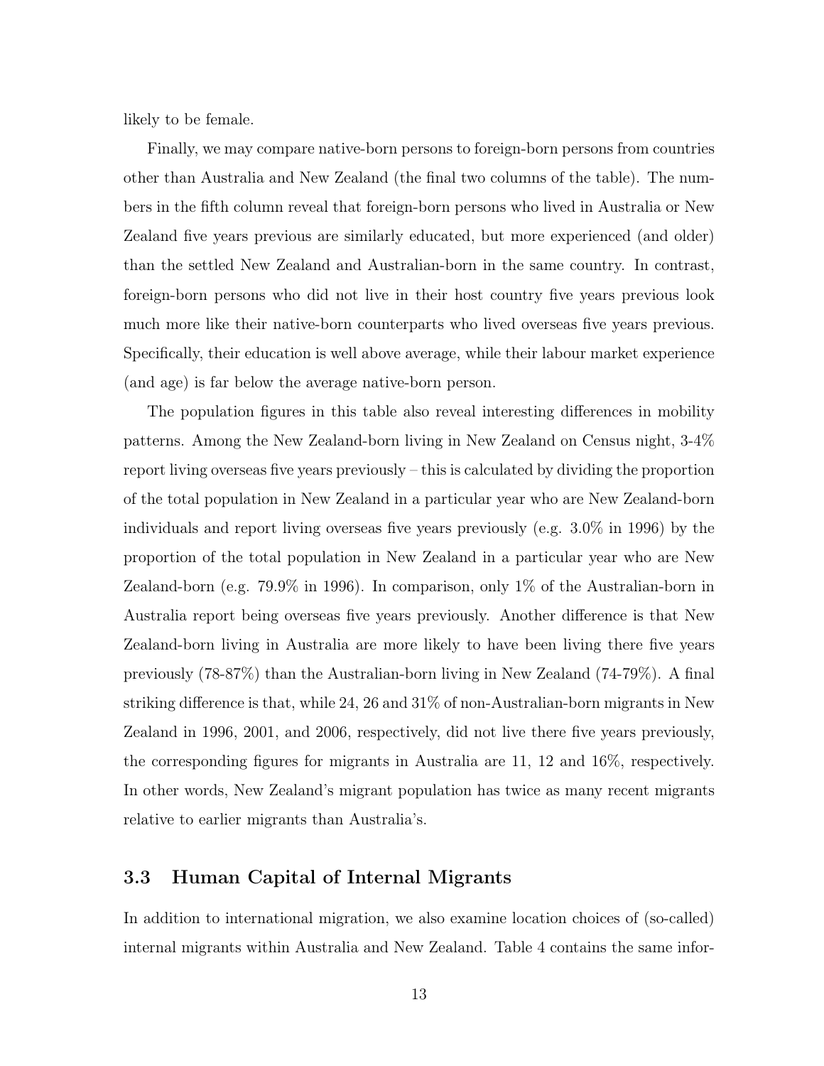likely to be female.

Finally, we may compare native-born persons to foreign-born persons from countries other than Australia and New Zealand (the final two columns of the table). The numbers in the fifth column reveal that foreign-born persons who lived in Australia or New Zealand five years previous are similarly educated, but more experienced (and older) than the settled New Zealand and Australian-born in the same country. In contrast, foreign-born persons who did not live in their host country five years previous look much more like their native-born counterparts who lived overseas five years previous. Specifically, their education is well above average, while their labour market experience (and age) is far below the average native-born person.

The population figures in this table also reveal interesting differences in mobility patterns. Among the New Zealand-born living in New Zealand on Census night, 3-4% report living overseas five years previously – this is calculated by dividing the proportion of the total population in New Zealand in a particular year who are New Zealand-born individuals and report living overseas five years previously (e.g. 3.0% in 1996) by the proportion of the total population in New Zealand in a particular year who are New Zealand-born (e.g. 79.9% in 1996). In comparison, only 1% of the Australian-born in Australia report being overseas five years previously. Another difference is that New Zealand-born living in Australia are more likely to have been living there five years previously (78-87%) than the Australian-born living in New Zealand (74-79%). A final striking difference is that, while 24, 26 and 31% of non-Australian-born migrants in New Zealand in 1996, 2001, and 2006, respectively, did not live there five years previously, the corresponding figures for migrants in Australia are 11, 12 and 16%, respectively. In other words, New Zealand's migrant population has twice as many recent migrants relative to earlier migrants than Australia's.

## 3.3 Human Capital of Internal Migrants

In addition to international migration, we also examine location choices of (so-called) internal migrants within Australia and New Zealand. Table 4 contains the same infor-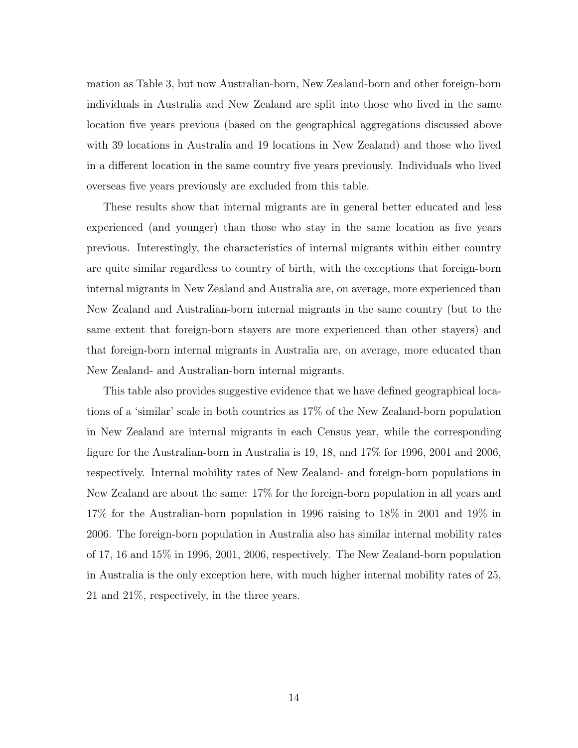mation as Table 3, but now Australian-born, New Zealand-born and other foreign-born individuals in Australia and New Zealand are split into those who lived in the same location five years previous (based on the geographical aggregations discussed above with 39 locations in Australia and 19 locations in New Zealand) and those who lived in a different location in the same country five years previously. Individuals who lived overseas five years previously are excluded from this table.

These results show that internal migrants are in general better educated and less experienced (and younger) than those who stay in the same location as five years previous. Interestingly, the characteristics of internal migrants within either country are quite similar regardless to country of birth, with the exceptions that foreign-born internal migrants in New Zealand and Australia are, on average, more experienced than New Zealand and Australian-born internal migrants in the same country (but to the same extent that foreign-born stayers are more experienced than other stayers) and that foreign-born internal migrants in Australia are, on average, more educated than New Zealand- and Australian-born internal migrants.

This table also provides suggestive evidence that we have defined geographical locations of a 'similar' scale in both countries as 17% of the New Zealand-born population in New Zealand are internal migrants in each Census year, while the corresponding figure for the Australian-born in Australia is 19, 18, and 17% for 1996, 2001 and 2006, respectively. Internal mobility rates of New Zealand- and foreign-born populations in New Zealand are about the same: 17% for the foreign-born population in all years and 17% for the Australian-born population in 1996 raising to 18% in 2001 and 19% in 2006. The foreign-born population in Australia also has similar internal mobility rates of 17, 16 and 15% in 1996, 2001, 2006, respectively. The New Zealand-born population in Australia is the only exception here, with much higher internal mobility rates of 25, 21 and 21%, respectively, in the three years.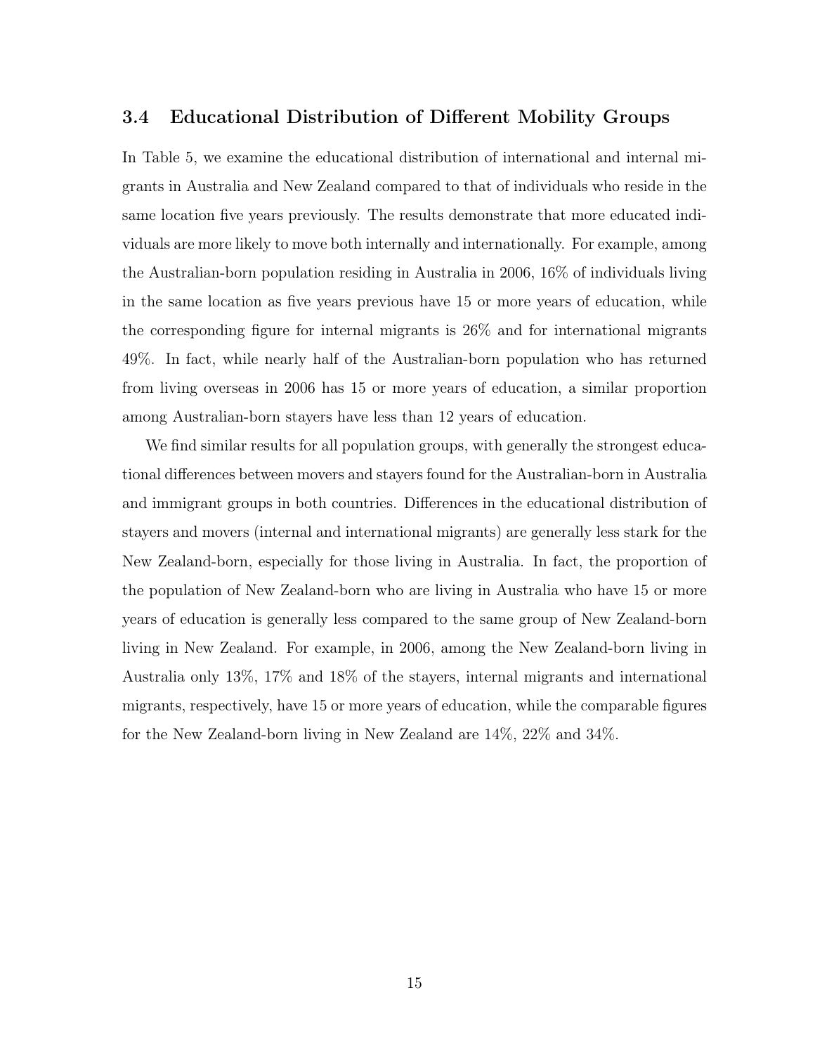### 3.4 Educational Distribution of Different Mobility Groups

In Table 5, we examine the educational distribution of international and internal migrants in Australia and New Zealand compared to that of individuals who reside in the same location five years previously. The results demonstrate that more educated individuals are more likely to move both internally and internationally. For example, among the Australian-born population residing in Australia in 2006, 16% of individuals living in the same location as five years previous have 15 or more years of education, while the corresponding figure for internal migrants is 26% and for international migrants 49%. In fact, while nearly half of the Australian-born population who has returned from living overseas in 2006 has 15 or more years of education, a similar proportion among Australian-born stayers have less than 12 years of education.

We find similar results for all population groups, with generally the strongest educational differences between movers and stayers found for the Australian-born in Australia and immigrant groups in both countries. Differences in the educational distribution of stayers and movers (internal and international migrants) are generally less stark for the New Zealand-born, especially for those living in Australia. In fact, the proportion of the population of New Zealand-born who are living in Australia who have 15 or more years of education is generally less compared to the same group of New Zealand-born living in New Zealand. For example, in 2006, among the New Zealand-born living in Australia only 13%, 17% and 18% of the stayers, internal migrants and international migrants, respectively, have 15 or more years of education, while the comparable figures for the New Zealand-born living in New Zealand are 14%, 22% and 34%.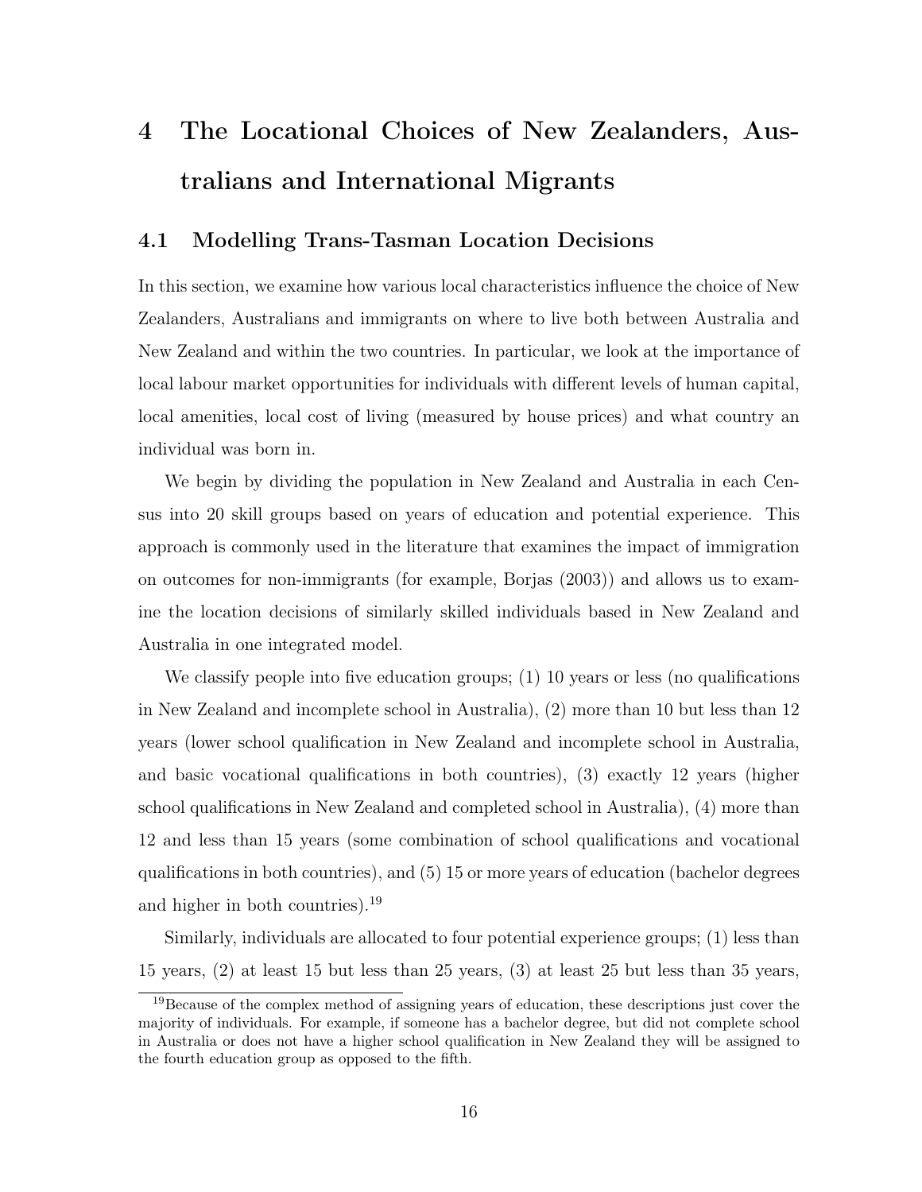# 4 The Locational Choices of New Zealanders, Australians and International Migrants

## 4.1 Modelling Trans-Tasman Location Decisions

In this section, we examine how various local characteristics influence the choice of New Zealanders, Australians and immigrants on where to live both between Australia and New Zealand and within the two countries. In particular, we look at the importance of local labour market opportunities for individuals with different levels of human capital, local amenities, local cost of living (measured by house prices) and what country an individual was born in.

We begin by dividing the population in New Zealand and Australia in each Census into 20 skill groups based on years of education and potential experience. This approach is commonly used in the literature that examines the impact of immigration on outcomes for non-immigrants (for example, Borjas (2003)) and allows us to examine the location decisions of similarly skilled individuals based in New Zealand and Australia in one integrated model.

We classify people into five education groups; (1) 10 years or less (no qualifications in New Zealand and incomplete school in Australia), (2) more than 10 but less than 12 years (lower school qualification in New Zealand and incomplete school in Australia, and basic vocational qualifications in both countries), (3) exactly 12 years (higher school qualifications in New Zealand and completed school in Australia), (4) more than 12 and less than 15 years (some combination of school qualifications and vocational qualifications in both countries), and (5) 15 or more years of education (bachelor degrees and higher in both countries).[19]

Similarly, individuals are allocated to four potential experience groups; (1) less than 15 years, (2) at least 15 but less than 25 years, (3) at least 25 but less than 35 years,

[19] Because of the complex method of assigning years of education, these descriptions just cover the majority of individuals. For example, if someone has a bachelor degree, but did not complete school in Australia or does not have a higher school qualification in New Zealand they will be assigned to the fourth education group as opposed to the fifth.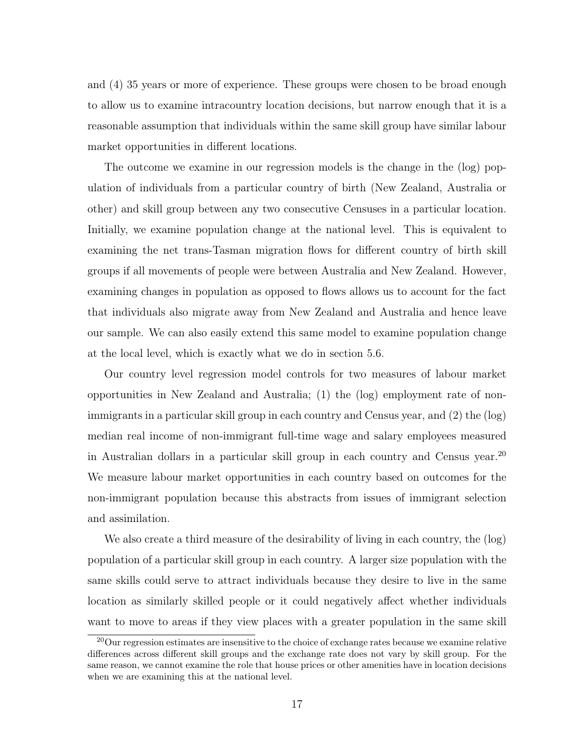and (4) 35 years or more of experience. These groups were chosen to be broad enough to allow us to examine intracountry location decisions, but narrow enough that it is a reasonable assumption that individuals within the same skill group have similar labour market opportunities in different locations.

The outcome we examine in our regression models is the change in the (log) population of individuals from a particular country of birth (New Zealand, Australia or other) and skill group between any two consecutive Censuses in a particular location. Initially, we examine population change at the national level. This is equivalent to examining the net trans-Tasman migration flows for different country of birth skill groups if all movements of people were between Australia and New Zealand. However, examining changes in population as opposed to flows allows us to account for the fact that individuals also migrate away from New Zealand and Australia and hence leave our sample. We can also easily extend this same model to examine population change at the local level, which is exactly what we do in section 5.6.

Our country level regression model controls for two measures of labour market opportunities in New Zealand and Australia; (1) the (log) employment rate of non-immigrants in a particular skill group in each country and Census year, and (2) the (log) median real income of non-immigrant full-time wage and salary employees measured in Australian dollars in a particular skill group in each country and Census year.[20] We measure labour market opportunities in each country based on outcomes for the non-immigrant population because this abstracts from issues of immigrant selection and assimilation.

We also create a third measure of the desirability of living in each country, the (log) population of a particular skill group in each country. A larger size population with the same skills could serve to attract individuals because they desire to live in the same location as similarly skilled people or it could negatively affect whether individuals want to move to areas if they view places with a greater population in the same skill

[20] Our regression estimates are insensitive to the choice of exchange rates because we examine relative differences across different skill groups and the exchange rate does not vary by skill group. For the same reason, we cannot examine the role that house prices or other amenities have in location decisions when we are examining this at the national level.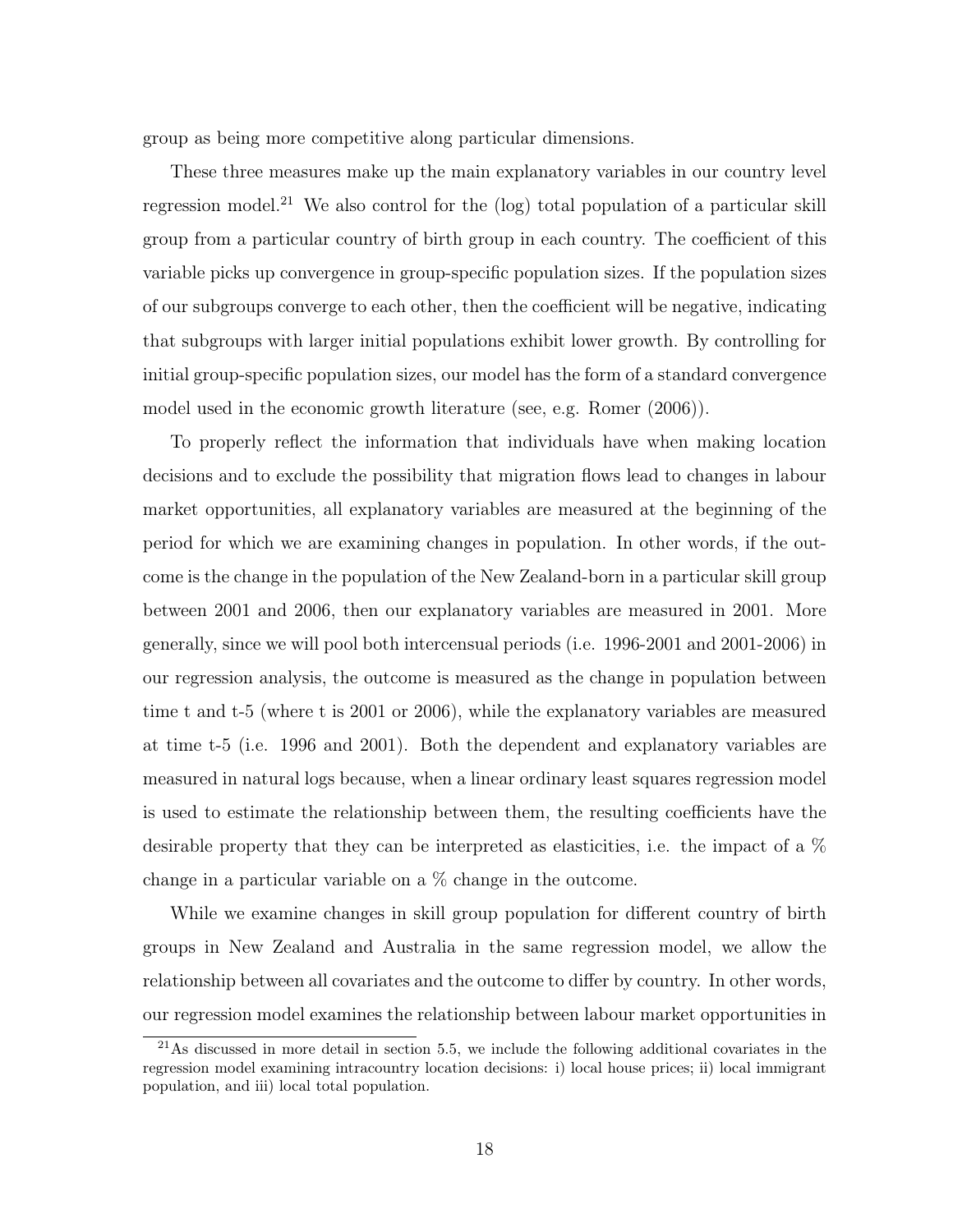group as being more competitive along particular dimensions.

These three measures make up the main explanatory variables in our country level regression model.[21] We also control for the (log) total population of a particular skill group from a particular country of birth group in each country. The coefficient of this variable picks up convergence in group-specific population sizes. If the population sizes of our subgroups converge to each other, then the coefficient will be negative, indicating that subgroups with larger initial populations exhibit lower growth. By controlling for initial group-specific population sizes, our model has the form of a standard convergence model used in the economic growth literature (see, e.g. Romer (2006)).

To properly reflect the information that individuals have when making location decisions and to exclude the possibility that migration flows lead to changes in labour market opportunities, all explanatory variables are measured at the beginning of the period for which we are examining changes in population. In other words, if the outcome is the change in the population of the New Zealand-born in a particular skill group between 2001 and 2006, then our explanatory variables are measured in 2001. More generally, since we will pool both intercensual periods (i.e. 1996-2001 and 2001-2006) in our regression analysis, the outcome is measured as the change in population between time t and t-5 (where t is 2001 or 2006), while the explanatory variables are measured at time t-5 (i.e. 1996 and 2001). Both the dependent and explanatory variables are measured in natural logs because, when a linear ordinary least squares regression model is used to estimate the relationship between them, the resulting coefficients have the desirable property that they can be interpreted as elasticities, i.e. the impact of a % change in a particular variable on a % change in the outcome.

While we examine changes in skill group population for different country of birth groups in New Zealand and Australia in the same regression model, we allow the relationship between all covariates and the outcome to differ by country. In other words, our regression model examines the relationship between labour market opportunities in

[21] As discussed in more detail in section 5.5, we include the following additional covariates in the regression model examining intracountry location decisions: i) local house prices; ii) local immigrant population, and iii) local total population.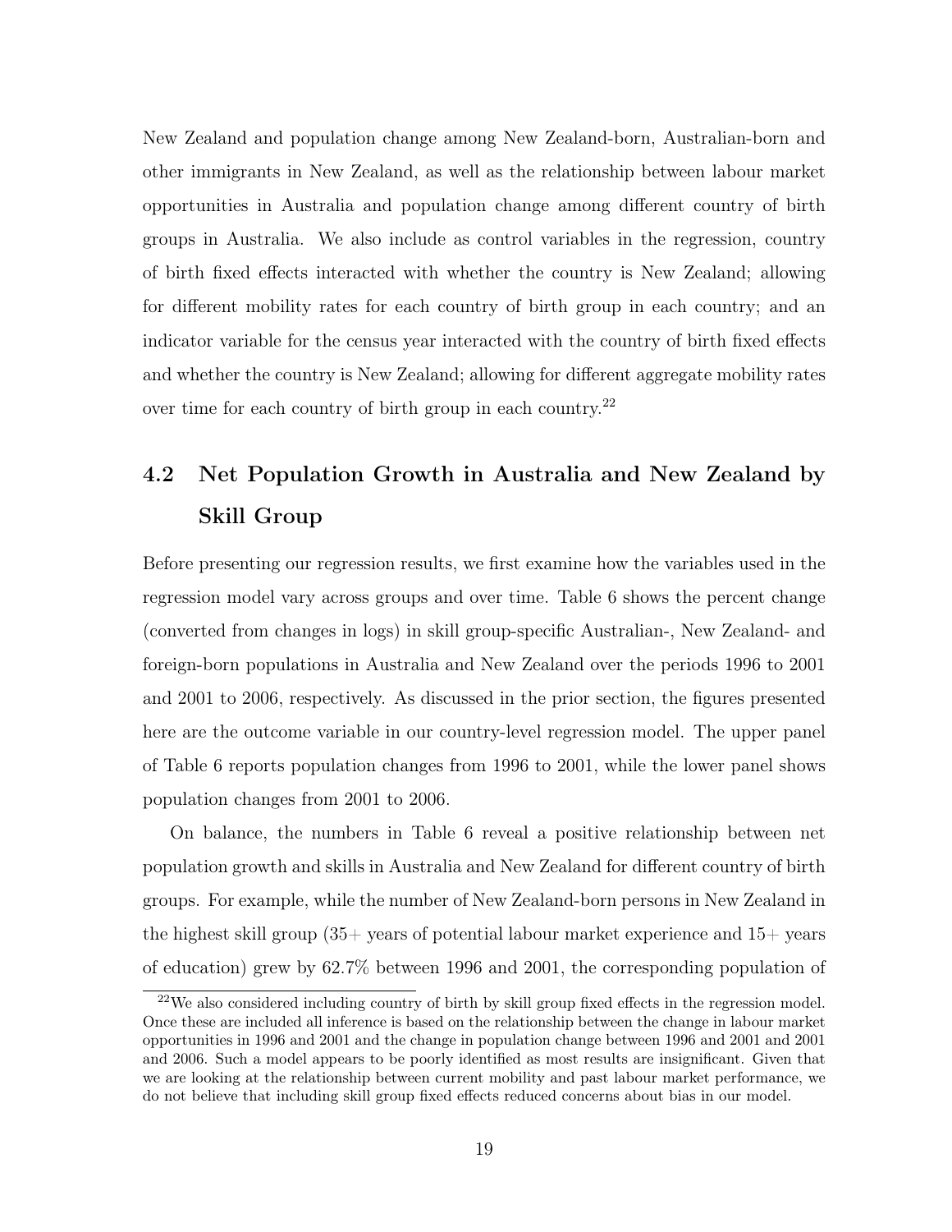New Zealand and population change among New Zealand-born, Australian-born and other immigrants in New Zealand, as well as the relationship between labour market opportunities in Australia and population change among different country of birth groups in Australia. We also include as control variables in the regression, country of birth fixed effects interacted with whether the country is New Zealand; allowing for different mobility rates for each country of birth group in each country; and an indicator variable for the census year interacted with the country of birth fixed effects and whether the country is New Zealand; allowing for different aggregate mobility rates over time for each country of birth group in each country.[22]

## 4.2 Net Population Growth in Australia and New Zealand by Skill Group

Before presenting our regression results, we first examine how the variables used in the regression model vary across groups and over time. Table 6 shows the percent change (converted from changes in logs) in skill group-specific Australian-, New Zealand- and foreign-born populations in Australia and New Zealand over the periods 1996 to 2001 and 2001 to 2006, respectively. As discussed in the prior section, the figures presented here are the outcome variable in our country-level regression model. The upper panel of Table 6 reports population changes from 1996 to 2001, while the lower panel shows population changes from 2001 to 2006.

On balance, the numbers in Table 6 reveal a positive relationship between net population growth and skills in Australia and New Zealand for different country of birth groups. For example, while the number of New Zealand-born persons in New Zealand in the highest skill group (35+ years of potential labour market experience and 15+ years of education) grew by 62.7% between 1996 and 2001, the corresponding population of

[22] We also considered including country of birth by skill group fixed effects in the regression model. Once these are included all inference is based on the relationship between the change in labour market opportunities in 1996 and 2001 and the change in population change between 1996 and 2001 and 2001 and 2006. Such a model appears to be poorly identified as most results are insignificant. Given that we are looking at the relationship between current mobility and past labour market performance, we do not believe that including skill group fixed effects reduced concerns about bias in our model.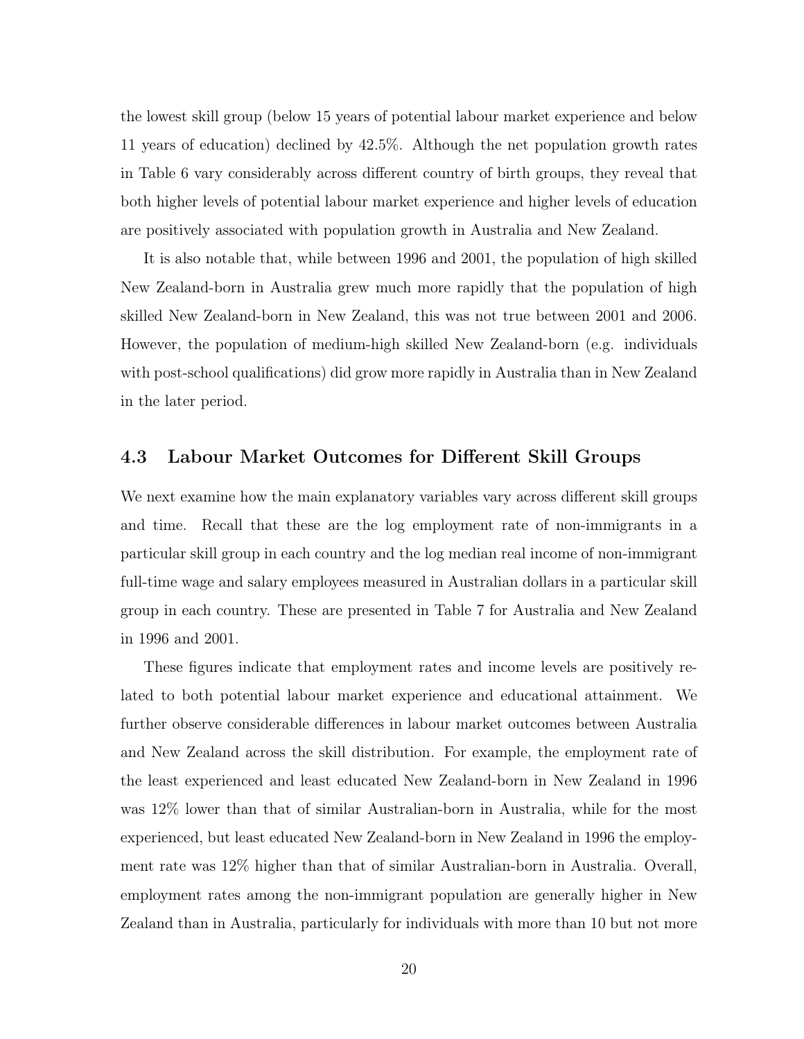the lowest skill group (below 15 years of potential labour market experience and below 11 years of education) declined by 42.5%. Although the net population growth rates in Table 6 vary considerably across different country of birth groups, they reveal that both higher levels of potential labour market experience and higher levels of education are positively associated with population growth in Australia and New Zealand.

It is also notable that, while between 1996 and 2001, the population of high skilled New Zealand-born in Australia grew much more rapidly that the population of high skilled New Zealand-born in New Zealand, this was not true between 2001 and 2006. However, the population of medium-high skilled New Zealand-born (e.g. individuals with post-school qualifications) did grow more rapidly in Australia than in New Zealand in the later period.

## 4.3 Labour Market Outcomes for Different Skill Groups

We next examine how the main explanatory variables vary across different skill groups and time. Recall that these are the log employment rate of non-immigrants in a particular skill group in each country and the log median real income of non-immigrant full-time wage and salary employees measured in Australian dollars in a particular skill group in each country. These are presented in Table 7 for Australia and New Zealand in 1996 and 2001.

These figures indicate that employment rates and income levels are positively related to both potential labour market experience and educational attainment. We further observe considerable differences in labour market outcomes between Australia and New Zealand across the skill distribution. For example, the employment rate of the least experienced and least educated New Zealand-born in New Zealand in 1996 was 12% lower than that of similar Australian-born in Australia, while for the most experienced, but least educated New Zealand-born in New Zealand in 1996 the employment rate was 12% higher than that of similar Australian-born in Australia. Overall, employment rates among the non-immigrant population are generally higher in New Zealand than in Australia, particularly for individuals with more than 10 but not more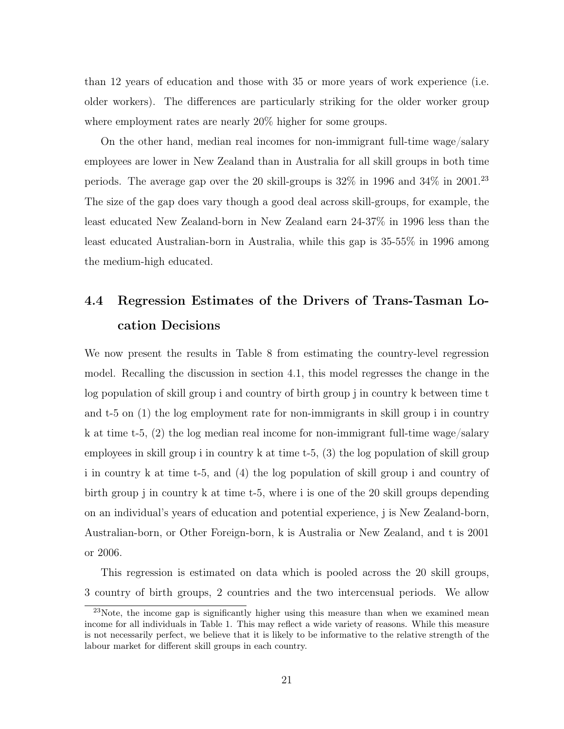than 12 years of education and those with 35 or more years of work experience (i.e. older workers). The differences are particularly striking for the older worker group where employment rates are nearly 20% higher for some groups.

On the other hand, median real incomes for non-immigrant full-time wage/salary employees are lower in New Zealand than in Australia for all skill groups in both time periods. The average gap over the 20 skill-groups is 32% in 1996 and 34% in 2001.[23] The size of the gap does vary though a good deal across skill-groups, for example, the least educated New Zealand-born in New Zealand earn 24-37% in 1996 less than the least educated Australian-born in Australia, while this gap is 35-55% in 1996 among the medium-high educated.

## 4.4 Regression Estimates of the Drivers of Trans-Tasman Location Decisions

We now present the results in Table 8 from estimating the country-level regression model. Recalling the discussion in section 4.1, this model regresses the change in the log population of skill group i and country of birth group j in country k between time t and t-5 on (1) the log employment rate for non-immigrants in skill group i in country k at time t-5, (2) the log median real income for non-immigrant full-time wage/salary employees in skill group i in country k at time t-5, (3) the log population of skill group i in country k at time t-5, and (4) the log population of skill group i and country of birth group j in country k at time t-5, where i is one of the 20 skill groups depending on an individual's years of education and potential experience, j is New Zealand-born, Australian-born, or Other Foreign-born, k is Australia or New Zealand, and t is 2001 or 2006.

This regression is estimated on data which is pooled across the 20 skill groups, 3 country of birth groups, 2 countries and the two intercensual periods. We allow

[23] Note, the income gap is significantly higher using this measure than when we examined mean income for all individuals in Table 1. This may reflect a wide variety of reasons. While this measure is not necessarily perfect, we believe that it is likely to be informative to the relative strength of the labour market for different skill groups in each country.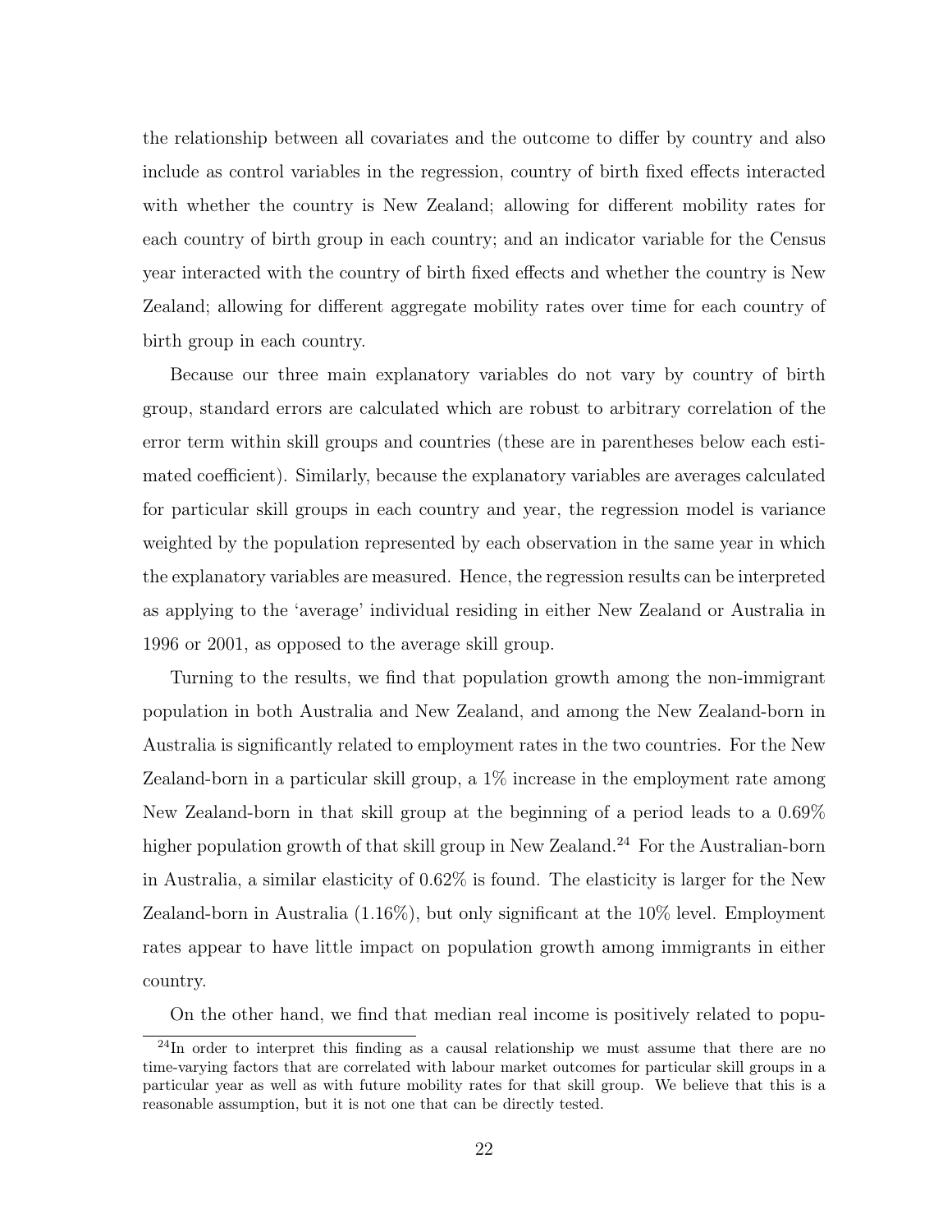the relationship between all covariates and the outcome to differ by country and also include as control variables in the regression, country of birth fixed effects interacted with whether the country is New Zealand; allowing for different mobility rates for each country of birth group in each country; and an indicator variable for the Census year interacted with the country of birth fixed effects and whether the country is New Zealand; allowing for different aggregate mobility rates over time for each country of birth group in each country.

Because our three main explanatory variables do not vary by country of birth group, standard errors are calculated which are robust to arbitrary correlation of the error term within skill groups and countries (these are in parentheses below each estimated coefficient). Similarly, because the explanatory variables are averages calculated for particular skill groups in each country and year, the regression model is variance weighted by the population represented by each observation in the same year in which the explanatory variables are measured. Hence, the regression results can be interpreted as applying to the 'average' individual residing in either New Zealand or Australia in 1996 or 2001, as opposed to the average skill group.

Turning to the results, we find that population growth among the non-immigrant population in both Australia and New Zealand, and among the New Zealand-born in Australia is significantly related to employment rates in the two countries. For the New Zealand-born in a particular skill group, a 1% increase in the employment rate among New Zealand-born in that skill group at the beginning of a period leads to a 0.69% higher population growth of that skill group in New Zealand.[24] For the Australian-born in Australia, a similar elasticity of 0.62% is found. The elasticity is larger for the New Zealand-born in Australia (1.16%), but only significant at the 10% level. Employment rates appear to have little impact on population growth among immigrants in either country.

On the other hand, we find that median real income is positively related to popu-

[24] In order to interpret this finding as a causal relationship we must assume that there are no time-varying factors that are correlated with labour market outcomes for particular skill groups in a particular year as well as with future mobility rates for that skill group. We believe that this is a reasonable assumption, but it is not one that can be directly tested.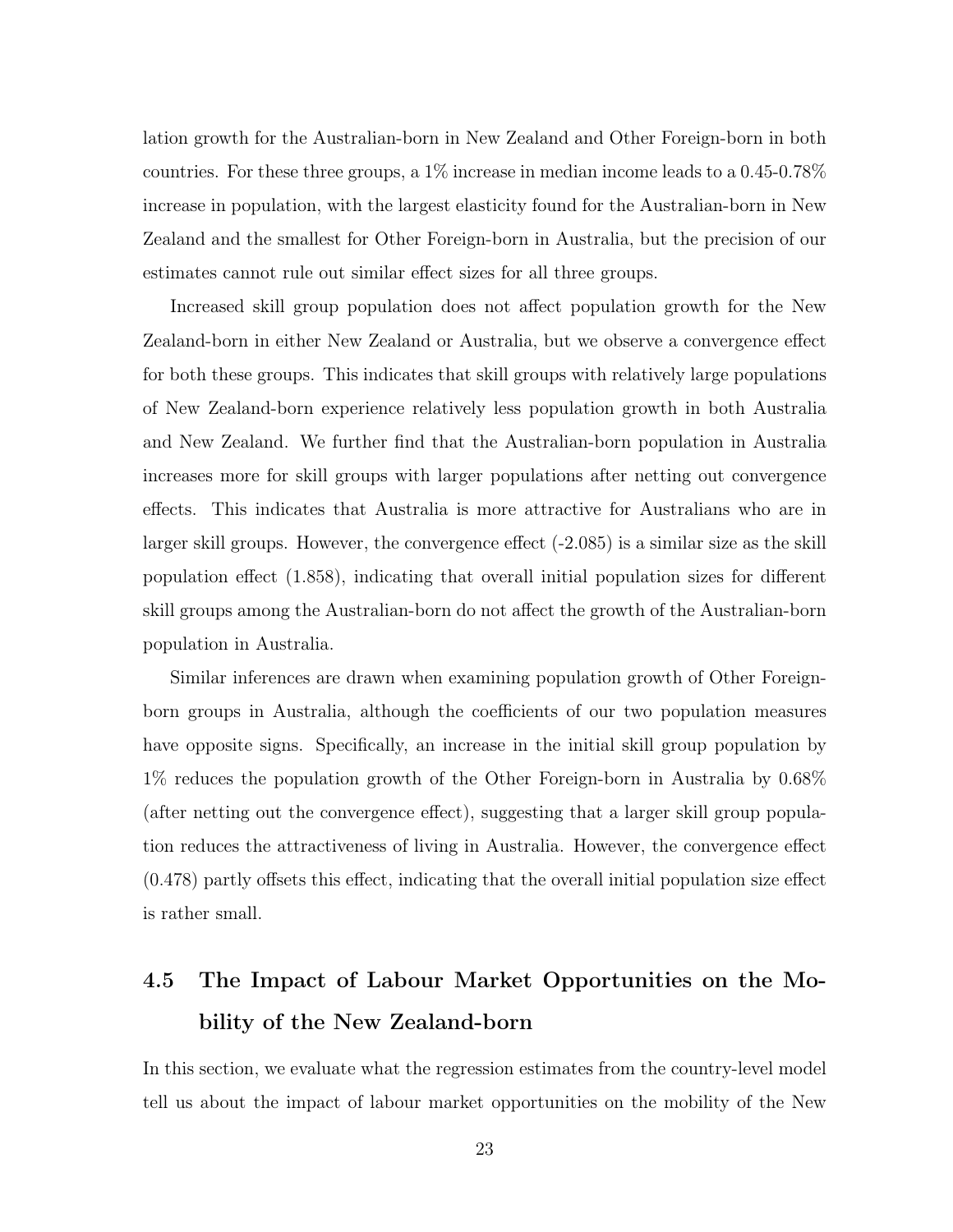lation growth for the Australian-born in New Zealand and Other Foreign-born in both countries. For these three groups, a 1% increase in median income leads to a 0.45-0.78% increase in population, with the largest elasticity found for the Australian-born in New Zealand and the smallest for Other Foreign-born in Australia, but the precision of our estimates cannot rule out similar effect sizes for all three groups.

Increased skill group population does not affect population growth for the New Zealand-born in either New Zealand or Australia, but we observe a convergence effect for both these groups. This indicates that skill groups with relatively large populations of New Zealand-born experience relatively less population growth in both Australia and New Zealand. We further find that the Australian-born population in Australia increases more for skill groups with larger populations after netting out convergence effects. This indicates that Australia is more attractive for Australians who are in larger skill groups. However, the convergence effect (-2.085) is a similar size as the skill population effect (1.858), indicating that overall initial population sizes for different skill groups among the Australian-born do not affect the growth of the Australian-born population in Australia.

Similar inferences are drawn when examining population growth of Other Foreign-born groups in Australia, although the coefficients of our two population measures have opposite signs. Specifically, an increase in the initial skill group population by 1% reduces the population growth of the Other Foreign-born in Australia by 0.68% (after netting out the convergence effect), suggesting that a larger skill group population reduces the attractiveness of living in Australia. However, the convergence effect (0.478) partly offsets this effect, indicating that the overall initial population size effect is rather small.

## 4.5 The Impact of Labour Market Opportunities on the Mobility of the New Zealand-born

In this section, we evaluate what the regression estimates from the country-level model tell us about the impact of labour market opportunities on the mobility of the New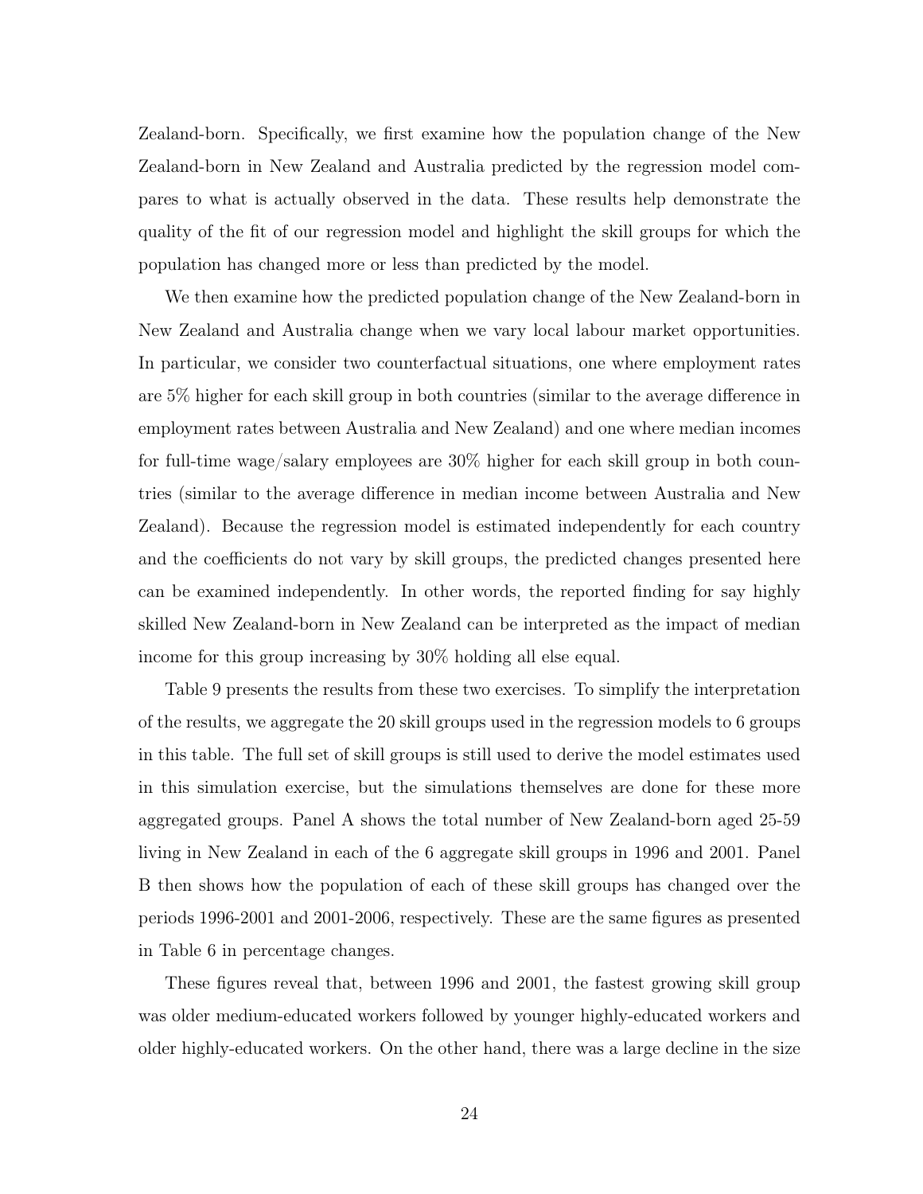Zealand-born. Specifically, we first examine how the population change of the New Zealand-born in New Zealand and Australia predicted by the regression model compares to what is actually observed in the data. These results help demonstrate the quality of the fit of our regression model and highlight the skill groups for which the population has changed more or less than predicted by the model.

We then examine how the predicted population change of the New Zealand-born in New Zealand and Australia change when we vary local labour market opportunities. In particular, we consider two counterfactual situations, one where employment rates are 5% higher for each skill group in both countries (similar to the average difference in employment rates between Australia and New Zealand) and one where median incomes for full-time wage/salary employees are 30% higher for each skill group in both countries (similar to the average difference in median income between Australia and New Zealand). Because the regression model is estimated independently for each country and the coefficients do not vary by skill groups, the predicted changes presented here can be examined independently. In other words, the reported finding for say highly skilled New Zealand-born in New Zealand can be interpreted as the impact of median income for this group increasing by 30% holding all else equal.

Table 9 presents the results from these two exercises. To simplify the interpretation of the results, we aggregate the 20 skill groups used in the regression models to 6 groups in this table. The full set of skill groups is still used to derive the model estimates used in this simulation exercise, but the simulations themselves are done for these more aggregated groups. Panel A shows the total number of New Zealand-born aged 25-59 living in New Zealand in each of the 6 aggregate skill groups in 1996 and 2001. Panel B then shows how the population of each of these skill groups has changed over the periods 1996-2001 and 2001-2006, respectively. These are the same figures as presented in Table 6 in percentage changes.

These figures reveal that, between 1996 and 2001, the fastest growing skill group was older medium-educated workers followed by younger highly-educated workers and older highly-educated workers. On the other hand, there was a large decline in the size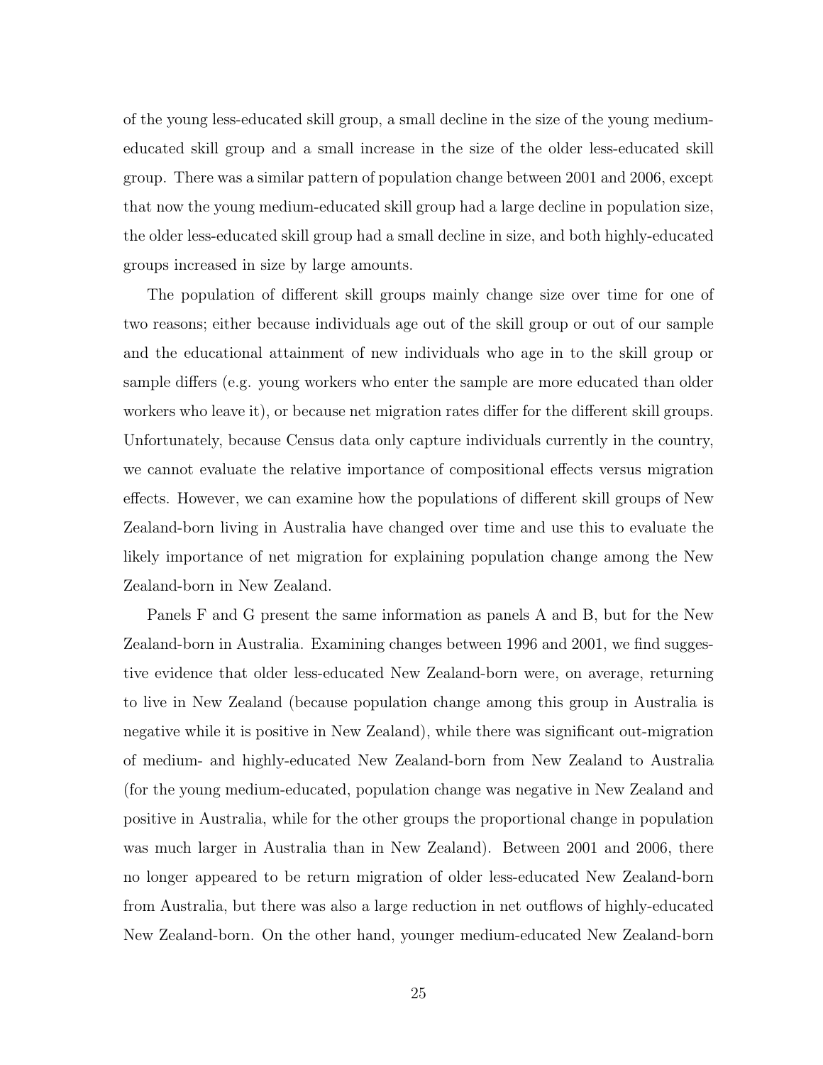of the young less-educated skill group, a small decline in the size of the young medium-educated skill group and a small increase in the size of the older less-educated skill group. There was a similar pattern of population change between 2001 and 2006, except that now the young medium-educated skill group had a large decline in population size, the older less-educated skill group had a small decline in size, and both highly-educated groups increased in size by large amounts.

The population of different skill groups mainly change size over time for one of two reasons; either because individuals age out of the skill group or out of our sample and the educational attainment of new individuals who age in to the skill group or sample differs (e.g. young workers who enter the sample are more educated than older workers who leave it), or because net migration rates differ for the different skill groups. Unfortunately, because Census data only capture individuals currently in the country, we cannot evaluate the relative importance of compositional effects versus migration effects. However, we can examine how the populations of different skill groups of New Zealand-born living in Australia have changed over time and use this to evaluate the likely importance of net migration for explaining population change among the New Zealand-born in New Zealand.

Panels F and G present the same information as panels A and B, but for the New Zealand-born in Australia. Examining changes between 1996 and 2001, we find suggestive evidence that older less-educated New Zealand-born were, on average, returning to live in New Zealand (because population change among this group in Australia is negative while it is positive in New Zealand), while there was significant out-migration of medium- and highly-educated New Zealand-born from New Zealand to Australia (for the young medium-educated, population change was negative in New Zealand and positive in Australia, while for the other groups the proportional change in population was much larger in Australia than in New Zealand). Between 2001 and 2006, there no longer appeared to be return migration of older less-educated New Zealand-born from Australia, but there was also a large reduction in net outflows of highly-educated New Zealand-born. On the other hand, younger medium-educated New Zealand-born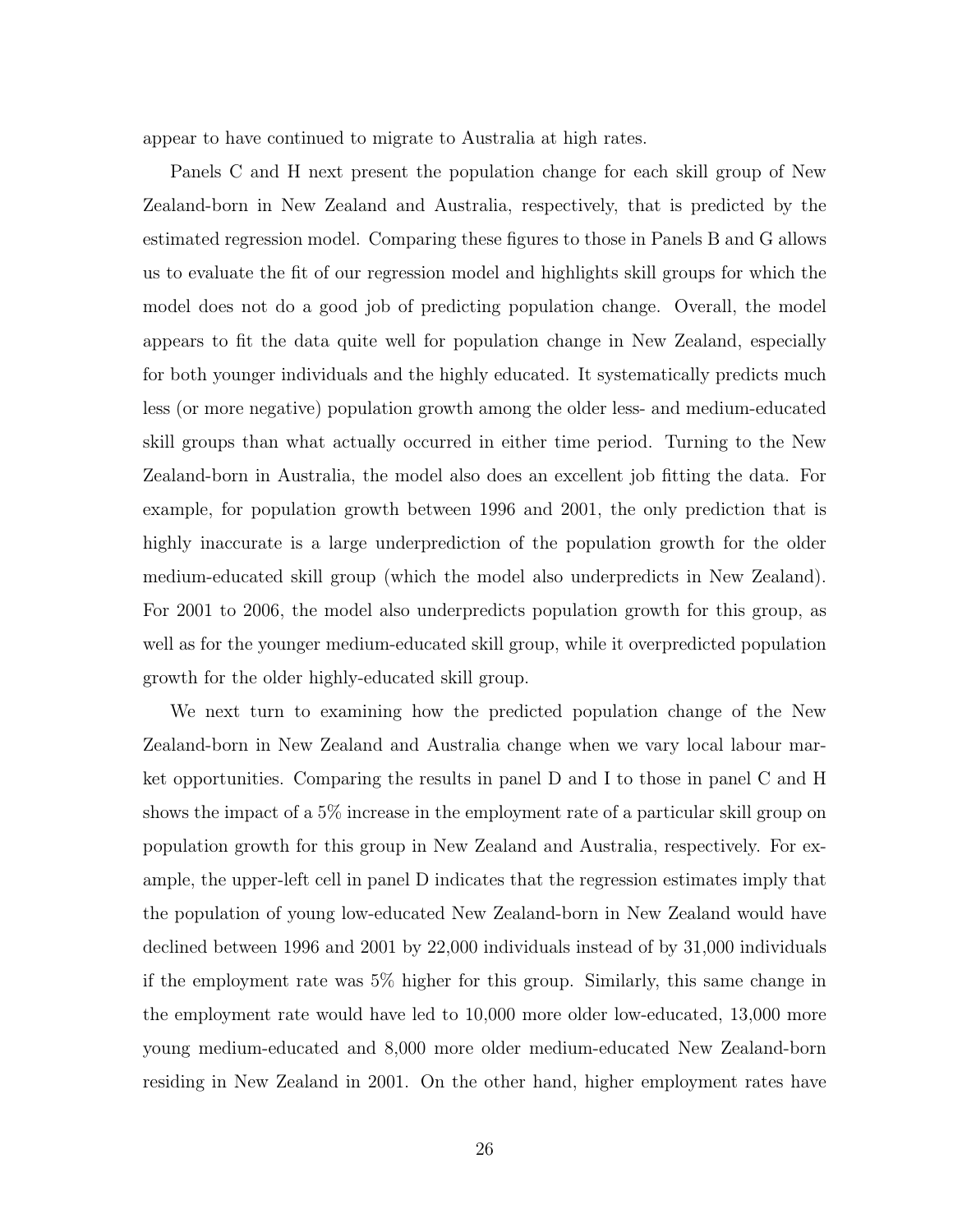appear to have continued to migrate to Australia at high rates.

Panels C and H next present the population change for each skill group of New Zealand-born in New Zealand and Australia, respectively, that is predicted by the estimated regression model. Comparing these figures to those in Panels B and G allows us to evaluate the fit of our regression model and highlights skill groups for which the model does not do a good job of predicting population change. Overall, the model appears to fit the data quite well for population change in New Zealand, especially for both younger individuals and the highly educated. It systematically predicts much less (or more negative) population growth among the older less- and medium-educated skill groups than what actually occurred in either time period. Turning to the New Zealand-born in Australia, the model also does an excellent job fitting the data. For example, for population growth between 1996 and 2001, the only prediction that is highly inaccurate is a large underprediction of the population growth for the older medium-educated skill group (which the model also underpredicts in New Zealand). For 2001 to 2006, the model also underpredicts population growth for this group, as well as for the younger medium-educated skill group, while it overpredicted population growth for the older highly-educated skill group.

We next turn to examining how the predicted population change of the New Zealand-born in New Zealand and Australia change when we vary local labour market opportunities. Comparing the results in panel D and I to those in panel C and H shows the impact of a 5% increase in the employment rate of a particular skill group on population growth for this group in New Zealand and Australia, respectively. For example, the upper-left cell in panel D indicates that the regression estimates imply that the population of young low-educated New Zealand-born in New Zealand would have declined between 1996 and 2001 by 22,000 individuals instead of by 31,000 individuals if the employment rate was 5% higher for this group. Similarly, this same change in the employment rate would have led to 10,000 more older low-educated, 13,000 more young medium-educated and 8,000 more older medium-educated New Zealand-born residing in New Zealand in 2001. On the other hand, higher employment rates have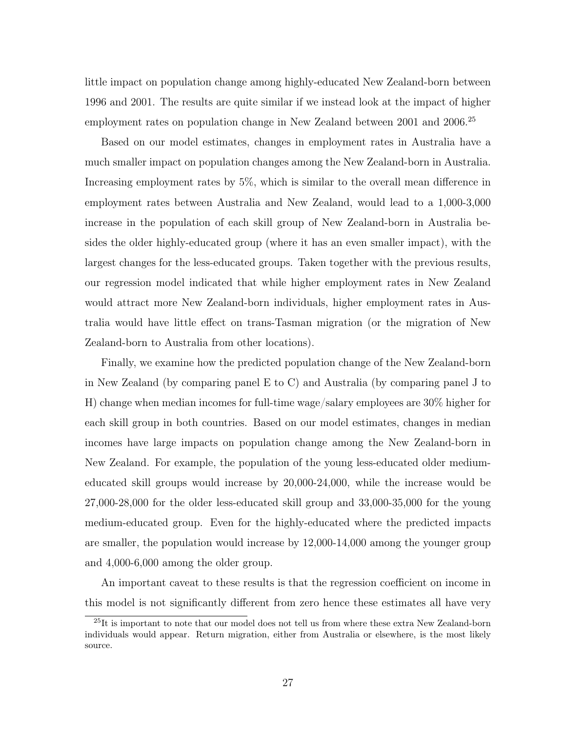little impact on population change among highly-educated New Zealand-born between 1996 and 2001. The results are quite similar if we instead look at the impact of higher employment rates on population change in New Zealand between 2001 and 2006.[25]

Based on our model estimates, changes in employment rates in Australia have a much smaller impact on population changes among the New Zealand-born in Australia. Increasing employment rates by 5%, which is similar to the overall mean difference in employment rates between Australia and New Zealand, would lead to a 1,000-3,000 increase in the population of each skill group of New Zealand-born in Australia besides the older highly-educated group (where it has an even smaller impact), with the largest changes for the less-educated groups. Taken together with the previous results, our regression model indicated that while higher employment rates in New Zealand would attract more New Zealand-born individuals, higher employment rates in Australia would have little effect on trans-Tasman migration (or the migration of New Zealand-born to Australia from other locations).

Finally, we examine how the predicted population change of the New Zealand-born in New Zealand (by comparing panel E to C) and Australia (by comparing panel J to H) change when median incomes for full-time wage/salary employees are 30% higher for each skill group in both countries. Based on our model estimates, changes in median incomes have large impacts on population change among the New Zealand-born in New Zealand. For example, the population of the young less-educated older medium-educated skill groups would increase by 20,000-24,000, while the increase would be 27,000-28,000 for the older less-educated skill group and 33,000-35,000 for the young medium-educated group. Even for the highly-educated where the predicted impacts are smaller, the population would increase by 12,000-14,000 among the younger group and 4,000-6,000 among the older group.

An important caveat to these results is that the regression coefficient on income in this model is not significantly different from zero hence these estimates all have very

[25] It is important to note that our model does not tell us from where these extra New Zealand-born individuals would appear. Return migration, either from Australia or elsewhere, is the most likely source.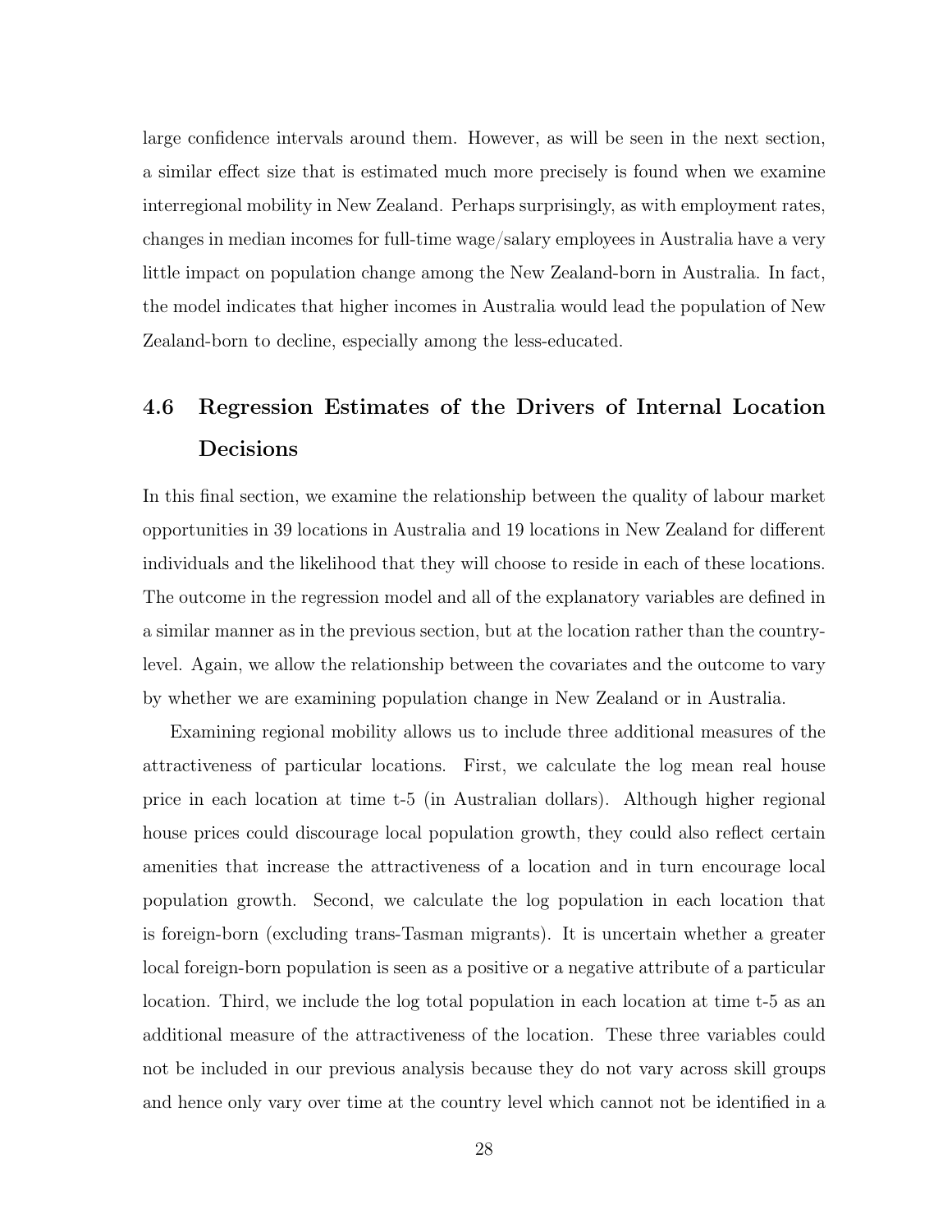large confidence intervals around them. However, as will be seen in the next section, a similar effect size that is estimated much more precisely is found when we examine interregional mobility in New Zealand. Perhaps surprisingly, as with employment rates, changes in median incomes for full-time wage/salary employees in Australia have a very little impact on population change among the New Zealand-born in Australia. In fact, the model indicates that higher incomes in Australia would lead the population of New Zealand-born to decline, especially among the less-educated.

## 4.6 Regression Estimates of the Drivers of Internal Location Decisions

In this final section, we examine the relationship between the quality of labour market opportunities in 39 locations in Australia and 19 locations in New Zealand for different individuals and the likelihood that they will choose to reside in each of these locations. The outcome in the regression model and all of the explanatory variables are defined in a similar manner as in the previous section, but at the location rather than the country-level. Again, we allow the relationship between the covariates and the outcome to vary by whether we are examining population change in New Zealand or in Australia.

Examining regional mobility allows us to include three additional measures of the attractiveness of particular locations. First, we calculate the log mean real house price in each location at time t-5 (in Australian dollars). Although higher regional house prices could discourage local population growth, they could also reflect certain amenities that increase the attractiveness of a location and in turn encourage local population growth. Second, we calculate the log population in each location that is foreign-born (excluding trans-Tasman migrants). It is uncertain whether a greater local foreign-born population is seen as a positive or a negative attribute of a particular location. Third, we include the log total population in each location at time t-5 as an additional measure of the attractiveness of the location. These three variables could not be included in our previous analysis because they do not vary across skill groups and hence only vary over time at the country level which cannot not be identified in a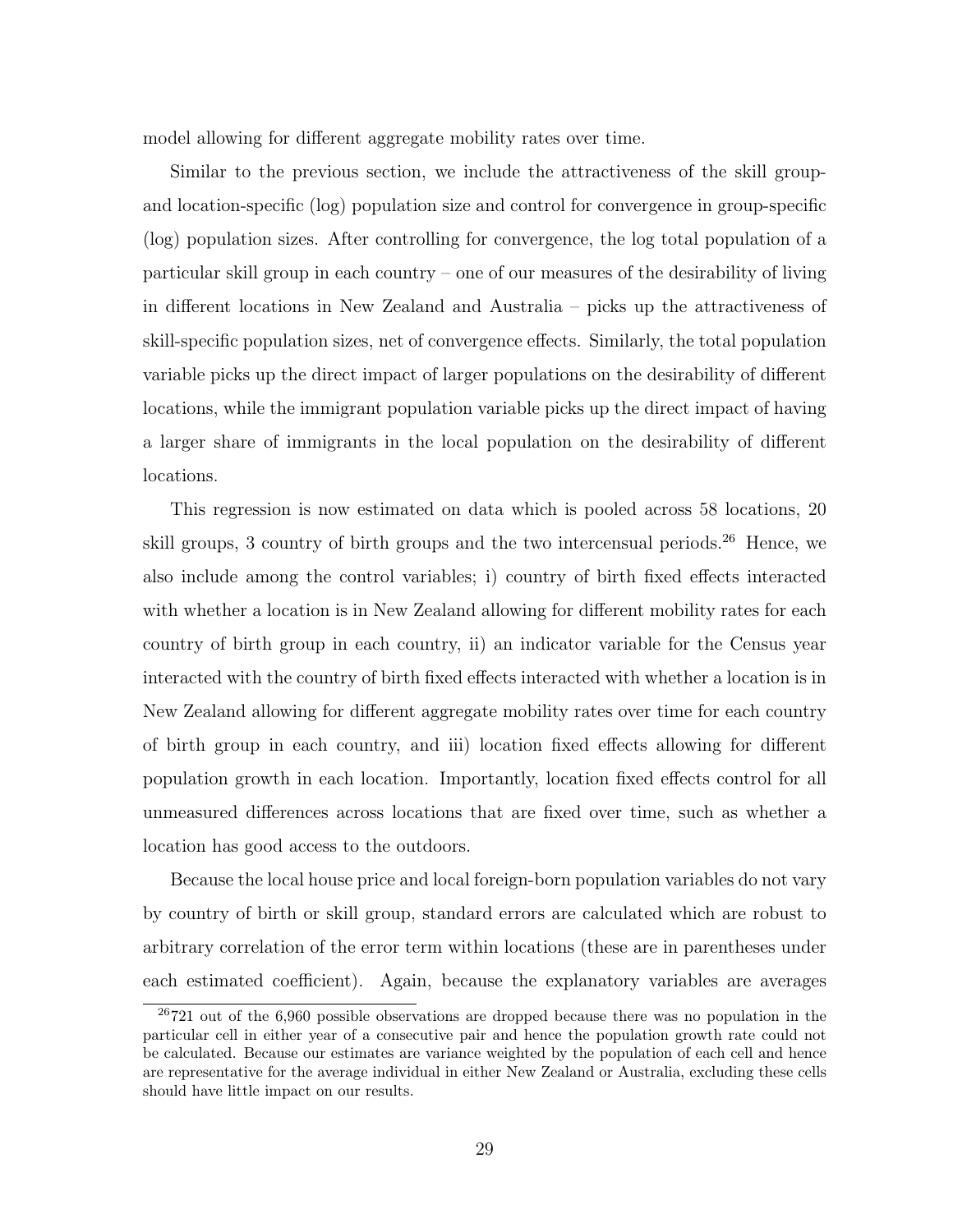model allowing for different aggregate mobility rates over time.

Similar to the previous section, we include the attractiveness of the skill group- and location-specific (log) population size and control for convergence in group-specific (log) population sizes. After controlling for convergence, the log total population of a particular skill group in each country – one of our measures of the desirability of living in different locations in New Zealand and Australia – picks up the attractiveness of skill-specific population sizes, net of convergence effects. Similarly, the total population variable picks up the direct impact of larger populations on the desirability of different locations, while the immigrant population variable picks up the direct impact of having a larger share of immigrants in the local population on the desirability of different locations.

This regression is now estimated on data which is pooled across 58 locations, 20 skill groups, 3 country of birth groups and the two intercensual periods.[26] Hence, we also include among the control variables; i) country of birth fixed effects interacted with whether a location is in New Zealand allowing for different mobility rates for each country of birth group in each country, ii) an indicator variable for the Census year interacted with the country of birth fixed effects interacted with whether a location is in New Zealand allowing for different aggregate mobility rates over time for each country of birth group in each country, and iii) location fixed effects allowing for different population growth in each location. Importantly, location fixed effects control for all unmeasured differences across locations that are fixed over time, such as whether a location has good access to the outdoors.

Because the local house price and local foreign-born population variables do not vary by country of birth or skill group, standard errors are calculated which are robust to arbitrary correlation of the error term within locations (these are in parentheses under each estimated coefficient). Again, because the explanatory variables are averages

[26] 721 out of the 6,960 possible observations are dropped because there was no population in the particular cell in either year of a consecutive pair and hence the population growth rate could not be calculated. Because our estimates are variance weighted by the population of each cell and hence are representative for the average individual in either New Zealand or Australia, excluding these cells should have little impact on our results.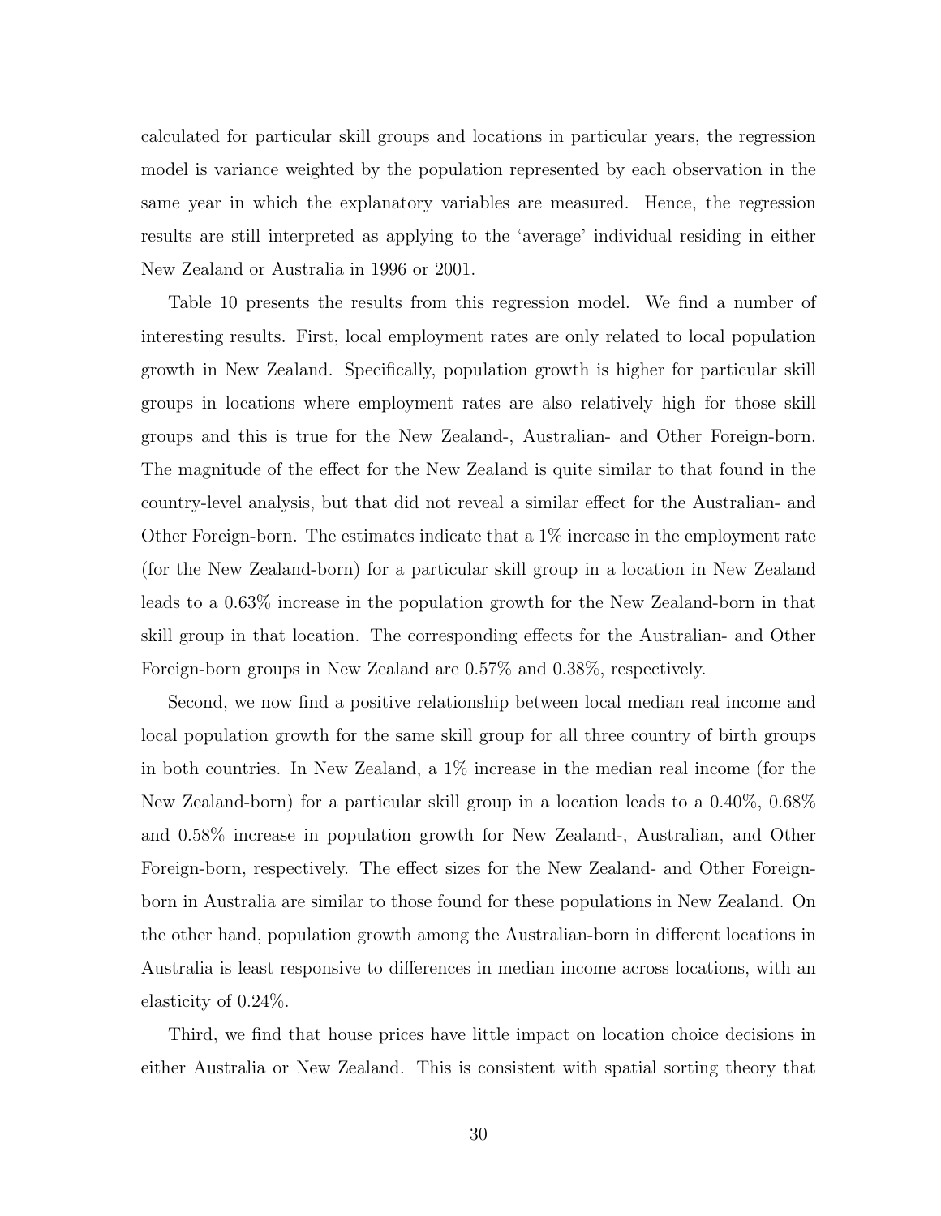calculated for particular skill groups and locations in particular years, the regression model is variance weighted by the population represented by each observation in the same year in which the explanatory variables are measured. Hence, the regression results are still interpreted as applying to the 'average' individual residing in either New Zealand or Australia in 1996 or 2001.

Table 10 presents the results from this regression model. We find a number of interesting results. First, local employment rates are only related to local population growth in New Zealand. Specifically, population growth is higher for particular skill groups in locations where employment rates are also relatively high for those skill groups and this is true for the New Zealand-, Australian- and Other Foreign-born. The magnitude of the effect for the New Zealand is quite similar to that found in the country-level analysis, but that did not reveal a similar effect for the Australian- and Other Foreign-born. The estimates indicate that a 1% increase in the employment rate (for the New Zealand-born) for a particular skill group in a location in New Zealand leads to a 0.63% increase in the population growth for the New Zealand-born in that skill group in that location. The corresponding effects for the Australian- and Other Foreign-born groups in New Zealand are 0.57% and 0.38%, respectively.

Second, we now find a positive relationship between local median real income and local population growth for the same skill group for all three country of birth groups in both countries. In New Zealand, a 1% increase in the median real income (for the New Zealand-born) for a particular skill group in a location leads to a 0.40%, 0.68% and 0.58% increase in population growth for New Zealand-, Australian, and Other Foreign-born, respectively. The effect sizes for the New Zealand- and Other Foreign-born in Australia are similar to those found for these populations in New Zealand. On the other hand, population growth among the Australian-born in different locations in Australia is least responsive to differences in median income across locations, with an elasticity of 0.24%.

Third, we find that house prices have little impact on location choice decisions in either Australia or New Zealand. This is consistent with spatial sorting theory that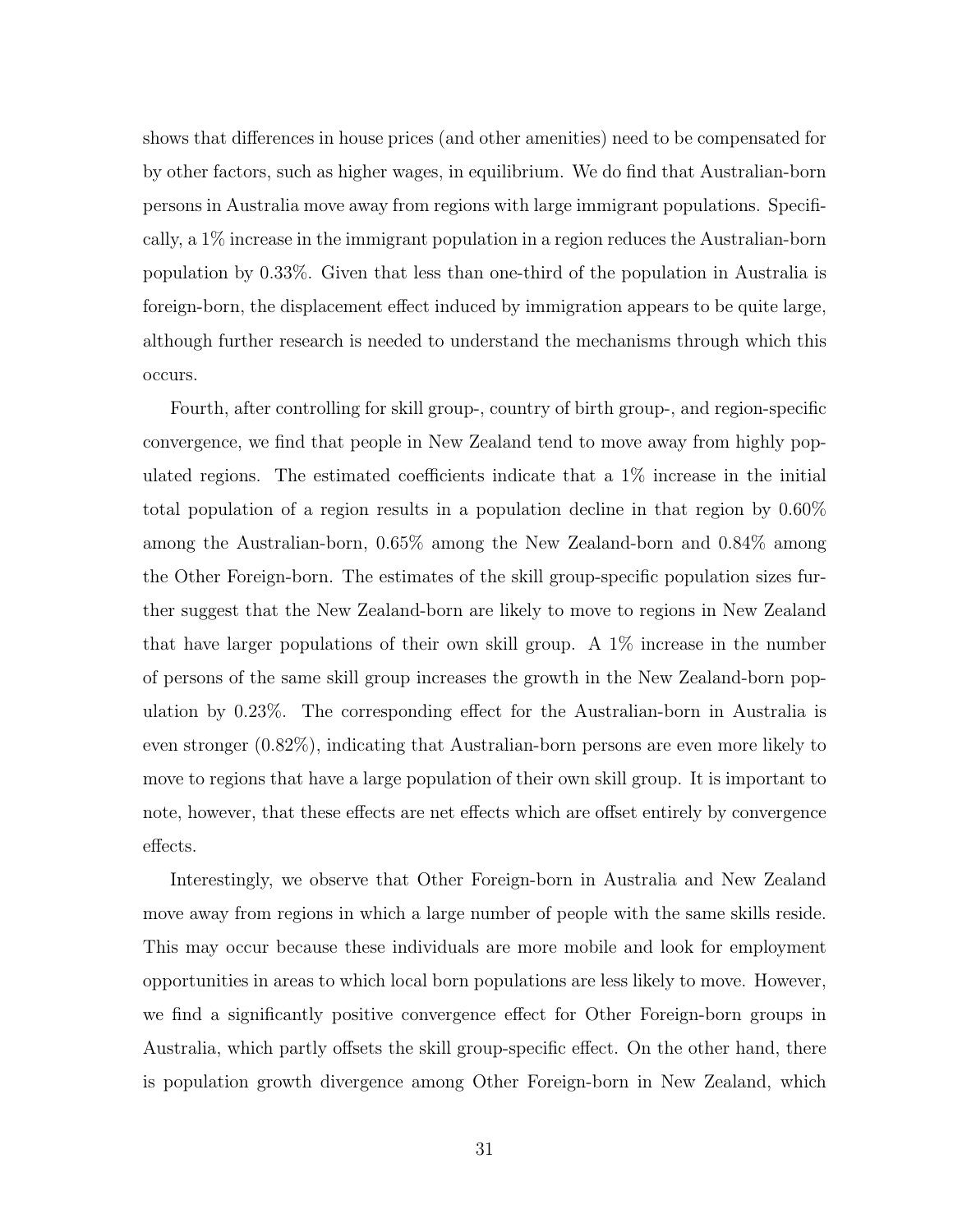shows that differences in house prices (and other amenities) need to be compensated for by other factors, such as higher wages, in equilibrium. We do find that Australian-born persons in Australia move away from regions with large immigrant populations. Specifically, a 1% increase in the immigrant population in a region reduces the Australian-born population by 0.33%. Given that less than one-third of the population in Australia is foreign-born, the displacement effect induced by immigration appears to be quite large, although further research is needed to understand the mechanisms through which this occurs.

Fourth, after controlling for skill group-, country of birth group-, and region-specific convergence, we find that people in New Zealand tend to move away from highly populated regions. The estimated coefficients indicate that a 1% increase in the initial total population of a region results in a population decline in that region by 0.60% among the Australian-born, 0.65% among the New Zealand-born and 0.84% among the Other Foreign-born. The estimates of the skill group-specific population sizes further suggest that the New Zealand-born are likely to move to regions in New Zealand that have larger populations of their own skill group. A 1% increase in the number of persons of the same skill group increases the growth in the New Zealand-born population by 0.23%. The corresponding effect for the Australian-born in Australia is even stronger (0.82%), indicating that Australian-born persons are even more likely to move to regions that have a large population of their own skill group. It is important to note, however, that these effects are net effects which are offset entirely by convergence effects.

Interestingly, we observe that Other Foreign-born in Australia and New Zealand move away from regions in which a large number of people with the same skills reside. This may occur because these individuals are more mobile and look for employment opportunities in areas to which local born populations are less likely to move. However, we find a significantly positive convergence effect for Other Foreign-born groups in Australia, which partly offsets the skill group-specific effect. On the other hand, there is population growth divergence among Other Foreign-born in New Zealand, which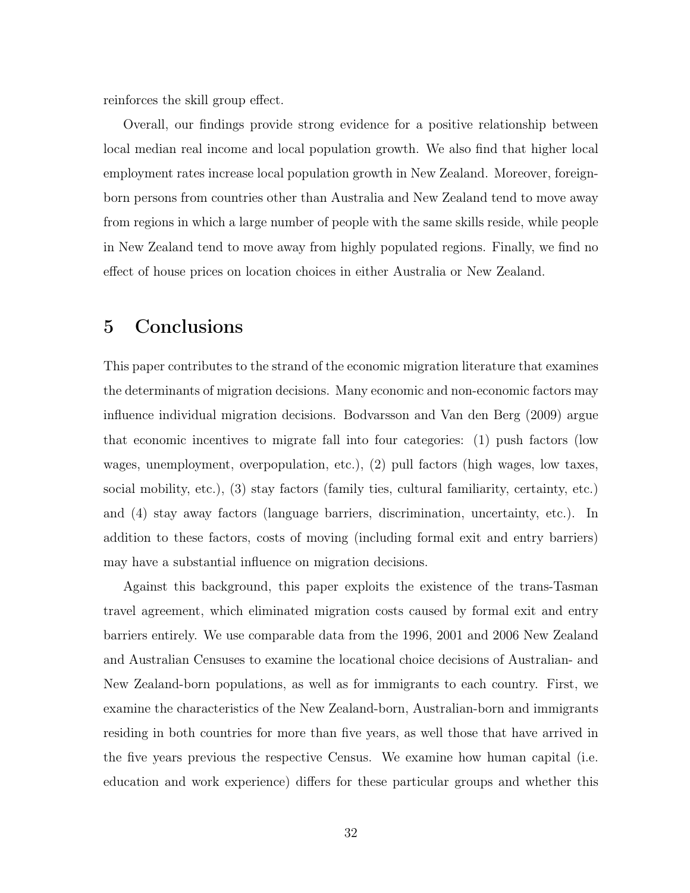reinforces the skill group effect.

Overall, our findings provide strong evidence for a positive relationship between local median real income and local population growth. We also find that higher local employment rates increase local population growth in New Zealand. Moreover, foreign-born persons from countries other than Australia and New Zealand tend to move away from regions in which a large number of people with the same skills reside, while people in New Zealand tend to move away from highly populated regions. Finally, we find no effect of house prices on location choices in either Australia or New Zealand.

## 5 Conclusions

This paper contributes to the strand of the economic migration literature that examines the determinants of migration decisions. Many economic and non-economic factors may influence individual migration decisions. Bodvarsson and Van den Berg (2009) argue that economic incentives to migrate fall into four categories: (1) push factors (low wages, unemployment, overpopulation, etc.), (2) pull factors (high wages, low taxes, social mobility, etc.), (3) stay factors (family ties, cultural familiarity, certainty, etc.) and (4) stay away factors (language barriers, discrimination, uncertainty, etc.). In addition to these factors, costs of moving (including formal exit and entry barriers) may have a substantial influence on migration decisions.

Against this background, this paper exploits the existence of the trans-Tasman travel agreement, which eliminated migration costs caused by formal exit and entry barriers entirely. We use comparable data from the 1996, 2001 and 2006 New Zealand and Australian Censuses to examine the locational choice decisions of Australian- and New Zealand-born populations, as well as for immigrants to each country. First, we examine the characteristics of the New Zealand-born, Australian-born and immigrants residing in both countries for more than five years, as well those that have arrived in the five years previous the respective Census. We examine how human capital (i.e. education and work experience) differs for these particular groups and whether this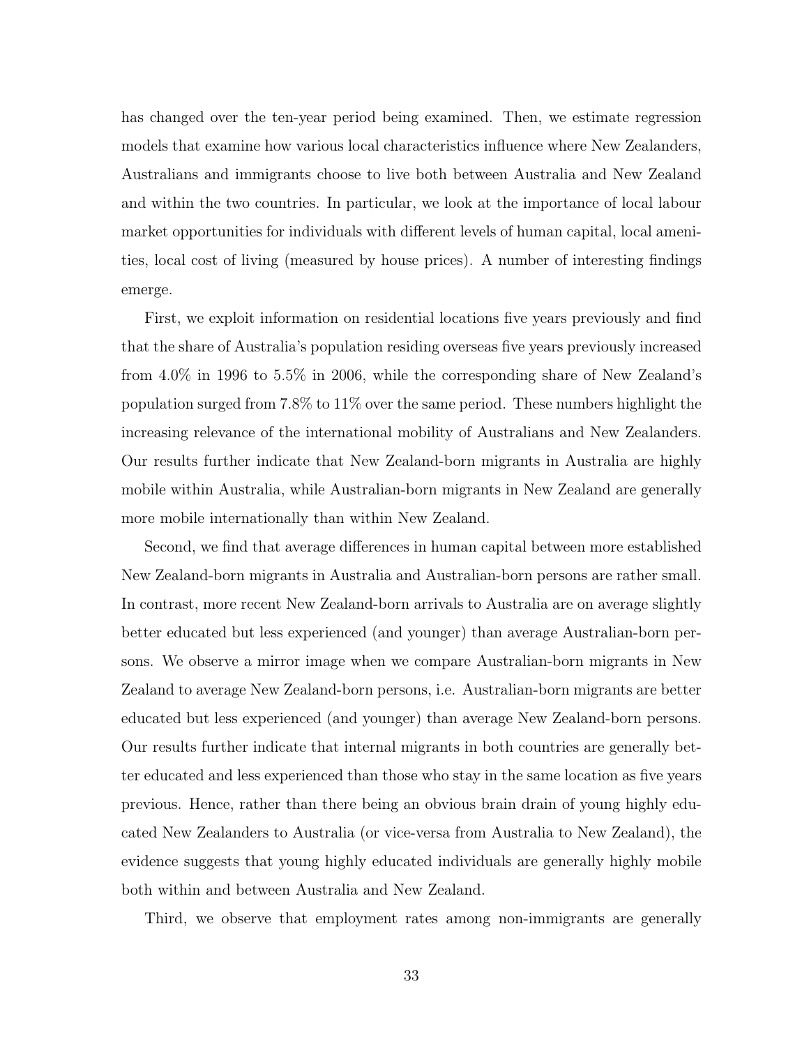has changed over the ten-year period being examined. Then, we estimate regression models that examine how various local characteristics influence where New Zealanders, Australians and immigrants choose to live both between Australia and New Zealand and within the two countries. In particular, we look at the importance of local labour market opportunities for individuals with different levels of human capital, local amenities, local cost of living (measured by house prices). A number of interesting findings emerge.

First, we exploit information on residential locations five years previously and find that the share of Australia's population residing overseas five years previously increased from 4.0% in 1996 to 5.5% in 2006, while the corresponding share of New Zealand's population surged from 7.8% to 11% over the same period. These numbers highlight the increasing relevance of the international mobility of Australians and New Zealanders. Our results further indicate that New Zealand-born migrants in Australia are highly mobile within Australia, while Australian-born migrants in New Zealand are generally more mobile internationally than within New Zealand.

Second, we find that average differences in human capital between more established New Zealand-born migrants in Australia and Australian-born persons are rather small. In contrast, more recent New Zealand-born arrivals to Australia are on average slightly better educated but less experienced (and younger) than average Australian-born persons. We observe a mirror image when we compare Australian-born migrants in New Zealand to average New Zealand-born persons, i.e. Australian-born migrants are better educated but less experienced (and younger) than average New Zealand-born persons. Our results further indicate that internal migrants in both countries are generally better educated and less experienced than those who stay in the same location as five years previous. Hence, rather than there being an obvious brain drain of young highly educated New Zealanders to Australia (or vice-versa from Australia to New Zealand), the evidence suggests that young highly educated individuals are generally highly mobile both within and between Australia and New Zealand.

Third, we observe that employment rates among non-immigrants are generally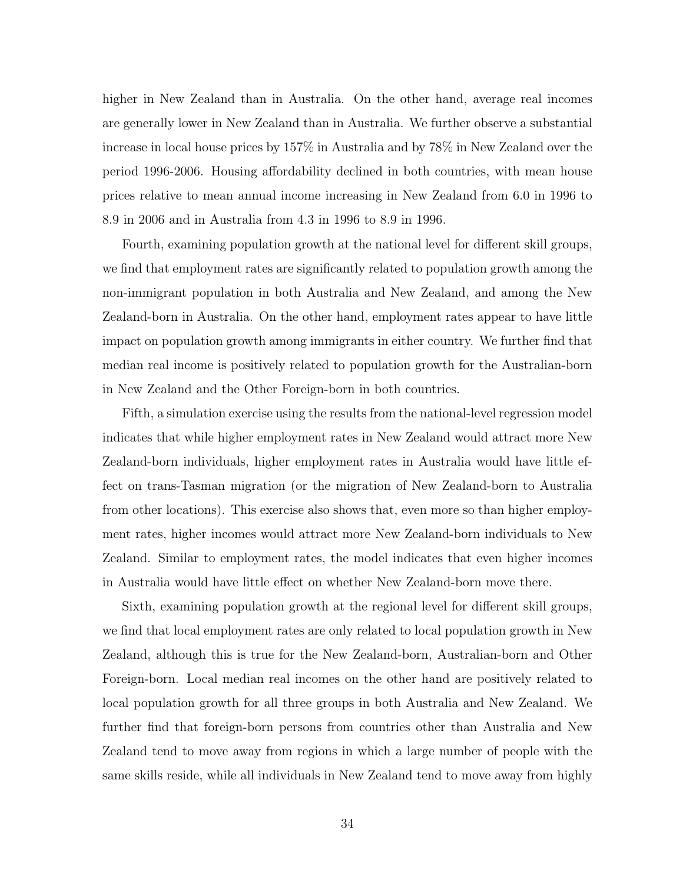higher in New Zealand than in Australia. On the other hand, average real incomes are generally lower in New Zealand than in Australia. We further observe a substantial increase in local house prices by 157% in Australia and by 78% in New Zealand over the period 1996-2006. Housing affordability declined in both countries, with mean house prices relative to mean annual income increasing in New Zealand from 6.0 in 1996 to 8.9 in 2006 and in Australia from 4.3 in 1996 to 8.9 in 1996.

Fourth, examining population growth at the national level for different skill groups, we find that employment rates are significantly related to population growth among the non-immigrant population in both Australia and New Zealand, and among the New Zealand-born in Australia. On the other hand, employment rates appear to have little impact on population growth among immigrants in either country. We further find that median real income is positively related to population growth for the Australian-born in New Zealand and the Other Foreign-born in both countries.

Fifth, a simulation exercise using the results from the national-level regression model indicates that while higher employment rates in New Zealand would attract more New Zealand-born individuals, higher employment rates in Australia would have little effect on trans-Tasman migration (or the migration of New Zealand-born to Australia from other locations). This exercise also shows that, even more so than higher employment rates, higher incomes would attract more New Zealand-born individuals to New Zealand. Similar to employment rates, the model indicates that even higher incomes in Australia would have little effect on whether New Zealand-born move there.

Sixth, examining population growth at the regional level for different skill groups, we find that local employment rates are only related to local population growth in New Zealand, although this is true for the New Zealand-born, Australian-born and Other Foreign-born. Local median real incomes on the other hand are positively related to local population growth for all three groups in both Australia and New Zealand. We further find that foreign-born persons from countries other than Australia and New Zealand tend to move away from regions in which a large number of people with the same skills reside, while all individuals in New Zealand tend to move away from highly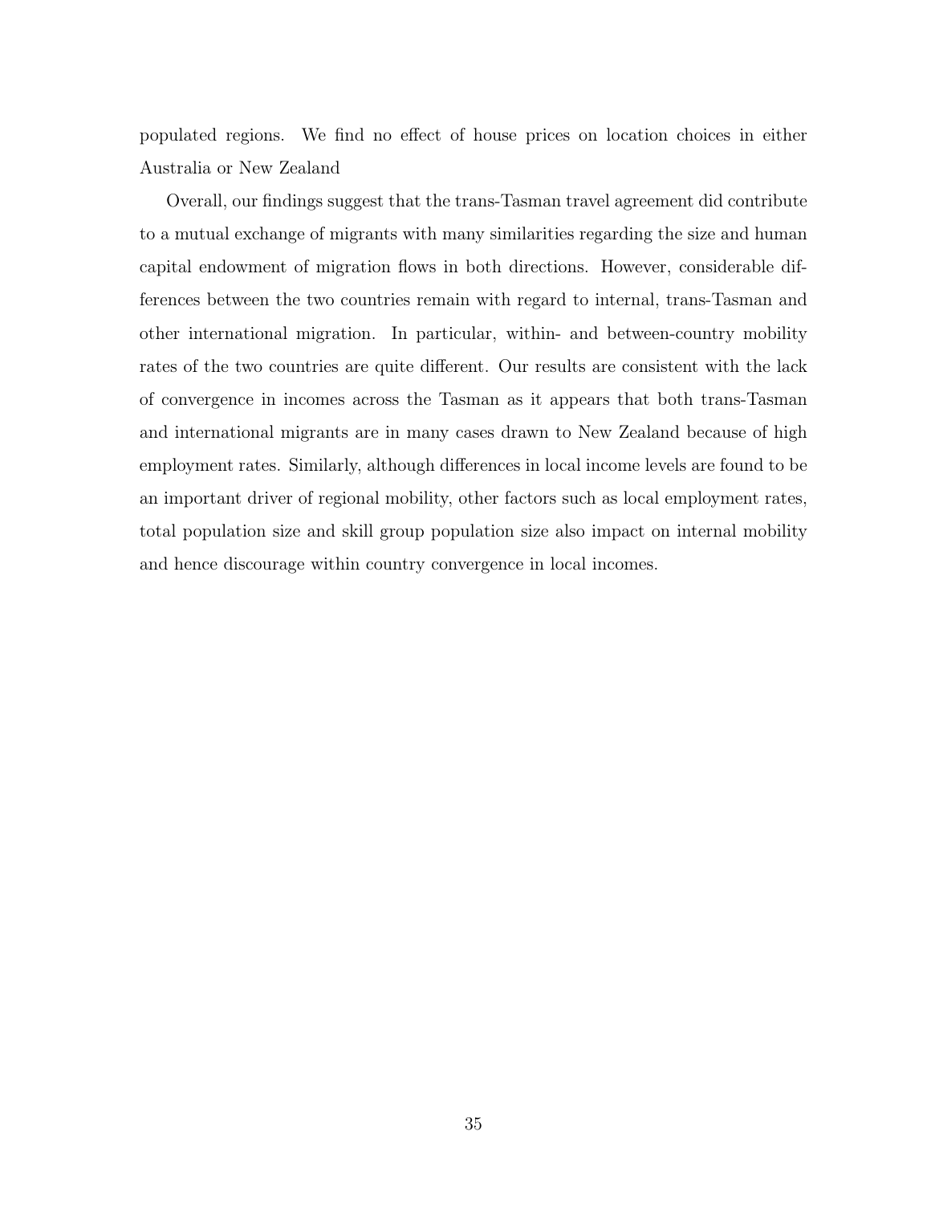populated regions. We find no effect of house prices on location choices in either Australia or New Zealand

Overall, our findings suggest that the trans-Tasman travel agreement did contribute to a mutual exchange of migrants with many similarities regarding the size and human capital endowment of migration flows in both directions. However, considerable differences between the two countries remain with regard to internal, trans-Tasman and other international migration. In particular, within- and between-country mobility rates of the two countries are quite different. Our results are consistent with the lack of convergence in incomes across the Tasman as it appears that both trans-Tasman and international migrants are in many cases drawn to New Zealand because of high employment rates. Similarly, although differences in local income levels are found to be an important driver of regional mobility, other factors such as local employment rates, total population size and skill group population size also impact on internal mobility and hence discourage within country convergence in local incomes.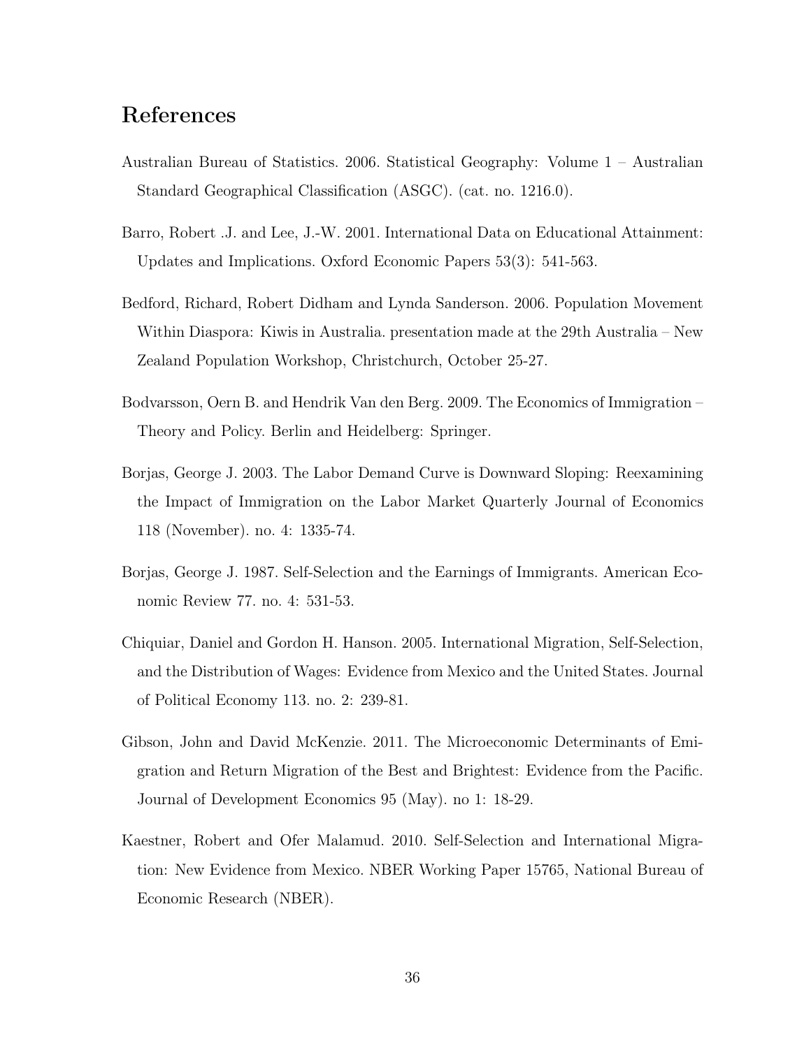## References

Australian Bureau of Statistics. 2006. Statistical Geography: Volume 1 – Australian Standard Geographical Classification (ASGC). (cat. no. 1216.0).

Barro, Robert .J. and Lee, J.-W. 2001. International Data on Educational Attainment: Updates and Implications. Oxford Economic Papers 53(3): 541-563.

Bedford, Richard, Robert Didham and Lynda Sanderson. 2006. Population Movement Within Diaspora: Kiwis in Australia. presentation made at the 29th Australia – New Zealand Population Workshop, Christchurch, October 25-27.

Bodvarsson, Oern B. and Hendrik Van den Berg. 2009. The Economics of Immigration – Theory and Policy. Berlin and Heidelberg: Springer.

Borjas, George J. 2003. The Labor Demand Curve is Downward Sloping: Reexamining the Impact of Immigration on the Labor Market Quarterly Journal of Economics 118 (November). no. 4: 1335-74.

Borjas, George J. 1987. Self-Selection and the Earnings of Immigrants. American Economic Review 77. no. 4: 531-53.

Chiquiar, Daniel and Gordon H. Hanson. 2005. International Migration, Self-Selection, and the Distribution of Wages: Evidence from Mexico and the United States. Journal of Political Economy 113. no. 2: 239-81.

Gibson, John and David McKenzie. 2011. The Microeconomic Determinants of Emigration and Return Migration of the Best and Brightest: Evidence from the Pacific. Journal of Development Economics 95 (May). no 1: 18-29.

Kaestner, Robert and Ofer Malamud. 2010. Self-Selection and International Migration: New Evidence from Mexico. NBER Working Paper 15765, National Bureau of Economic Research (NBER).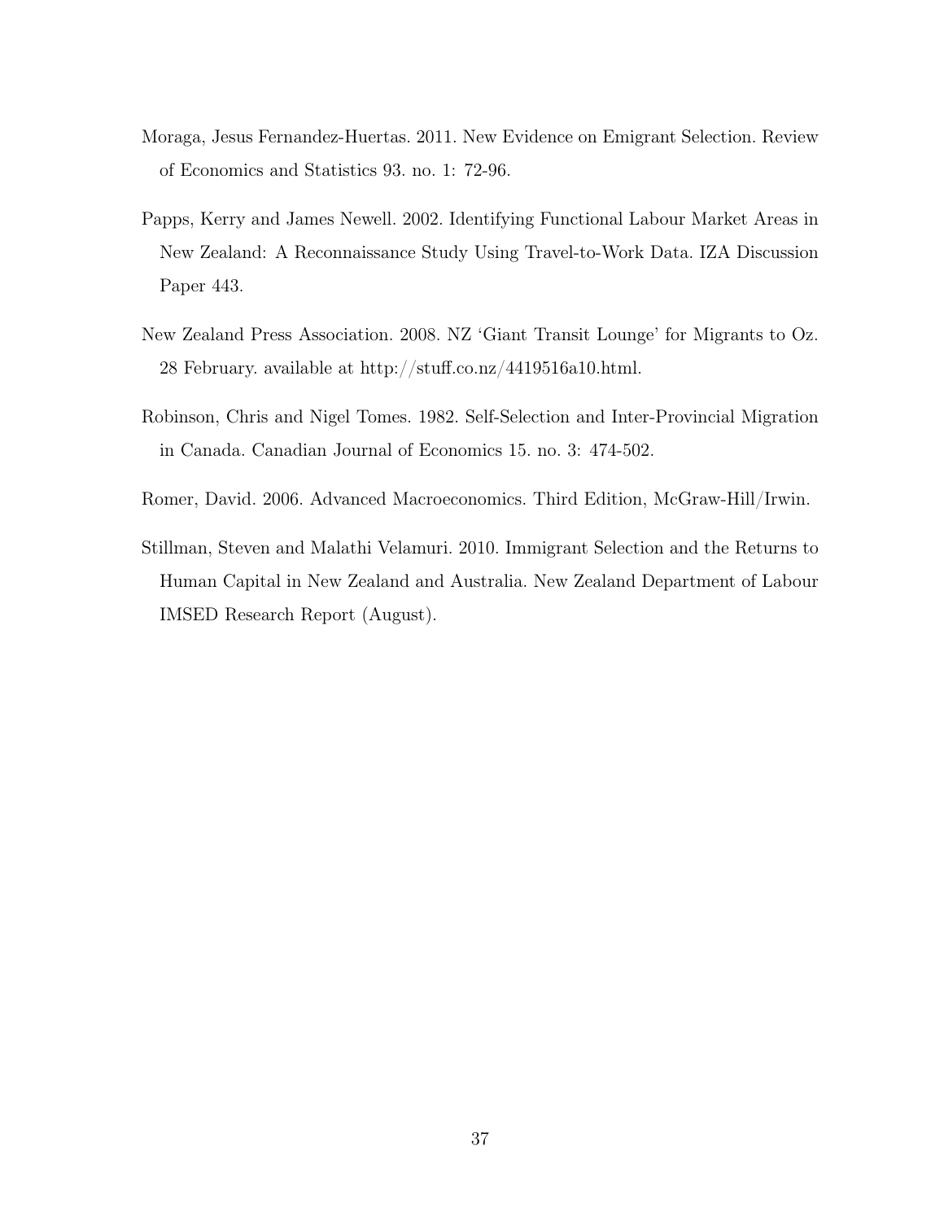Moraga, Jesus Fernandez-Huertas. 2011. New Evidence on Emigrant Selection. Review of Economics and Statistics 93. no. 1: 72-96.

Papps, Kerry and James Newell. 2002. Identifying Functional Labour Market Areas in New Zealand: A Reconnaissance Study Using Travel-to-Work Data. IZA Discussion Paper 443.

New Zealand Press Association. 2008. NZ 'Giant Transit Lounge' for Migrants to Oz. 28 February. available at http://stuff.co.nz/4419516a10.html.

Robinson, Chris and Nigel Tomes. 1982. Self-Selection and Inter-Provincial Migration in Canada. Canadian Journal of Economics 15. no. 3: 474-502.

Romer, David. 2006. Advanced Macroeconomics. Third Edition, McGraw-Hill/Irwin.

Stillman, Steven and Malathi Velamuri. 2010. Immigrant Selection and the Returns to Human Capital in New Zealand and Australia. New Zealand Department of Labour IMSED Research Report (August).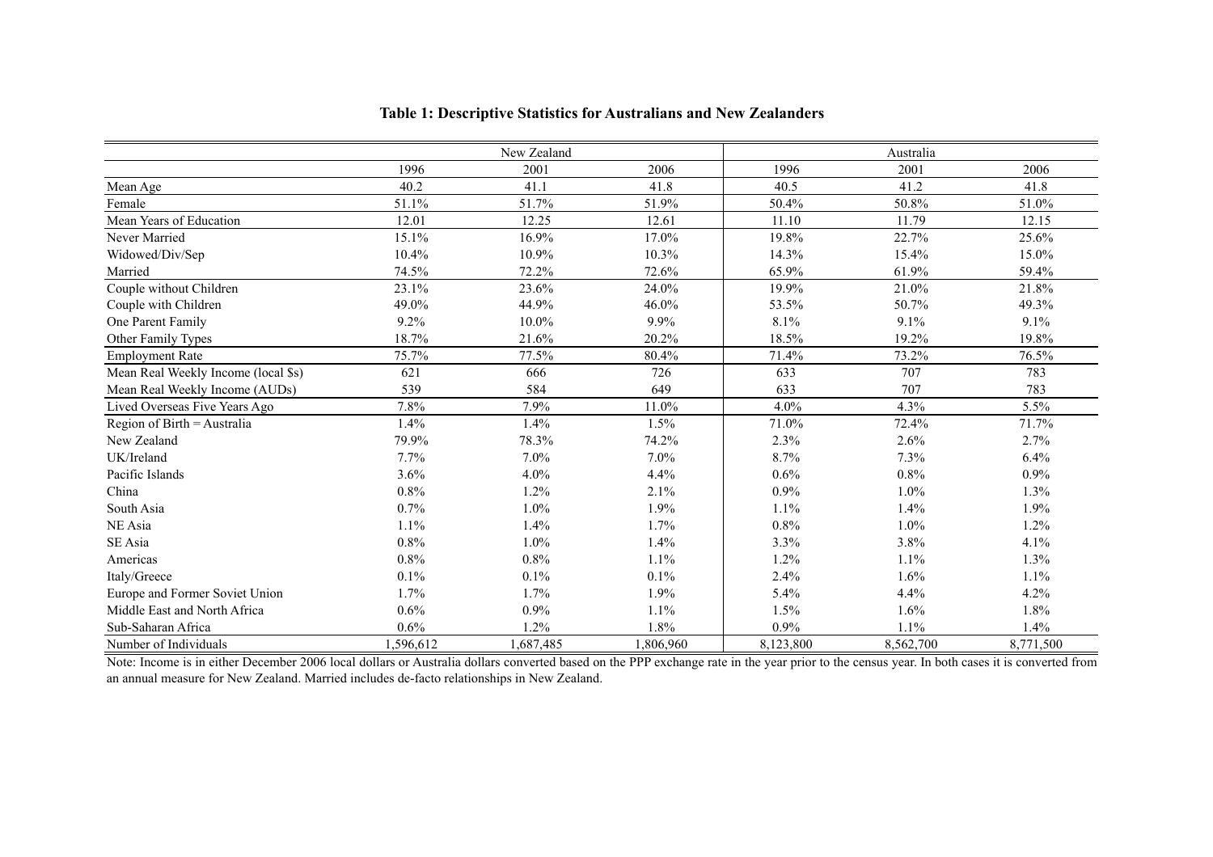**Table 1: Descriptive Statistics for Australians and New Zealanders**

| | New Zealand | | | Australia | | |
|---|---|---|---|---|---|---|
| | 1996 | 2001 | 2006 | 1996 | 2001 | 2006 |
| Mean Age | 40.2 | 41.1 | 41.8 | 40.5 | 41.2 | 41.8 |
| Female | 51.1% | 51.7% | 51.9% | 50.4% | 50.8% | 51.0% |
| Mean Years of Education | 12.01 | 12.25 | 12.61 | 11.10 | 11.79 | 12.15 |
| Never Married | 15.1% | 16.9% | 17.0% | 19.8% | 22.7% | 25.6% |
| Widowed/Div/Sep | 10.4% | 10.9% | 10.3% | 14.3% | 15.4% | 15.0% |
| Married | 74.5% | 72.2% | 72.6% | 65.9% | 61.9% | 59.4% |
| Couple without Children | 23.1% | 23.6% | 24.0% | 19.9% | 21.0% | 21.8% |
| Couple with Children | 49.0% | 44.9% | 46.0% | 53.5% | 50.7% | 49.3% |
| One Parent Family | 9.2% | 10.0% | 9.9% | 8.1% | 9.1% | 9.1% |
| Other Family Types | 18.7% | 21.6% | 20.2% | 18.5% | 19.2% | 19.8% |
| Employment Rate | 75.7% | 77.5% | 80.4% | 71.4% | 73.2% | 76.5% |
| Mean Real Weekly Income (local $s) | 621 | 666 | 726 | 633 | 707 | 783 |
| Mean Real Weekly Income (AUDs) | 539 | 584 | 649 | 633 | 707 | 783 |
| Lived Overseas Five Years Ago | 7.8% | 7.9% | 11.0% | 4.0% | 4.3% | 5.5% |
| Region of Birth = Australia | 1.4% | 1.4% | 1.5% | 71.0% | 72.4% | 71.7% |
| New Zealand | 79.9% | 78.3% | 74.2% | 2.3% | 2.6% | 2.7% |
| UK/Ireland | 7.7% | 7.0% | 7.0% | 8.7% | 7.3% | 6.4% |
| Pacific Islands | 3.6% | 4.0% | 4.4% | 0.6% | 0.8% | 0.9% |
| China | 0.8% | 1.2% | 2.1% | 0.9% | 1.0% | 1.3% |
| South Asia | 0.7% | 1.0% | 1.9% | 1.1% | 1.4% | 1.9% |
| NE Asia | 1.1% | 1.4% | 1.7% | 0.8% | 1.0% | 1.2% |
| SE Asia | 0.8% | 1.0% | 1.4% | 3.3% | 3.8% | 4.1% |
| Americas | 0.8% | 0.8% | 1.1% | 1.2% | 1.1% | 1.3% |
| Italy/Greece | 0.1% | 0.1% | 0.1% | 2.4% | 1.6% | 1.1% |
| Europe and Former Soviet Union | 1.7% | 1.7% | 1.9% | 5.4% | 4.4% | 4.2% |
| Middle East and North Africa | 0.6% | 0.9% | 1.1% | 1.5% | 1.6% | 1.8% |
| Sub-Saharan Africa | 0.6% | 1.2% | 1.8% | 0.9% | 1.1% | 1.4% |
| Number of Individuals | 1,596,612 | 1,687,485 | 1,806,960 | 8,123,800 | 8,562,700 | 8,771,500 |

Note: Income is in either December 2006 local dollars or Australia dollars converted based on the PPP exchange rate in the year prior to the census year. In both cases it is converted from an annual measure for New Zealand. Married includes de-facto relationships in New Zealand.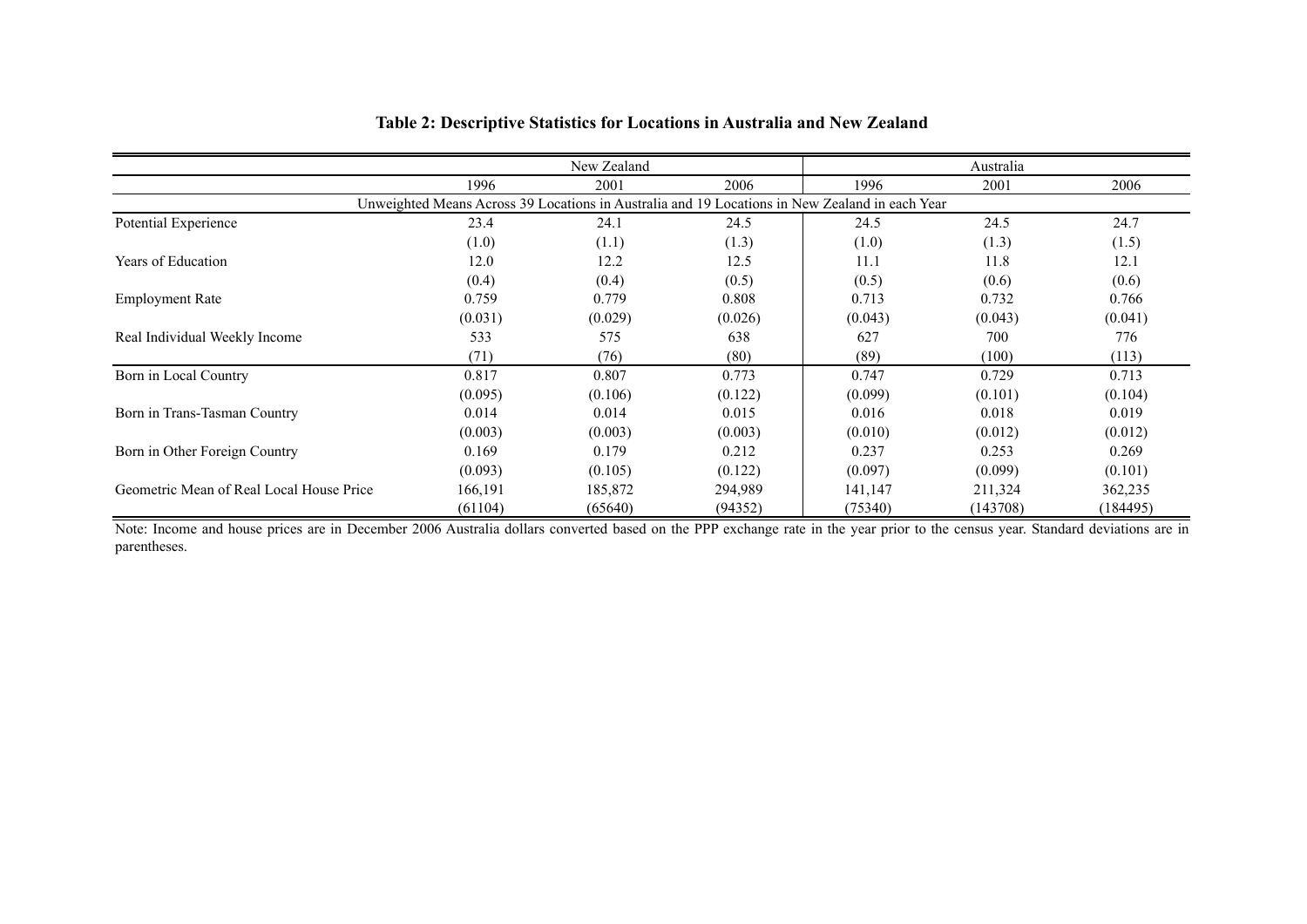**Table 2: Descriptive Statistics for Locations in Australia and New Zealand**

| | New Zealand | | | Australia | | |
|---|---|---|---|---|---|---|
| | 1996 | 2001 | 2006 | 1996 | 2001 | 2006 |
| Unweighted Means Across 39 Locations in Australia and 19 Locations in New Zealand in each Year | | | | | | |
| Potential Experience | 23.4 | 24.1 | 24.5 | 24.5 | 24.5 | 24.7 |
| | (1.0) | (1.1) | (1.3) | (1.0) | (1.3) | (1.5) |
| Years of Education | 12.0 | 12.2 | 12.5 | 11.1 | 11.8 | 12.1 |
| | (0.4) | (0.4) | (0.5) | (0.5) | (0.6) | (0.6) |
| Employment Rate | 0.759 | 0.779 | 0.808 | 0.713 | 0.732 | 0.766 |
| | (0.031) | (0.029) | (0.026) | (0.043) | (0.043) | (0.041) |
| Real Individual Weekly Income | 533 | 575 | 638 | 627 | 700 | 776 |
| | (71) | (76) | (80) | (89) | (100) | (113) |
| Born in Local Country | 0.817 | 0.807 | 0.773 | 0.747 | 0.729 | 0.713 |
| | (0.095) | (0.106) | (0.122) | (0.099) | (0.101) | (0.104) |
| Born in Trans-Tasman Country | 0.014 | 0.014 | 0.015 | 0.016 | 0.018 | 0.019 |
| | (0.003) | (0.003) | (0.003) | (0.010) | (0.012) | (0.012) |
| Born in Other Foreign Country | 0.169 | 0.179 | 0.212 | 0.237 | 0.253 | 0.269 |
| | (0.093) | (0.105) | (0.122) | (0.097) | (0.099) | (0.101) |
| Geometric Mean of Real Local House Price | 166,191 | 185,872 | 294,989 | 141,147 | 211,324 | 362,235 |
| | (61104) | (65640) | (94352) | (75340) | (143708) | (184495) |

Note: Income and house prices are in December 2006 Australia dollars converted based on the PPP exchange rate in the year prior to the census year. Standard deviations are in parentheses.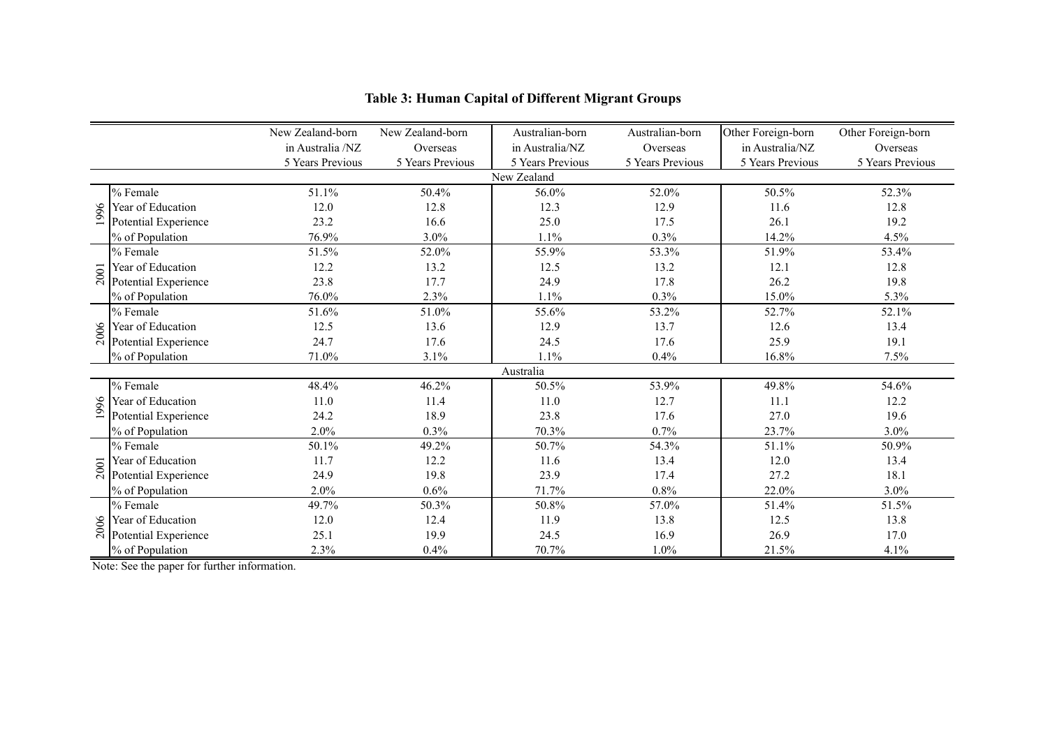**Table 3: Human Capital of Different Migrant Groups**

| | | New Zealand-born in Australia /NZ 5 Years Previous | New Zealand-born Overseas 5 Years Previous | Australian-born in Australia/NZ 5 Years Previous | Australian-born Overseas 5 Years Previous | Other Foreign-born in Australia/NZ 5 Years Previous | Other Foreign-born Overseas 5 Years Previous |
|---|---|---|---|---|---|---|---|
| **New Zealand** | | | | | | | |
| 1996 | % Female | 51.1% | 50.4% | 56.0% | 52.0% | 50.5% | 52.3% |
| | Year of Education | 12.0 | 12.8 | 12.3 | 12.9 | 11.6 | 12.8 |
| | Potential Experience | 23.2 | 16.6 | 25.0 | 17.5 | 26.1 | 19.2 |
| | % of Population | 76.9% | 3.0% | 1.1% | 0.3% | 14.2% | 4.5% |
| 2001 | % Female | 51.5% | 52.0% | 55.9% | 53.3% | 51.9% | 53.4% |
| | Year of Education | 12.2 | 13.2 | 12.5 | 13.2 | 12.1 | 12.8 |
| | Potential Experience | 23.8 | 17.7 | 24.9 | 17.8 | 26.2 | 19.8 |
| | % of Population | 76.0% | 2.3% | 1.1% | 0.3% | 15.0% | 5.3% |
| 2006 | % Female | 51.6% | 51.0% | 55.6% | 53.2% | 52.7% | 52.1% |
| | Year of Education | 12.5 | 13.6 | 12.9 | 13.7 | 12.6 | 13.4 |
| | Potential Experience | 24.7 | 17.6 | 24.5 | 17.6 | 25.9 | 19.1 |
| | % of Population | 71.0% | 3.1% | 1.1% | 0.4% | 16.8% | 7.5% |
| **Australia** | | | | | | | |
| 1996 | % Female | 48.4% | 46.2% | 50.5% | 53.9% | 49.8% | 54.6% |
| | Year of Education | 11.0 | 11.4 | 11.0 | 12.7 | 11.1 | 12.2 |
| | Potential Experience | 24.2 | 18.9 | 23.8 | 17.6 | 27.0 | 19.6 |
| | % of Population | 2.0% | 0.3% | 70.3% | 0.7% | 23.7% | 3.0% |
| 2001 | % Female | 50.1% | 49.2% | 50.7% | 54.3% | 51.1% | 50.9% |
| | Year of Education | 11.7 | 12.2 | 11.6 | 13.4 | 12.0 | 13.4 |
| | Potential Experience | 24.9 | 19.8 | 23.9 | 17.4 | 27.2 | 18.1 |
| | % of Population | 2.0% | 0.6% | 71.7% | 0.8% | 22.0% | 3.0% |
| 2006 | % Female | 49.7% | 50.3% | 50.8% | 57.0% | 51.4% | 51.5% |
| | Year of Education | 12.0 | 12.4 | 11.9 | 13.8 | 12.5 | 13.8 |
| | Potential Experience | 25.1 | 19.9 | 24.5 | 16.9 | 26.9 | 17.0 |
| | % of Population | 2.3% | 0.4% | 70.7% | 1.0% | 21.5% | 4.1% |

Note: See the paper for further information.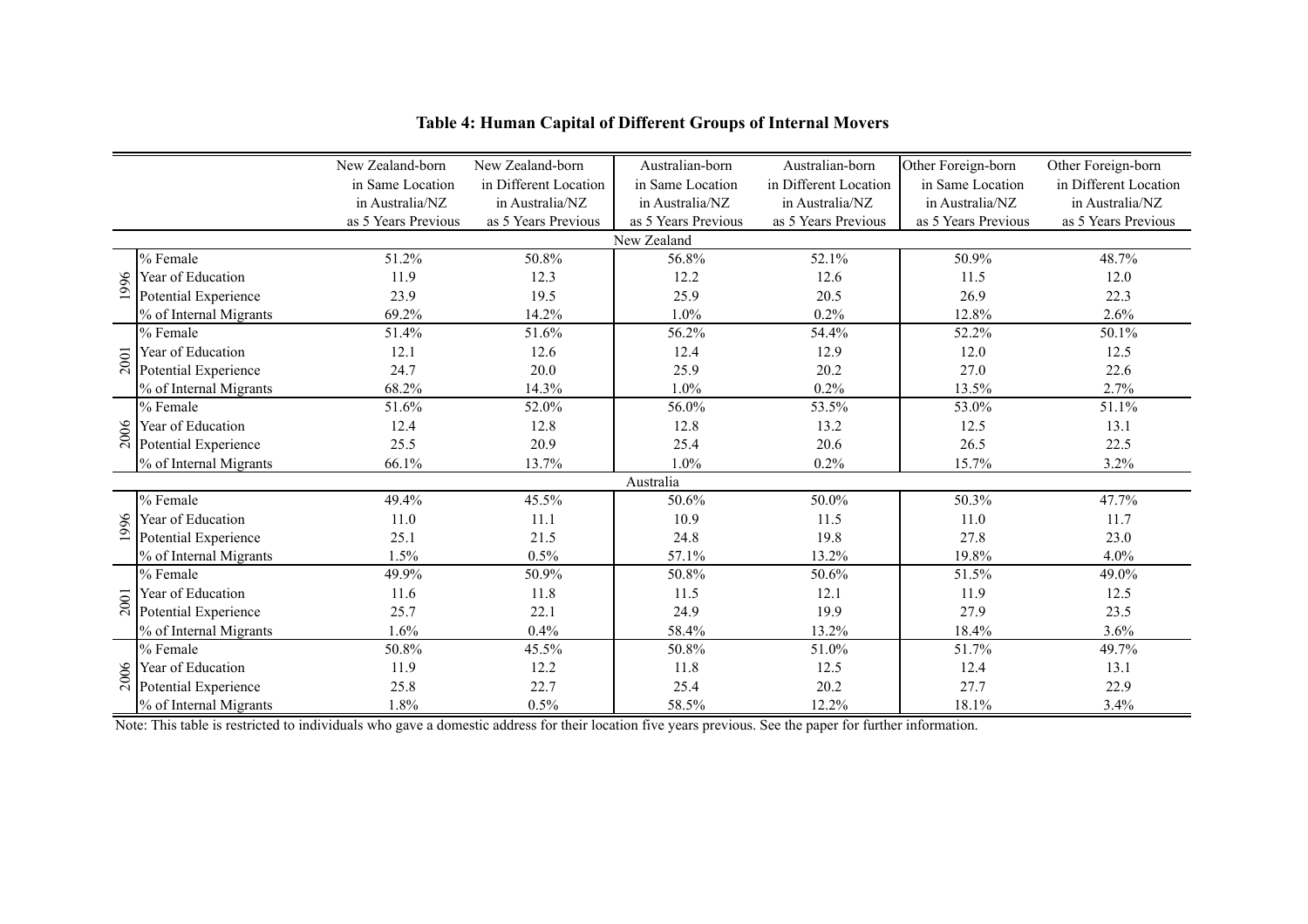# Table 4: Human Capital of Different Groups of Internal Movers

| | | New Zealand-born in Same Location in Australia/NZ as 5 Years Previous | New Zealand-born in Different Location in Australia/NZ as 5 Years Previous | Australian-born in Same Location in Australia/NZ as 5 Years Previous | Australian-born in Different Location in Australia/NZ as 5 Years Previous | Other Foreign-born in Same Location in Australia/NZ as 5 Years Previous | Other Foreign-born in Different Location in Australia/NZ as 5 Years Previous |
|---|---|---|---|---|---|---|---|
| **New Zealand** | | | | | | | |
| 1996 | % Female | 51.2% | 50.8% | 56.8% | 52.1% | 50.9% | 48.7% |
| | Year of Education | 11.9 | 12.3 | 12.2 | 12.6 | 11.5 | 12.0 |
| | Potential Experience | 23.9 | 19.5 | 25.9 | 20.5 | 26.9 | 22.3 |
| | % of Internal Migrants | 69.2% | 14.2% | 1.0% | 0.2% | 12.8% | 2.6% |
| 2001 | % Female | 51.4% | 51.6% | 56.2% | 54.4% | 52.2% | 50.1% |
| | Year of Education | 12.1 | 12.6 | 12.4 | 12.9 | 12.0 | 12.5 |
| | Potential Experience | 24.7 | 20.0 | 25.9 | 20.2 | 27.0 | 22.6 |
| | % of Internal Migrants | 68.2% | 14.3% | 1.0% | 0.2% | 13.5% | 2.7% |
| 2006 | % Female | 51.6% | 52.0% | 56.0% | 53.5% | 53.0% | 51.1% |
| | Year of Education | 12.4 | 12.8 | 12.8 | 13.2 | 12.5 | 13.1 |
| | Potential Experience | 25.5 | 20.9 | 25.4 | 20.6 | 26.5 | 22.5 |
| | % of Internal Migrants | 66.1% | 13.7% | 1.0% | 0.2% | 15.7% | 3.2% |
| **Australia** | | | | | | | |
| 1996 | % Female | 49.4% | 45.5% | 50.6% | 50.0% | 50.3% | 47.7% |
| | Year of Education | 11.0 | 11.1 | 10.9 | 11.5 | 11.0 | 11.7 |
| | Potential Experience | 25.1 | 21.5 | 24.8 | 19.8 | 27.8 | 23.0 |
| | % of Internal Migrants | 1.5% | 0.5% | 57.1% | 13.2% | 19.8% | 4.0% |
| 2001 | % Female | 49.9% | 50.9% | 50.8% | 50.6% | 51.5% | 49.0% |
| | Year of Education | 11.6 | 11.8 | 11.5 | 12.1 | 11.9 | 12.5 |
| | Potential Experience | 25.7 | 22.1 | 24.9 | 19.9 | 27.9 | 23.5 |
| | % of Internal Migrants | 1.6% | 0.4% | 58.4% | 13.2% | 18.4% | 3.6% |
| 2006 | % Female | 50.8% | 45.5% | 50.8% | 51.0% | 51.7% | 49.7% |
| | Year of Education | 11.9 | 12.2 | 11.8 | 12.5 | 12.4 | 13.1 |
| | Potential Experience | 25.8 | 22.7 | 25.4 | 20.2 | 27.7 | 22.9 |
| | % of Internal Migrants | 1.8% | 0.5% | 58.5% | 12.2% | 18.1% | 3.4% |

Note: This table is restricted to individuals who gave a domestic address for their location five years previous. See the paper for further information.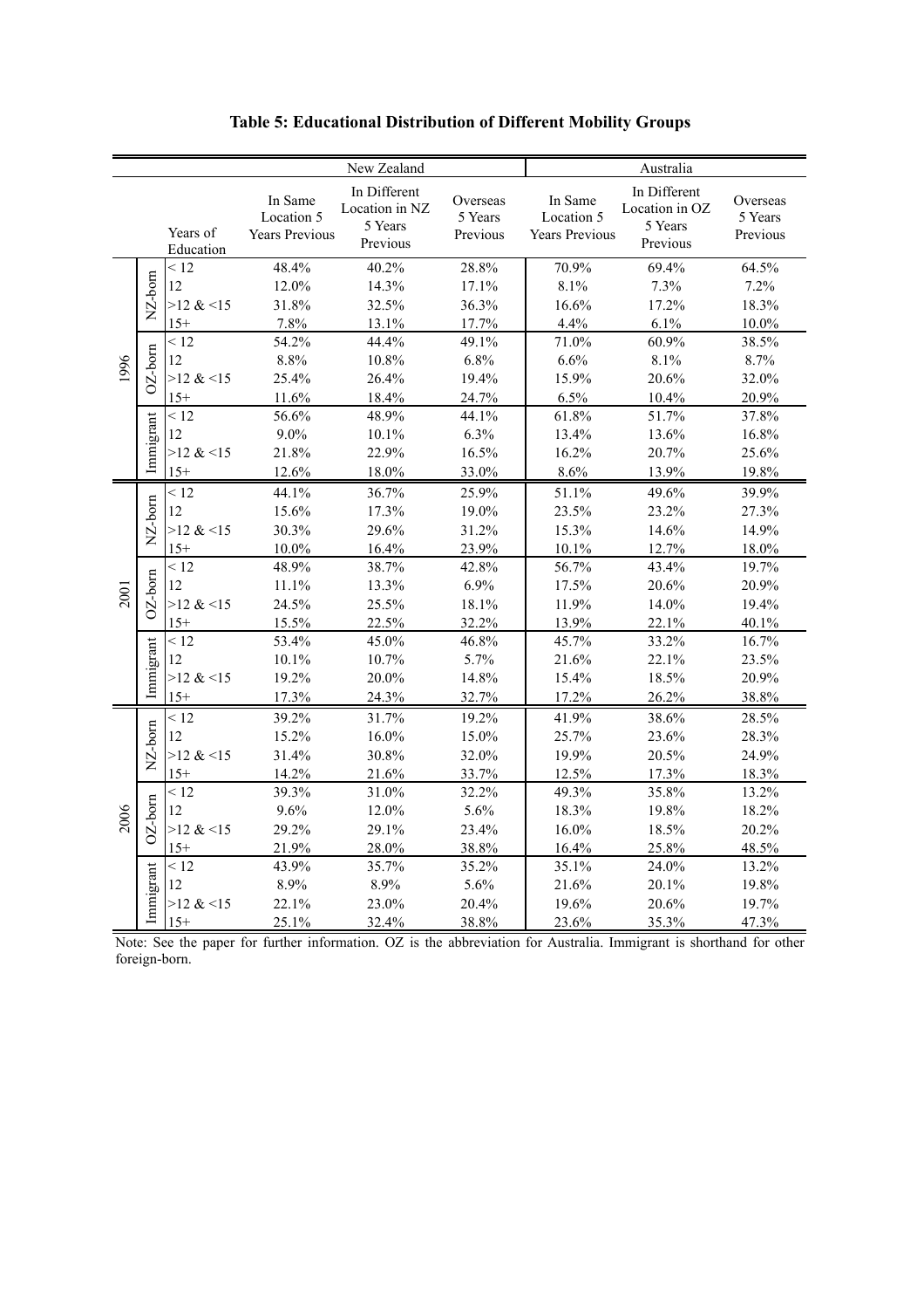**Table 5: Educational Distribution of Different Mobility Groups**

| | | | New Zealand | | | Australia | | |
|---|---|---|---|---|---|---|---|---|
| | | Years of Education | In Same Location 5 Years Previous | In Different Location in NZ 5 Years Previous | Overseas 5 Years Previous | In Same Location 5 Years Previous | In Different Location in OZ 5 Years Previous | Overseas 5 Years Previous |
| 1996 | NZ-born | < 12 | 48.4% | 40.2% | 28.8% | 70.9% | 69.4% | 64.5% |
| | | 12 | 12.0% | 14.3% | 17.1% | 8.1% | 7.3% | 7.2% |
| | | >12 & <15 | 31.8% | 32.5% | 36.3% | 16.6% | 17.2% | 18.3% |
| | | 15+ | 7.8% | 13.1% | 17.7% | 4.4% | 6.1% | 10.0% |
| | OZ-born | < 12 | 54.2% | 44.4% | 49.1% | 71.0% | 60.9% | 38.5% |
| | | 12 | 8.8% | 10.8% | 6.8% | 6.6% | 8.1% | 8.7% |
| | | >12 & <15 | 25.4% | 26.4% | 19.4% | 15.9% | 20.6% | 32.0% |
| | | 15+ | 11.6% | 18.4% | 24.7% | 6.5% | 10.4% | 20.9% |
| | Immigrant | < 12 | 56.6% | 48.9% | 44.1% | 61.8% | 51.7% | 37.8% |
| | | 12 | 9.0% | 10.1% | 6.3% | 13.4% | 13.6% | 16.8% |
| | | >12 & <15 | 21.8% | 22.9% | 16.5% | 16.2% | 20.7% | 25.6% |
| | | 15+ | 12.6% | 18.0% | 33.0% | 8.6% | 13.9% | 19.8% |
| 2001 | NZ-born | < 12 | 44.1% | 36.7% | 25.9% | 51.1% | 49.6% | 39.9% |
| | | 12 | 15.6% | 17.3% | 19.0% | 23.5% | 23.2% | 27.3% |
| | | >12 & <15 | 30.3% | 29.6% | 31.2% | 15.3% | 14.6% | 14.9% |
| | | 15+ | 10.0% | 16.4% | 23.9% | 10.1% | 12.7% | 18.0% |
| | OZ-born | < 12 | 48.9% | 38.7% | 42.8% | 56.7% | 43.4% | 19.7% |
| | | 12 | 11.1% | 13.3% | 6.9% | 17.5% | 20.6% | 20.9% |
| | | >12 & <15 | 24.5% | 25.5% | 18.1% | 11.9% | 14.0% | 19.4% |
| | | 15+ | 15.5% | 22.5% | 32.2% | 13.9% | 22.1% | 40.1% |
| | Immigrant | < 12 | 53.4% | 45.0% | 46.8% | 45.7% | 33.2% | 16.7% |
| | | 12 | 10.1% | 10.7% | 5.7% | 21.6% | 22.1% | 23.5% |
| | | >12 & <15 | 19.2% | 20.0% | 14.8% | 15.4% | 18.5% | 20.9% |
| | | 15+ | 17.3% | 24.3% | 32.7% | 17.2% | 26.2% | 38.8% |
| 2006 | NZ-born | < 12 | 39.2% | 31.7% | 19.2% | 41.9% | 38.6% | 28.5% |
| | | 12 | 15.2% | 16.0% | 15.0% | 25.7% | 23.6% | 28.3% |
| | | >12 & <15 | 31.4% | 30.8% | 32.0% | 19.9% | 20.5% | 24.9% |
| | | 15+ | 14.2% | 21.6% | 33.7% | 12.5% | 17.3% | 18.3% |
| | OZ-born | < 12 | 39.3% | 31.0% | 32.2% | 49.3% | 35.8% | 13.2% |
| | | 12 | 9.6% | 12.0% | 5.6% | 18.3% | 19.8% | 18.2% |
| | | >12 & <15 | 29.2% | 29.1% | 23.4% | 16.0% | 18.5% | 20.2% |
| | | 15+ | 21.9% | 28.0% | 38.8% | 16.4% | 25.8% | 48.5% |
| | Immigrant | < 12 | 43.9% | 35.7% | 35.2% | 35.1% | 24.0% | 13.2% |
| | | 12 | 8.9% | 8.9% | 5.6% | 21.6% | 20.1% | 19.8% |
| | | >12 & <15 | 22.1% | 23.0% | 20.4% | 19.6% | 20.6% | 19.7% |
| | | 15+ | 25.1% | 32.4% | 38.8% | 23.6% | 35.3% | 47.3% |

Note: See the paper for further information. OZ is the abbreviation for Australia. Immigrant is shorthand for other foreign-born.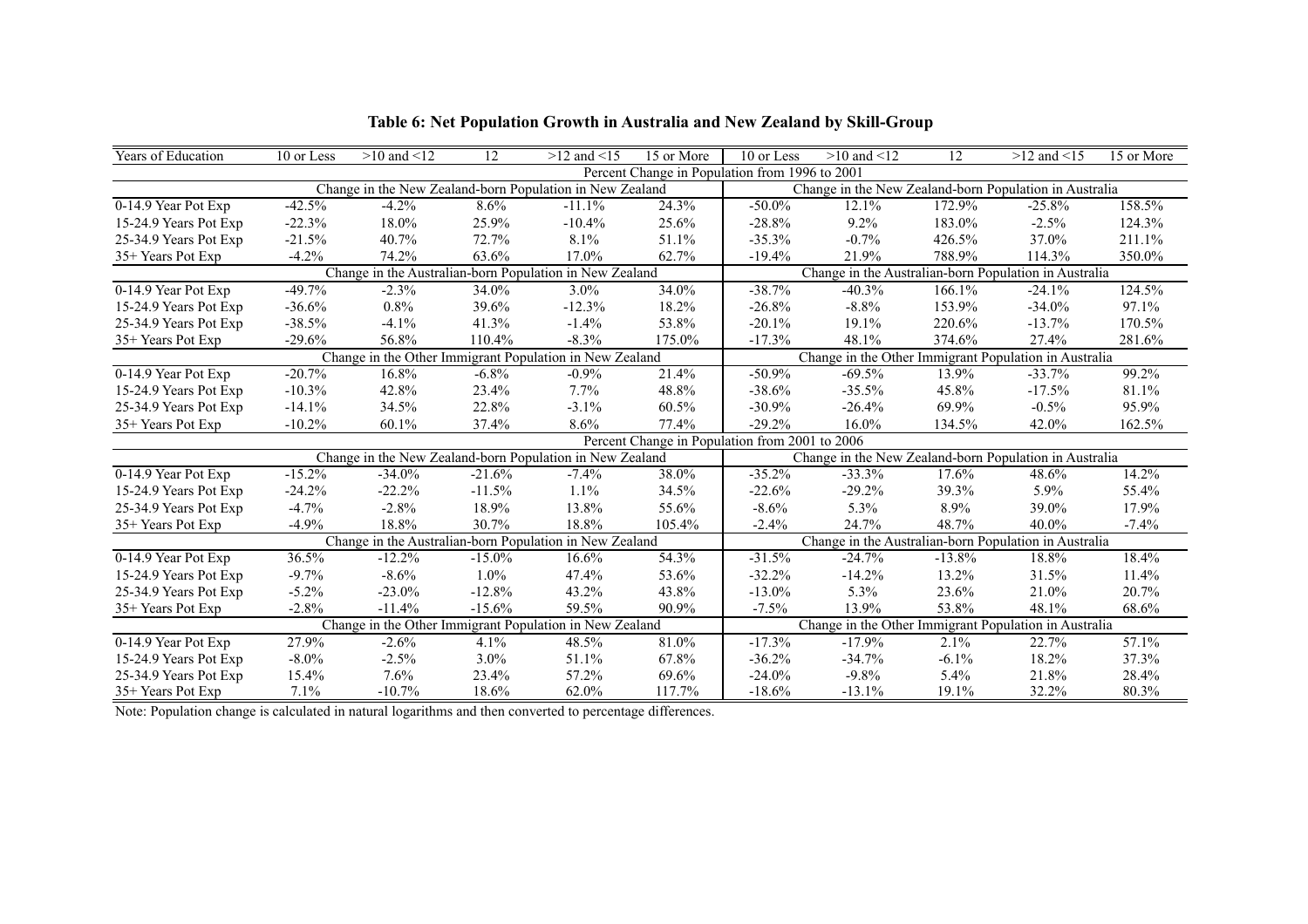**Table 6: Net Population Growth in Australia and New Zealand by Skill-Group**

| Years of Education | 10 or Less | >10 and <12 | 12 | >12 and <15 | 15 or More | 10 or Less | >10 and <12 | 12 | >12 and <15 | 15 or More |
|---|---|---|---|---|---|---|---|---|---|---|
| Percent Change in Population from 1996 to 2001 | | | | | | | | | | |
| | Change in the New Zealand-born Population in New Zealand | | | | | Change in the New Zealand-born Population in Australia | | | | |
| 0-14.9 Year Pot Exp | -42.5% | -4.2% | 8.6% | -11.1% | 24.3% | -50.0% | 12.1% | 172.9% | -25.8% | 158.5% |
| 15-24.9 Years Pot Exp | -22.3% | 18.0% | 25.9% | -10.4% | 25.6% | -28.8% | 9.2% | 183.0% | -2.5% | 124.3% |
| 25-34.9 Years Pot Exp | -21.5% | 40.7% | 72.7% | 8.1% | 51.1% | -35.3% | -0.7% | 426.5% | 37.0% | 211.1% |
| 35+ Years Pot Exp | -4.2% | 74.2% | 63.6% | 17.0% | 62.7% | -19.4% | 21.9% | 788.9% | 114.3% | 350.0% |
| | Change in the Australian-born Population in New Zealand | | | | | Change in the Australian-born Population in Australia | | | | |
| 0-14.9 Year Pot Exp | -49.7% | -2.3% | 34.0% | 3.0% | 34.0% | -38.7% | -40.3% | 166.1% | -24.1% | 124.5% |
| 15-24.9 Years Pot Exp | -36.6% | 0.8% | 39.6% | -12.3% | 18.2% | -26.8% | -8.8% | 153.9% | -34.0% | 97.1% |
| 25-34.9 Years Pot Exp | -38.5% | -4.1% | 41.3% | -1.4% | 53.8% | -20.1% | 19.1% | 220.6% | -13.7% | 170.5% |
| 35+ Years Pot Exp | -29.6% | 56.8% | 110.4% | -8.3% | 175.0% | -17.3% | 48.1% | 374.6% | 27.4% | 281.6% |
| | Change in the Other Immigrant Population in New Zealand | | | | | Change in the Other Immigrant Population in Australia | | | | |
| 0-14.9 Year Pot Exp | -20.7% | 16.8% | -6.8% | -0.9% | 21.4% | -50.9% | -69.5% | 13.9% | -33.7% | 99.2% |
| 15-24.9 Years Pot Exp | -10.3% | 42.8% | 23.4% | 7.7% | 48.8% | -38.6% | -35.5% | 45.8% | -17.5% | 81.1% |
| 25-34.9 Years Pot Exp | -14.1% | 34.5% | 22.8% | -3.1% | 60.5% | -30.9% | -26.4% | 69.9% | -0.5% | 95.9% |
| 35+ Years Pot Exp | -10.2% | 60.1% | 37.4% | 8.6% | 77.4% | -29.2% | 16.0% | 134.5% | 42.0% | 162.5% |
| Percent Change in Population from 2001 to 2006 | | | | | | | | | | |
| | Change in the New Zealand-born Population in New Zealand | | | | | Change in the New Zealand-born Population in Australia | | | | |
| 0-14.9 Year Pot Exp | -15.2% | -34.0% | -21.6% | -7.4% | 38.0% | -35.2% | -33.3% | 17.6% | 48.6% | 14.2% |
| 15-24.9 Years Pot Exp | -24.2% | -22.2% | -11.5% | 1.1% | 34.5% | -22.6% | -29.2% | 39.3% | 5.9% | 55.4% |
| 25-34.9 Years Pot Exp | -4.7% | -2.8% | 18.9% | 13.8% | 55.6% | -8.6% | 5.3% | 8.9% | 39.0% | 17.9% |
| 35+ Years Pot Exp | -4.9% | 18.8% | 30.7% | 18.8% | 105.4% | -2.4% | 24.7% | 48.7% | 40.0% | -7.4% |
| | Change in the Australian-born Population in New Zealand | | | | | Change in the Australian-born Population in Australia | | | | |
| 0-14.9 Year Pot Exp | 36.5% | -12.2% | -15.0% | 16.6% | 54.3% | -31.5% | -24.7% | -13.8% | 18.8% | 18.4% |
| 15-24.9 Years Pot Exp | -9.7% | -8.6% | 1.0% | 47.4% | 53.6% | -32.2% | -14.2% | 13.2% | 31.5% | 11.4% |
| 25-34.9 Years Pot Exp | -5.2% | -23.0% | -12.8% | 43.2% | 43.8% | -13.0% | 5.3% | 23.6% | 21.0% | 20.7% |
| 35+ Years Pot Exp | -2.8% | -11.4% | -15.6% | 59.5% | 90.9% | -7.5% | 13.9% | 53.8% | 48.1% | 68.6% |
| | Change in the Other Immigrant Population in New Zealand | | | | | Change in the Other Immigrant Population in Australia | | | | |
| 0-14.9 Year Pot Exp | 27.9% | -2.6% | 4.1% | 48.5% | 81.0% | -17.3% | -17.9% | 2.1% | 22.7% | 57.1% |
| 15-24.9 Years Pot Exp | -8.0% | -2.5% | 3.0% | 51.1% | 67.8% | -36.2% | -34.7% | -6.1% | 18.2% | 37.3% |
| 25-34.9 Years Pot Exp | 15.4% | 7.6% | 23.4% | 57.2% | 69.6% | -24.0% | -9.8% | 5.4% | 21.8% | 28.4% |
| 35+ Years Pot Exp | 7.1% | -10.7% | 18.6% | 62.0% | 117.7% | -18.6% | -13.1% | 19.1% | 32.2% | 80.3% |

Note: Population change is calculated in natural logarithms and then converted to percentage differences.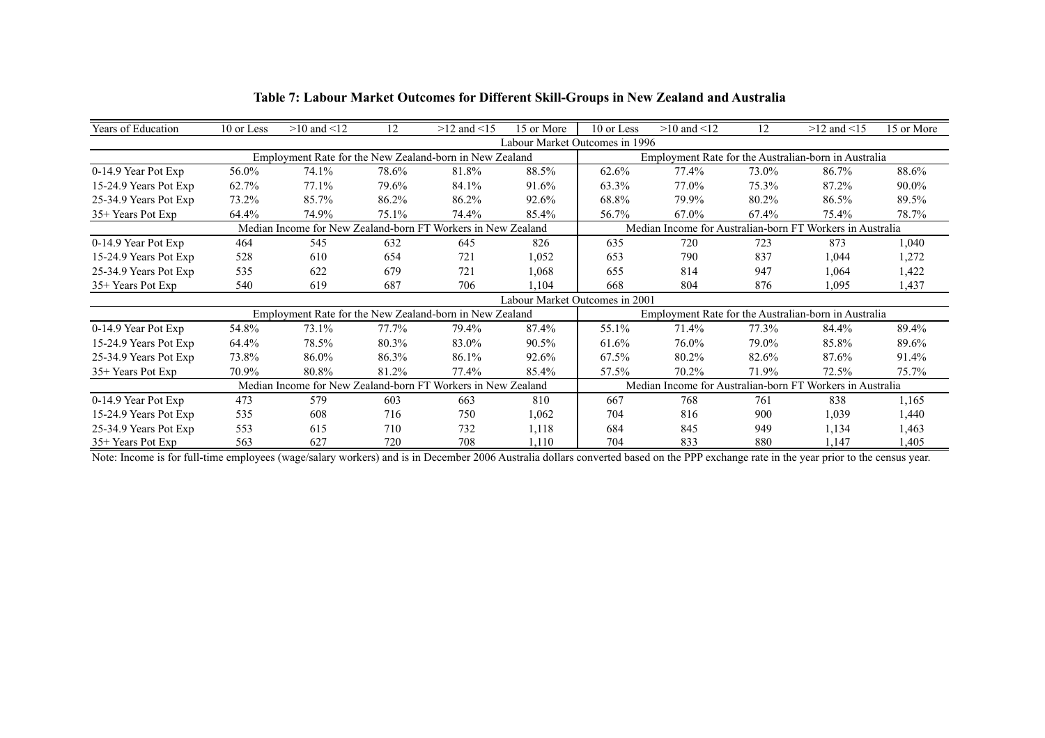**Table 7: Labour Market Outcomes for Different Skill-Groups in New Zealand and Australia**

| Years of Education | 10 or Less | >10 and <12 | 12 | >12 and <15 | 15 or More | 10 or Less | >10 and <12 | 12 | >12 and <15 | 15 or More |
|---|---|---|---|---|---|---|---|---|---|---|
| **Labour Market Outcomes in 1996** | | | | | | | | | | |
| | Employment Rate for the New Zealand-born in New Zealand | | | | | Employment Rate for the Australian-born in Australia | | | | |
| 0-14.9 Year Pot Exp | 56.0% | 74.1% | 78.6% | 81.8% | 88.5% | 62.6% | 77.4% | 73.0% | 86.7% | 88.6% |
| 15-24.9 Years Pot Exp | 62.7% | 77.1% | 79.6% | 84.1% | 91.6% | 63.3% | 77.0% | 75.3% | 87.2% | 90.0% |
| 25-34.9 Years Pot Exp | 73.2% | 85.7% | 86.2% | 86.2% | 92.6% | 68.8% | 79.9% | 80.2% | 86.5% | 89.5% |
| 35+ Years Pot Exp | 64.4% | 74.9% | 75.1% | 74.4% | 85.4% | 56.7% | 67.0% | 67.4% | 75.4% | 78.7% |
| | Median Income for New Zealand-born FT Workers in New Zealand | | | | | Median Income for Australian-born FT Workers in Australia | | | | |
| 0-14.9 Year Pot Exp | 464 | 545 | 632 | 645 | 826 | 635 | 720 | 723 | 873 | 1,040 |
| 15-24.9 Years Pot Exp | 528 | 610 | 654 | 721 | 1,052 | 653 | 790 | 837 | 1,044 | 1,272 |
| 25-34.9 Years Pot Exp | 535 | 622 | 679 | 721 | 1,068 | 655 | 814 | 947 | 1,064 | 1,422 |
| 35+ Years Pot Exp | 540 | 619 | 687 | 706 | 1,104 | 668 | 804 | 876 | 1,095 | 1,437 |
| **Labour Market Outcomes in 2001** | | | | | | | | | | |
| | Employment Rate for the New Zealand-born in New Zealand | | | | | Employment Rate for the Australian-born in Australia | | | | |
| 0-14.9 Year Pot Exp | 54.8% | 73.1% | 77.7% | 79.4% | 87.4% | 55.1% | 71.4% | 77.3% | 84.4% | 89.4% |
| 15-24.9 Years Pot Exp | 64.4% | 78.5% | 80.3% | 83.0% | 90.5% | 61.6% | 76.0% | 79.0% | 85.8% | 89.6% |
| 25-34.9 Years Pot Exp | 73.8% | 86.0% | 86.3% | 86.1% | 92.6% | 67.5% | 80.2% | 82.6% | 87.6% | 91.4% |
| 35+ Years Pot Exp | 70.9% | 80.8% | 81.2% | 77.4% | 85.4% | 57.5% | 70.2% | 71.9% | 72.5% | 75.7% |
| | Median Income for New Zealand-born FT Workers in New Zealand | | | | | Median Income for Australian-born FT Workers in Australia | | | | |
| 0-14.9 Year Pot Exp | 473 | 579 | 603 | 663 | 810 | 667 | 768 | 761 | 838 | 1,165 |
| 15-24.9 Years Pot Exp | 535 | 608 | 716 | 750 | 1,062 | 704 | 816 | 900 | 1,039 | 1,440 |
| 25-34.9 Years Pot Exp | 553 | 615 | 710 | 732 | 1,118 | 684 | 845 | 949 | 1,134 | 1,463 |
| 35+ Years Pot Exp | 563 | 627 | 720 | 708 | 1,110 | 704 | 833 | 880 | 1,147 | 1,405 |

Note: Income is for full-time employees (wage/salary workers) and is in December 2006 Australia dollars converted based on the PPP exchange rate in the year prior to the census year.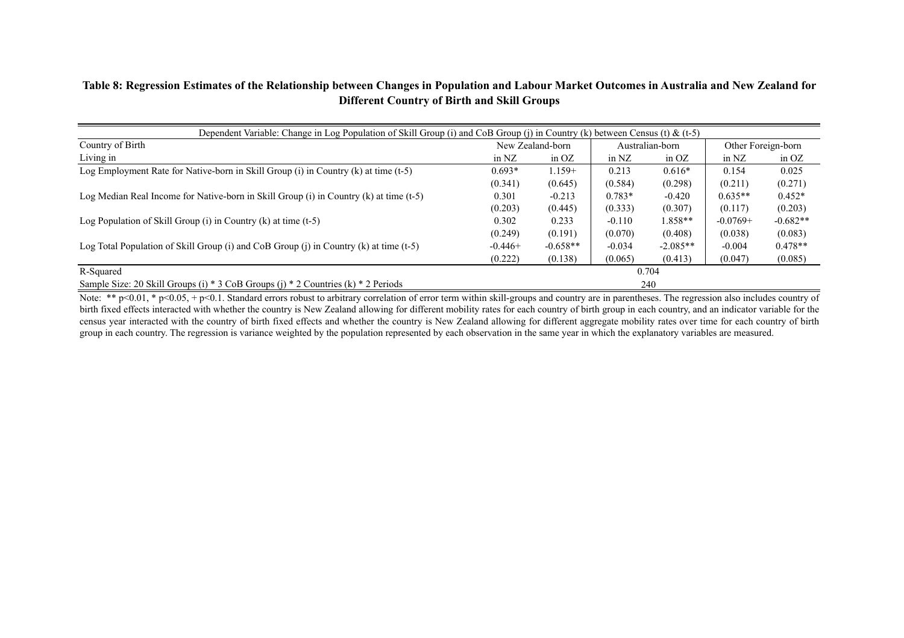**Table 8: Regression Estimates of the Relationship between Changes in Population and Labour Market Outcomes in Australia and New Zealand for Different Country of Birth and Skill Groups**

| Dependent Variable: Change in Log Population of Skill Group (i) and CoB Group (j) in Country (k) between Census (t) & (t-5) | | | | | | |
|---|---|---|---|---|---|---|
| Country of Birth | New Zealand-born | | Australian-born | | Other Foreign-born | |
| Living in | in NZ | in OZ | in NZ | in OZ | in NZ | in OZ |
| Log Employment Rate for Native-born in Skill Group (i) in Country (k) at time (t-5) | 0.693* | 1.159+ | 0.213 | 0.616* | 0.154 | 0.025 |
| | (0.341) | (0.645) | (0.584) | (0.298) | (0.211) | (0.271) |
| Log Median Real Income for Native-born in Skill Group (i) in Country (k) at time (t-5) | 0.301 | -0.213 | 0.783* | -0.420 | 0.635** | 0.452* |
| | (0.203) | (0.445) | (0.333) | (0.307) | (0.117) | (0.203) |
| Log Population of Skill Group (i) in Country (k) at time (t-5) | 0.302 | 0.233 | -0.110 | 1.858** | -0.0769+ | -0.682** |
| | (0.249) | (0.191) | (0.070) | (0.408) | (0.038) | (0.083) |
| Log Total Population of Skill Group (i) and CoB Group (j) in Country (k) at time (t-5) | -0.446+ | -0.658** | -0.034 | -2.085** | -0.004 | 0.478** |
| | (0.222) | (0.138) | (0.065) | (0.413) | (0.047) | (0.085) |
| R-Squared | 0.704 | | | | | |
| Sample Size: 20 Skill Groups (i) * 3 CoB Groups (j) * 2 Countries (k) * 2 Periods | 240 | | | | | |

Note: ** p<0.01, * p<0.05, + p<0.1. Standard errors robust to arbitrary correlation of error term within skill-groups and country are in parentheses. The regression also includes country of birth fixed effects interacted with whether the country is New Zealand allowing for different mobility rates for each country of birth group in each country, and an indicator variable for the census year interacted with the country of birth fixed effects and whether the country is New Zealand allowing for different aggregate mobility rates over time for each country of birth group in each country. The regression is variance weighted by the population represented by each observation in the same year in which the explanatory variables are measured.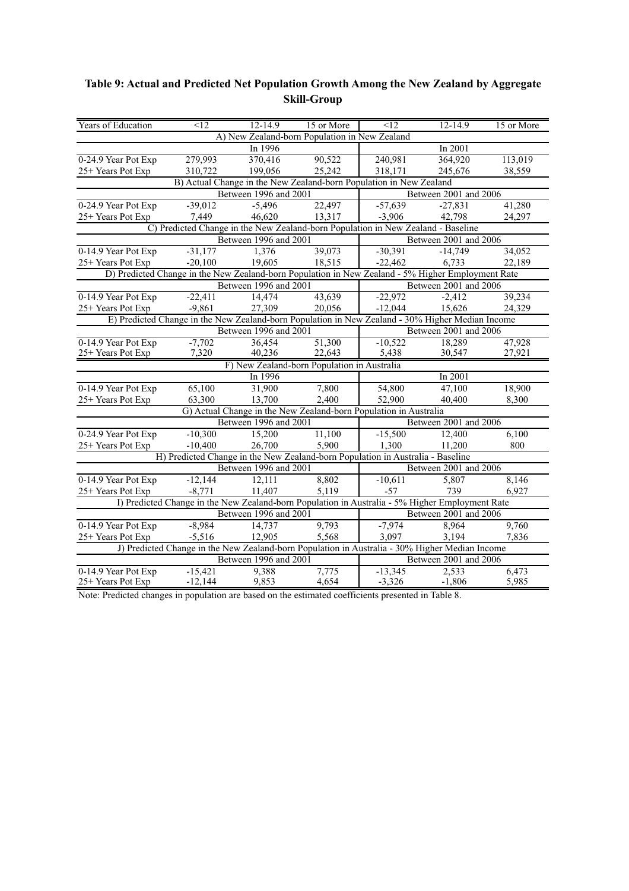**Table 9: Actual and Predicted Net Population Growth Among the New Zealand by Aggregate Skill-Group**

| Years of Education | <12 | 12-14.9 | 15 or More | <12 | 12-14.9 | 15 or More |
|---|---|---|---|---|---|---|
| **A) New Zealand-born Population in New Zealand** | | | | | | |
| | In 1996 | | | In 2001 | | |
| 0-24.9 Year Pot Exp | 279,993 | 370,416 | 90,522 | 240,981 | 364,920 | 113,019 |
| 25+ Years Pot Exp | 310,722 | 199,056 | 25,242 | 318,171 | 245,676 | 38,559 |
| **B) Actual Change in the New Zealand-born Population in New Zealand** | | | | | | |
| | Between 1996 and 2001 | | | Between 2001 and 2006 | | |
| 0-24.9 Year Pot Exp | -39,012 | -5,496 | 22,497 | -57,639 | -27,831 | 41,280 |
| 25+ Years Pot Exp | 7,449 | 46,620 | 13,317 | -3,906 | 42,798 | 24,297 |
| **C) Predicted Change in the New Zealand-born Population in New Zealand - Baseline** | | | | | | |
| | Between 1996 and 2001 | | | Between 2001 and 2006 | | |
| 0-14.9 Year Pot Exp | -31,177 | 1,376 | 39,073 | -30,391 | -14,749 | 34,052 |
| 25+ Years Pot Exp | -20,100 | 19,605 | 18,515 | -22,462 | 6,733 | 22,189 |
| **D) Predicted Change in the New Zealand-born Population in New Zealand - 5% Higher Employment Rate** | | | | | | |
| | Between 1996 and 2001 | | | Between 2001 and 2006 | | |
| 0-14.9 Year Pot Exp | -22,411 | 14,474 | 43,639 | -22,972 | -2,412 | 39,234 |
| 25+ Years Pot Exp | -9,861 | 27,309 | 20,056 | -12,044 | 15,626 | 24,329 |
| **E) Predicted Change in the New Zealand-born Population in New Zealand - 30% Higher Median Income** | | | | | | |
| | Between 1996 and 2001 | | | Between 2001 and 2006 | | |
| 0-14.9 Year Pot Exp | -7,702 | 36,454 | 51,300 | -10,522 | 18,289 | 47,928 |
| 25+ Years Pot Exp | 7,320 | 40,236 | 22,643 | 5,438 | 30,547 | 27,921 |
| **F) New Zealand-born Population in Australia** | | | | | | |
| | In 1996 | | | In 2001 | | |
| 0-14.9 Year Pot Exp | 65,100 | 31,900 | 7,800 | 54,800 | 47,100 | 18,900 |
| 25+ Years Pot Exp | 63,300 | 13,700 | 2,400 | 52,900 | 40,400 | 8,300 |
| **G) Actual Change in the New Zealand-born Population in Australia** | | | | | | |
| | Between 1996 and 2001 | | | Between 2001 and 2006 | | |
| 0-24.9 Year Pot Exp | -10,300 | 15,200 | 11,100 | -15,500 | 12,400 | 6,100 |
| 25+ Years Pot Exp | -10,400 | 26,700 | 5,900 | 1,300 | 11,200 | 800 |
| **H) Predicted Change in the New Zealand-born Population in Australia - Baseline** | | | | | | |
| | Between 1996 and 2001 | | | Between 2001 and 2006 | | |
| 0-14.9 Year Pot Exp | -12,144 | 12,111 | 8,802 | -10,611 | 5,807 | 8,146 |
| 25+ Years Pot Exp | -8,771 | 11,407 | 5,119 | -57 | 739 | 6,927 |
| **I) Predicted Change in the New Zealand-born Population in Australia - 5% Higher Employment Rate** | | | | | | |
| | Between 1996 and 2001 | | | Between 2001 and 2006 | | |
| 0-14.9 Year Pot Exp | -8,984 | 14,737 | 9,793 | -7,974 | 8,964 | 9,760 |
| 25+ Years Pot Exp | -5,516 | 12,905 | 5,568 | 3,097 | 3,194 | 7,836 |
| **J) Predicted Change in the New Zealand-born Population in Australia - 30% Higher Median Income** | | | | | | |
| | Between 1996 and 2001 | | | Between 2001 and 2006 | | |
| 0-14.9 Year Pot Exp | -15,421 | 9,388 | 7,775 | -13,345 | 2,533 | 6,473 |
| 25+ Years Pot Exp | -12,144 | 9,853 | 4,654 | -3,326 | -1,806 | 5,985 |

Note: Predicted changes in population are based on the estimated coefficients presented in Table 8.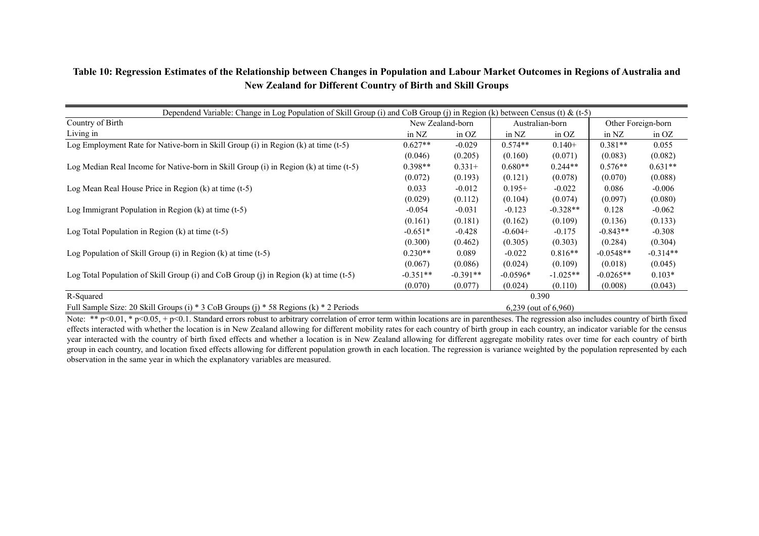**Table 10: Regression Estimates of the Relationship between Changes in Population and Labour Market Outcomes in Regions of Australia and New Zealand for Different Country of Birth and Skill Groups**

| Dependend Variable: Change in Log Population of Skill Group (i) and CoB Group (j) in Region (k) between Census (t) & (t-5) | | | | | | |
|---|---|---|---|---|---|---|
| Country of Birth | New Zealand-born | | Australian-born | | Other Foreign-born | |
| Living in | in NZ | in OZ | in NZ | in OZ | in NZ | in OZ |
| Log Employment Rate for Native-born in Skill Group (i) in Region (k) at time (t-5) | 0.627** | -0.029 | 0.574** | 0.140+ | 0.381** | 0.055 |
| | (0.046) | (0.205) | (0.160) | (0.071) | (0.083) | (0.082) |
| Log Median Real Income for Native-born in Skill Group (i) in Region (k) at time (t-5) | 0.398** | 0.331+ | 0.680** | 0.244** | 0.576** | 0.631** |
| | (0.072) | (0.193) | (0.121) | (0.078) | (0.070) | (0.088) |
| Log Mean Real House Price in Region (k) at time (t-5) | 0.033 | -0.012 | 0.195+ | -0.022 | 0.086 | -0.006 |
| | (0.029) | (0.112) | (0.104) | (0.074) | (0.097) | (0.080) |
| Log Immigrant Population in Region (k) at time (t-5) | -0.054 | -0.031 | -0.123 | -0.328** | 0.128 | -0.062 |
| | (0.161) | (0.181) | (0.162) | (0.109) | (0.136) | (0.133) |
| Log Total Population in Region (k) at time (t-5) | -0.651* | -0.428 | -0.604+ | -0.175 | -0.843** | -0.308 |
| | (0.300) | (0.462) | (0.305) | (0.303) | (0.284) | (0.304) |
| Log Population of Skill Group (i) in Region (k) at time (t-5) | 0.230** | 0.089 | -0.022 | 0.816** | -0.0548** | -0.314** |
| | (0.067) | (0.086) | (0.024) | (0.109) | (0.018) | (0.045) |
| Log Total Population of Skill Group (i) and CoB Group (j) in Region (k) at time (t-5) | -0.351** | -0.391** | -0.0596* | -1.025** | -0.0265** | 0.103* |
| | (0.070) | (0.077) | (0.024) | (0.110) | (0.008) | (0.043) |
| R-Squared | 0.390 | | | | | |
| Full Sample Size: 20 Skill Groups (i) * 3 CoB Groups (j) * 58 Regions (k) * 2 Periods | 6,239 (out of 6,960) | | | | | |

Note: ** p<0.01, * p<0.05, + p<0.1. Standard errors robust to arbitrary correlation of error term within locations are in parentheses. The regression also includes country of birth fixed effects interacted with whether the location is in New Zealand allowing for different mobility rates for each country of birth group in each country, an indicator variable for the census year interacted with the country of birth fixed effects and whether a location is in New Zealand allowing for different aggregate mobility rates over time for each country of birth group in each country, and location fixed effects allowing for different population growth in each location. The regression is variance weighted by the population represented by each observation in the same year in which the explanatory variables are measured.